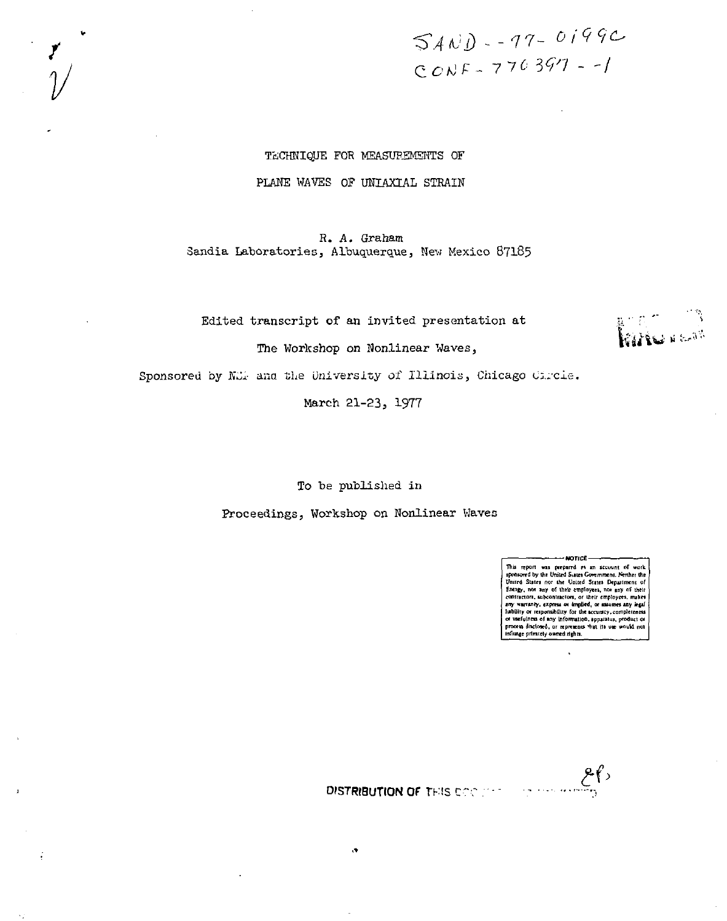SAND--77-0199C
CONF-770397--1

# TECHNIQUE FOR MEASUREMENTS OF PLANE WAVES OF UNIAXIAL STRAIN

R. A. Graham
Sandia Laboratories, Albuquerque, New Mexico 87185

Edited transcript of an invited presentation at
The Workshop on Nonlinear Waves,
Sponsored by NSF and the University of Illinois, Chicago Circle.
March 21-23, 1977

To be published in
Proceedings, Workshop on Nonlinear Waves

NOTICE
This report was prepared as an account of work sponsored by the United States Government. Neither the United States nor the United States Department of Energy, nor any of their employees, nor any of their contractors, subcontractors, or their employees, makes any warranty, express or implied, or assumes any legal liability or responsibility for the accuracy, completeness or usefulness of any information, apparatus, product or process disclosed, or represents that its use would not infringe privately owned rights.

DISTRIBUTION OF THIS DOCUMENT IS UNLIMITED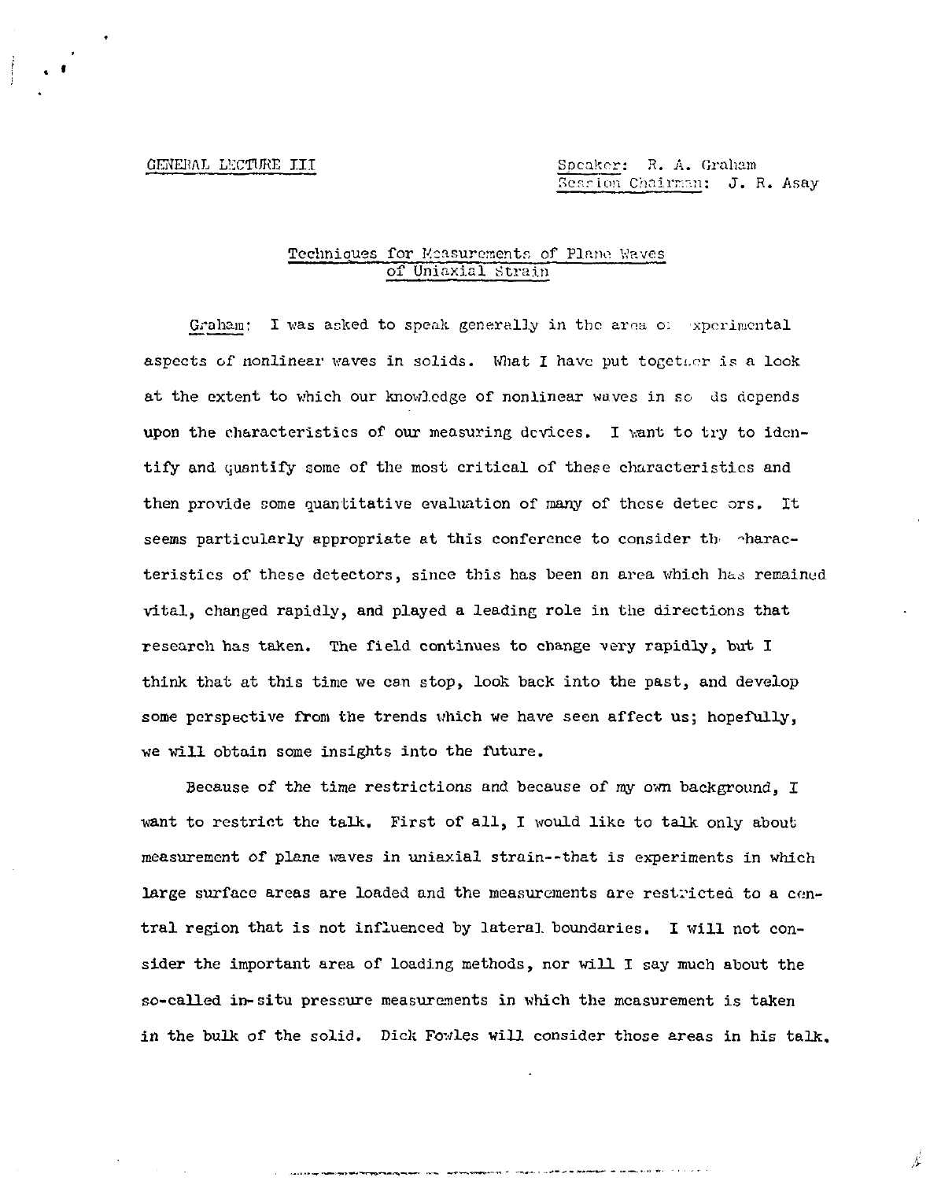GENERAL LECTURE III

Speaker: R. A. Graham
Session Chairman: J. R. Asay

## Techniques for Measurements of Plane Waves of Uniaxial Strain

Graham: I was asked to speak generally in the area of experimental aspects of nonlinear waves in solids. What I have put together is a look at the extent to which our knowledge of nonlinear waves in solids depends upon the characteristics of our measuring devices. I want to try to identify and quantify some of the most critical of these characteristics and then provide some quantitative evaluation of many of these detectors. It seems particularly appropriate at this conference to consider the characteristics of these detectors, since this has been an area which has remained vital, changed rapidly, and played a leading role in the directions that research has taken. The field continues to change very rapidly, but I think that at this time we can stop, look back into the past, and develop some perspective from the trends which we have seen affect us; hopefully, we will obtain some insights into the future.

Because of the time restrictions and because of my own background, I want to restrict the talk. First of all, I would like to talk only about measurement of plane waves in uniaxial strain--that is experiments in which large surface areas are loaded and the measurements are restricted to a central region that is not influenced by lateral boundaries. I will not consider the important area of loading methods, nor will I say much about the so-called in-situ pressure measurements in which the measurement is taken in the bulk of the solid. Dick Fowles will consider those areas in his talk.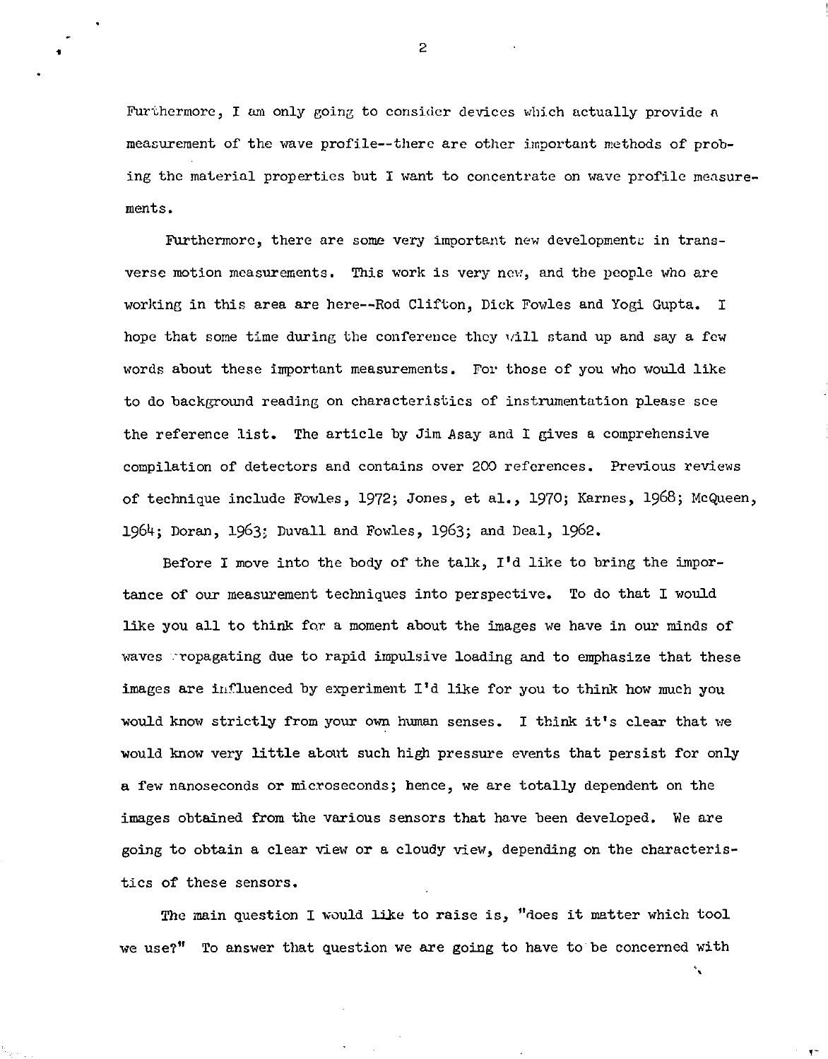Furthermore, I am only going to consider devices which actually provide a measurement of the wave profile--there are other important methods of probing the material properties but I want to concentrate on wave profile measurements.

Furthermore, there are some very important new developments in transverse motion measurements. This work is very new, and the people who are working in this area are here--Rod Clifton, Dick Fowles and Yogi Gupta. I hope that some time during the conference they will stand up and say a few words about these important measurements. For those of you who would like to do background reading on characteristics of instrumentation please see the reference list. The article by Jim Asay and I gives a comprehensive compilation of detectors and contains over 200 references. Previous reviews of technique include Fowles, 1972; Jones, et al., 1970; Karnes, 1968; McQueen, 1964; Doran, 1963; Duvall and Fowles, 1963; and Deal, 1962.

Before I move into the body of the talk, I'd like to bring the importance of our measurement techniques into perspective. To do that I would like you all to think for a moment about the images we have in our minds of waves propagating due to rapid impulsive loading and to emphasize that these images are influenced by experiment I'd like for you to think how much you would know strictly from your own human senses. I think it's clear that we would know very little about such high pressure events that persist for only a few nanoseconds or microseconds; hence, we are totally dependent on the images obtained from the various sensors that have been developed. We are going to obtain a clear view or a cloudy view, depending on the characteristics of these sensors.

The main question I would like to raise is, "does it matter which tool we use?" To answer that question we are going to have to be concerned with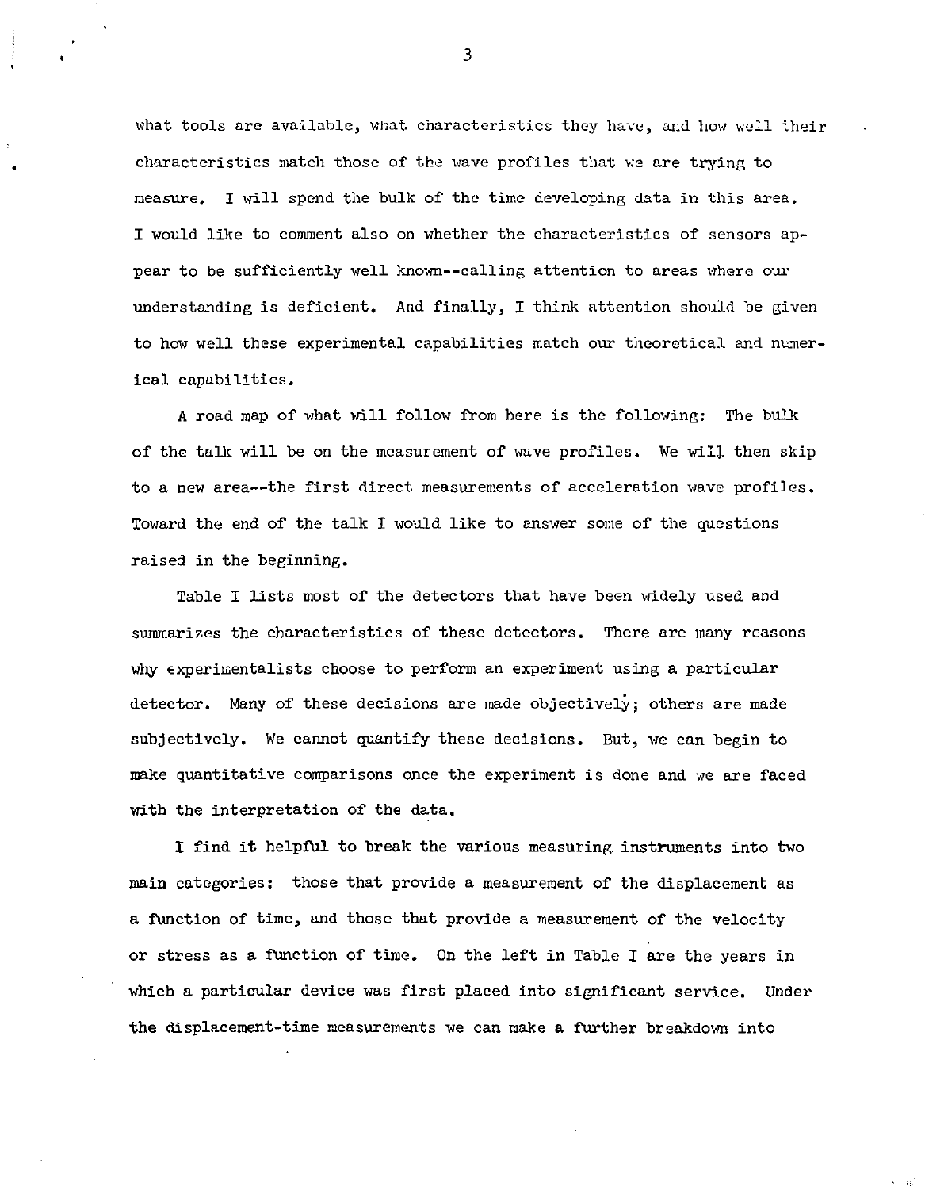what tools are available, what characteristics they have, and how well their characteristics match those of the wave profiles that we are trying to measure. I will spend the bulk of the time developing data in this area. I would like to comment also on whether the characteristics of sensors appear to be sufficiently well known--calling attention to areas where our understanding is deficient. And finally, I think attention should be given to how well these experimental capabilities match our theoretical and numerical capabilities.

A road map of what will follow from here is the following: The bulk of the talk will be on the measurement of wave profiles. We will then skip to a new area--the first direct measurements of acceleration wave profiles. Toward the end of the talk I would like to answer some of the questions raised in the beginning.

Table I lists most of the detectors that have been widely used and summarizes the characteristics of these detectors. There are many reasons why experimentalists choose to perform an experiment using a particular detector. Many of these decisions are made objectively; others are made subjectively. We cannot quantify these decisions. But, we can begin to make quantitative comparisons once the experiment is done and we are faced with the interpretation of the data.

I find it helpful to break the various measuring instruments into two main categories: those that provide a measurement of the displacement as a function of time, and those that provide a measurement of the velocity or stress as a function of time. On the left in Table I are the years in which a particular device was first placed into significant service. Under the displacement-time measurements we can make a further breakdown into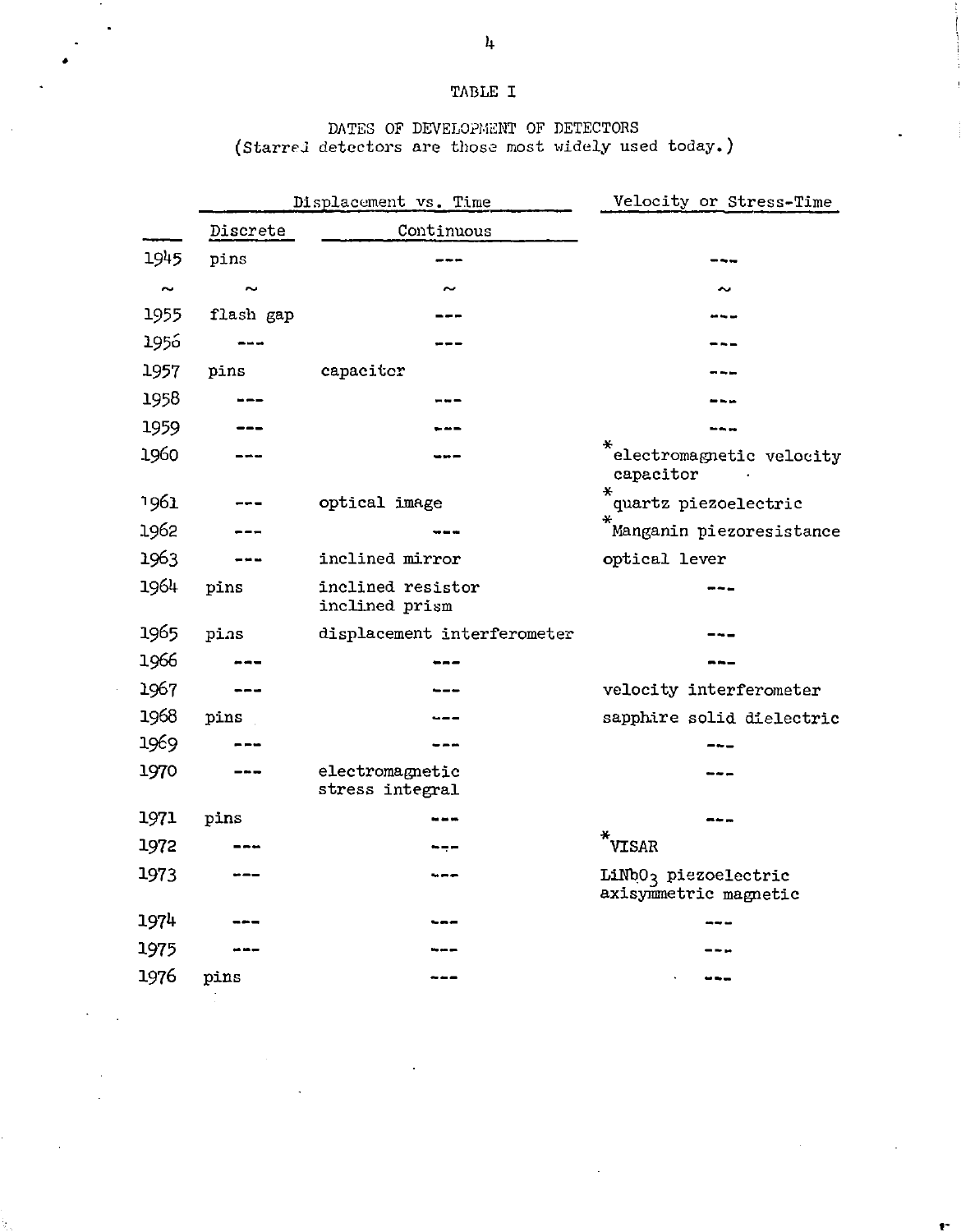TABLE I

DATES OF DEVELOPMENT OF DETECTORS
(Starred detectors are those most widely used today.)

| | Displacement vs. Time | | Velocity or Stress-Time |
|---|---|---|---|
| | Discrete | Continuous | |
| 1945 | pins | --- | --- |
| ~ | ~ | ~ | ~ |
| 1955 | flash gap | --- | --- |
| 1956 | --- | --- | --- |
| 1957 | pins | capacitor | --- |
| 1958 | --- | --- | --- |
| 1959 | --- | --- | --- |
| 1960 | --- | --- | *electromagnetic velocity capacitor |
| 1961 | --- | optical image | *quartz piezoelectric |
| 1962 | --- | --- | *Manganin piezoresistance |
| 1963 | --- | inclined mirror | optical lever |
| 1964 | pins | inclined resistor inclined prism | --- |
| 1965 | pins | displacement interferometer | --- |
| 1966 | --- | --- | --- |
| 1967 | --- | --- | velocity interferometer |
| 1968 | pins | --- | sapphire solid dielectric |
| 1969 | --- | --- | --- |
| 1970 | --- | electromagnetic stress integral | --- |
| 1971 | pins | --- | --- |
| 1972 | --- | --- | *VISAR |
| 1973 | --- | --- | $LiNbO_3$ piezoelectric axisymmetric magnetic |
| 1974 | --- | --- | --- |
| 1975 | --- | --- | --- |
| 1976 | pins | --- | --- |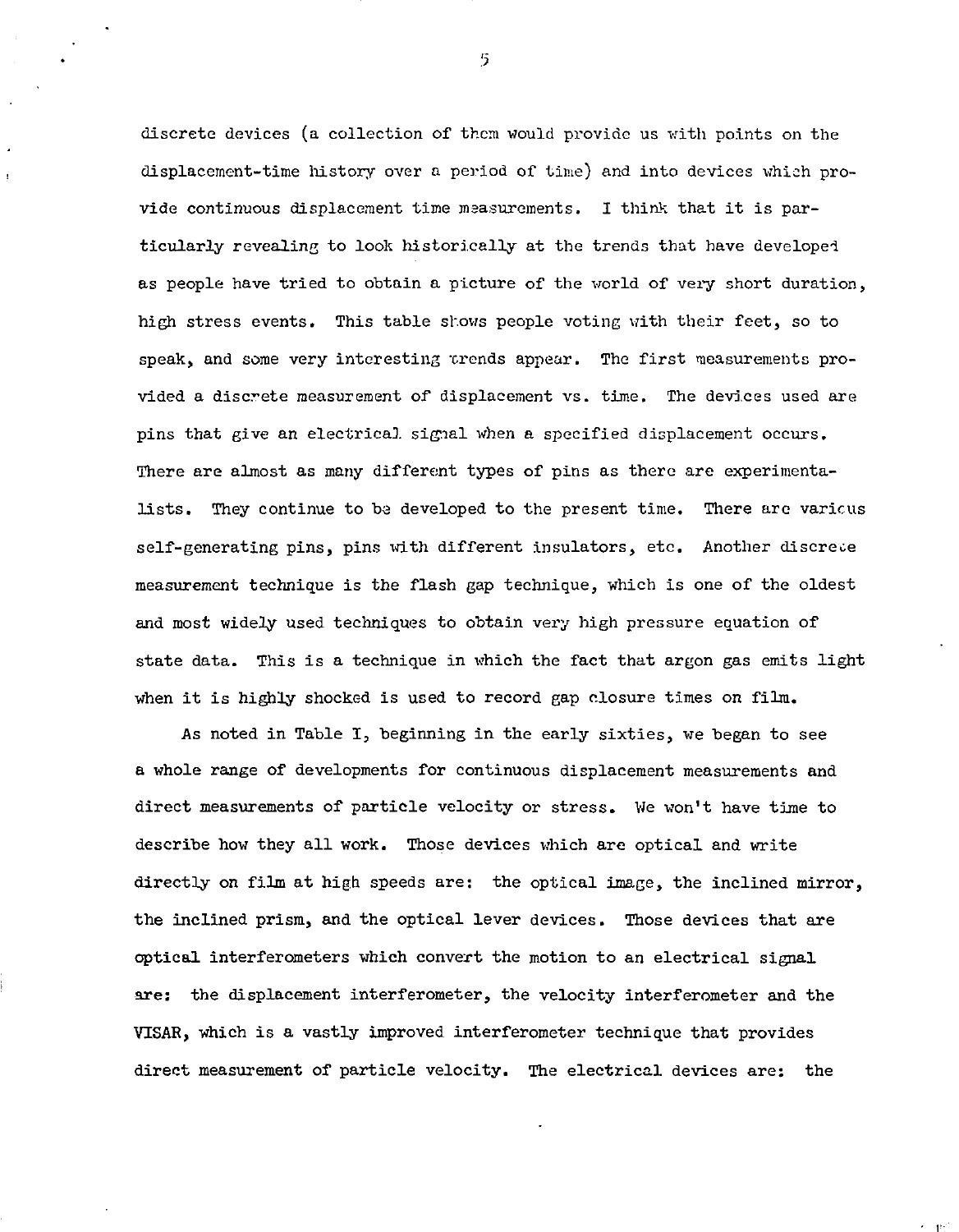discrete devices (a collection of them would provide us with points on the displacement-time history over a period of time) and into devices which provide continuous displacement time measurements. I think that it is particularly revealing to look historically at the trends that have developed as people have tried to obtain a picture of the world of very short duration, high stress events. This table shows people voting with their feet, so to speak, and some very interesting trends appear. The first measurements provided a discrete measurement of displacement vs. time. The devices used are pins that give an electrical signal when a specified displacement occurs. There are almost as many different types of pins as there are experimentalists. They continue to be developed to the present time. There are various self-generating pins, pins with different insulators, etc. Another discrete measurement technique is the flash gap technique, which is one of the oldest and most widely used techniques to obtain very high pressure equation of state data. This is a technique in which the fact that argon gas emits light when it is highly shocked is used to record gap closure times on film.

As noted in Table I, beginning in the early sixties, we began to see a whole range of developments for continuous displacement measurements and direct measurements of particle velocity or stress. We won't have time to describe how they all work. Those devices which are optical and write directly on film at high speeds are: the optical image, the inclined mirror, the inclined prism, and the optical lever devices. Those devices that are optical interferometers which convert the motion to an electrical signal are: the displacement interferometer, the velocity interferometer and the VISAR, which is a vastly improved interferometer technique that provides direct measurement of particle velocity. The electrical devices are: the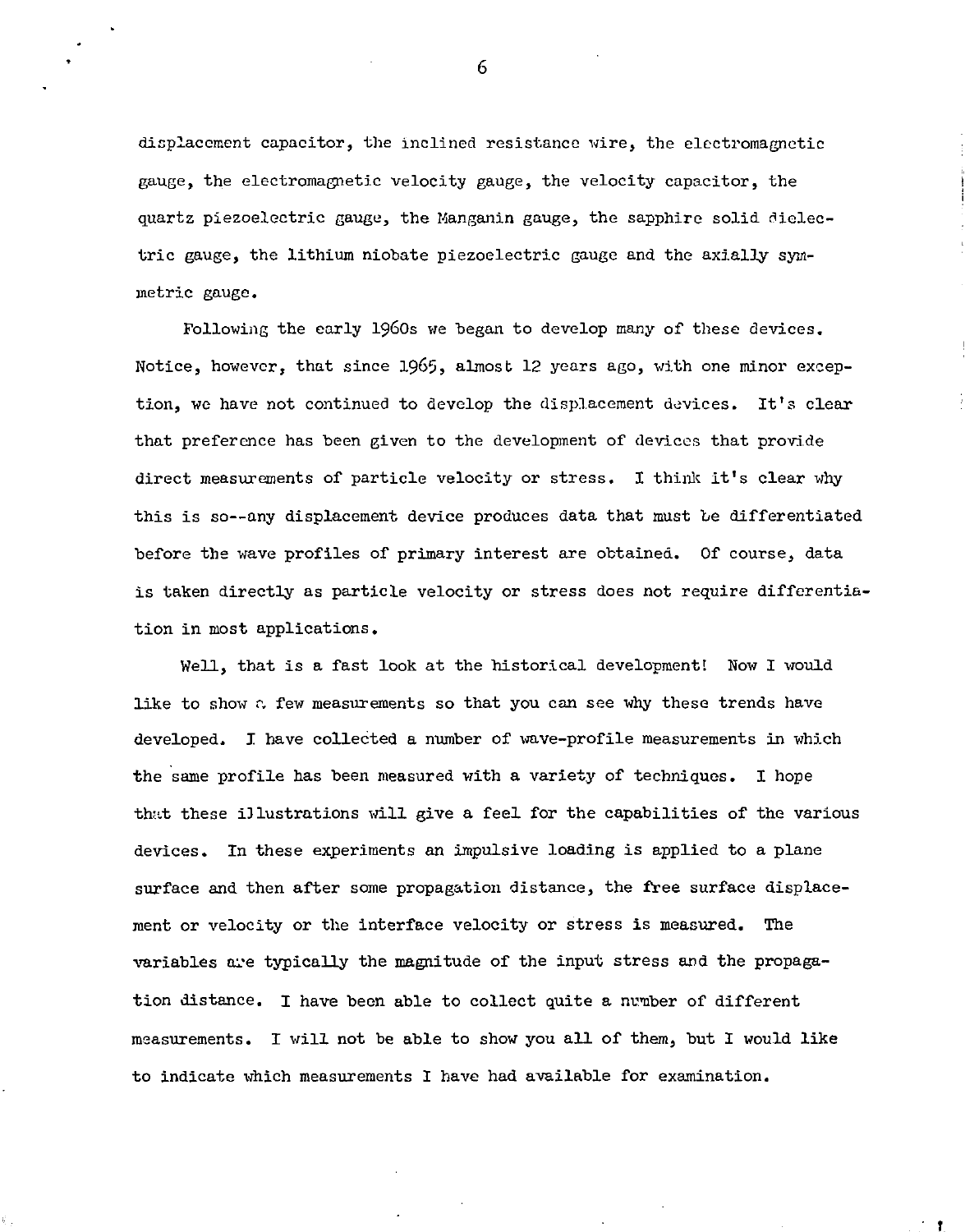displacement capacitor, the inclined resistance wire, the electromagnetic gauge, the electromagnetic velocity gauge, the velocity capacitor, the quartz piezoelectric gauge, the Manganin gauge, the sapphire solid dielectric gauge, the lithium niobate piezoelectric gauge and the axially symmetric gauge.

Following the early 1960s we began to develop many of these devices. Notice, however, that since 1965, almost 12 years ago, with one minor exception, we have not continued to develop the displacement devices. It's clear that preference has been given to the development of devices that provide direct measurements of particle velocity or stress. I think it's clear why this is so--any displacement device produces data that must be differentiated before the wave profiles of primary interest are obtained. Of course, data is taken directly as particle velocity or stress does not require differentiation in most applications.

Well, that is a fast look at the historical development! Now I would like to show a few measurements so that you can see why these trends have developed. I have collected a number of wave-profile measurements in which the same profile has been measured with a variety of techniques. I hope that these illustrations will give a feel for the capabilities of the various devices. In these experiments an impulsive loading is applied to a plane surface and then after some propagation distance, the free surface displacement or velocity or the interface velocity or stress is measured. The variables are typically the magnitude of the input stress and the propagation distance. I have been able to collect quite a number of different measurements. I will not be able to show you all of them, but I would like to indicate which measurements I have had available for examination.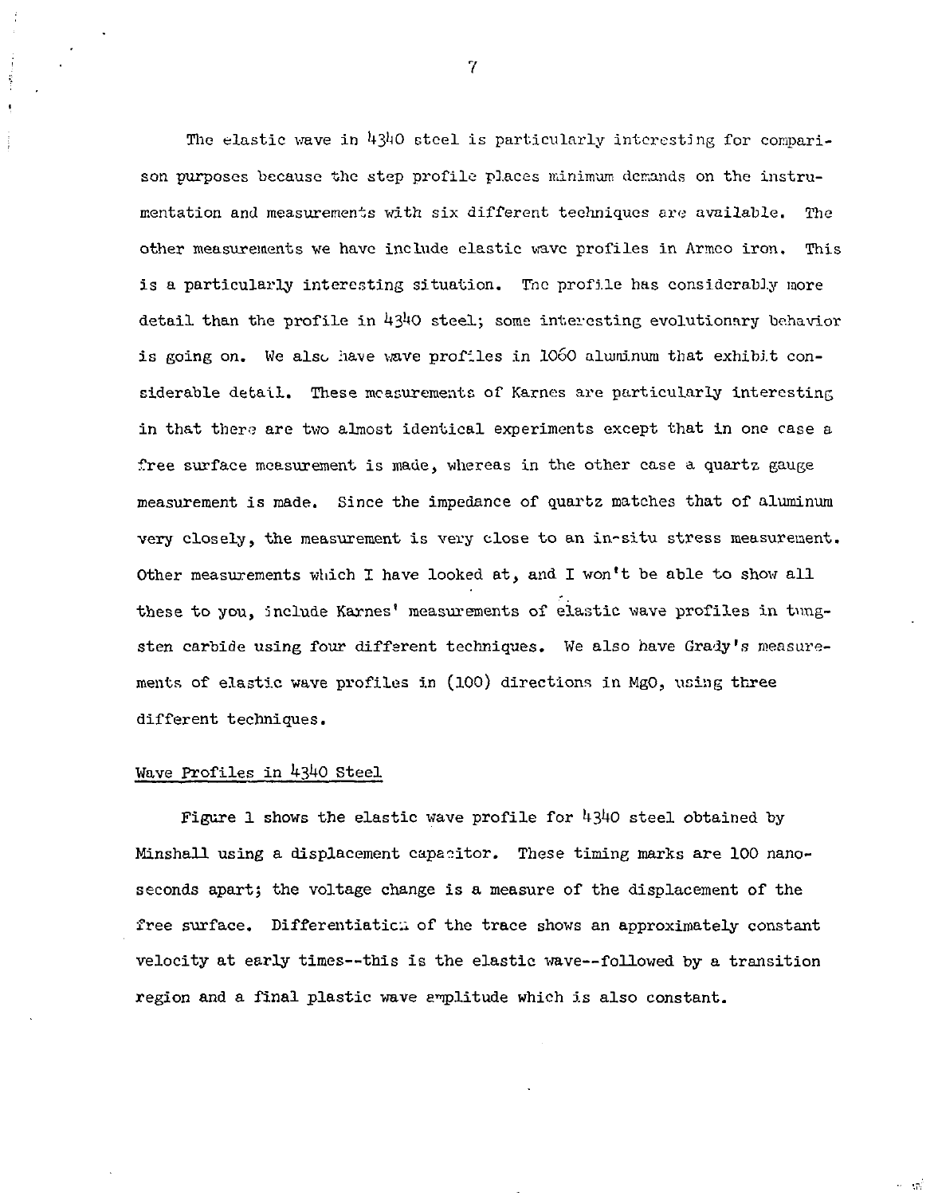The elastic wave in 4340 steel is particularly interesting for comparison purposes because the step profile places minimum demands on the instrumentation and measurements with six different techniques are available. The other measurements we have include elastic wave profiles in Armco iron. This is a particularly interesting situation. The profile has considerably more detail than the profile in 4340 steel; some interesting evolutionary behavior is going on. We also have wave profiles in 1060 aluminum that exhibit considerable detail. These measurements of Karnes are particularly interesting in that there are two almost identical experiments except that in one case a free surface measurement is made, whereas in the other case a quartz gauge measurement is made. Since the impedance of quartz matches that of aluminum very closely, the measurement is very close to an in-situ stress measurement. Other measurements which I have looked at, and I won't be able to show all these to you, include Karnes' measurements of elastic wave profiles in tungsten carbide using four different techniques. We also have Grady's measurements of elastic wave profiles in (100) directions in MgO, using three different techniques.

## Wave Profiles in 4340 Steel

Figure 1 shows the elastic wave profile for 4340 steel obtained by Minshall using a displacement capacitor. These timing marks are 100 nanoseconds apart; the voltage change is a measure of the displacement of the free surface. Differentiation of the trace shows an approximately constant velocity at early times--this is the elastic wave--followed by a transition region and a final plastic wave amplitude which is also constant.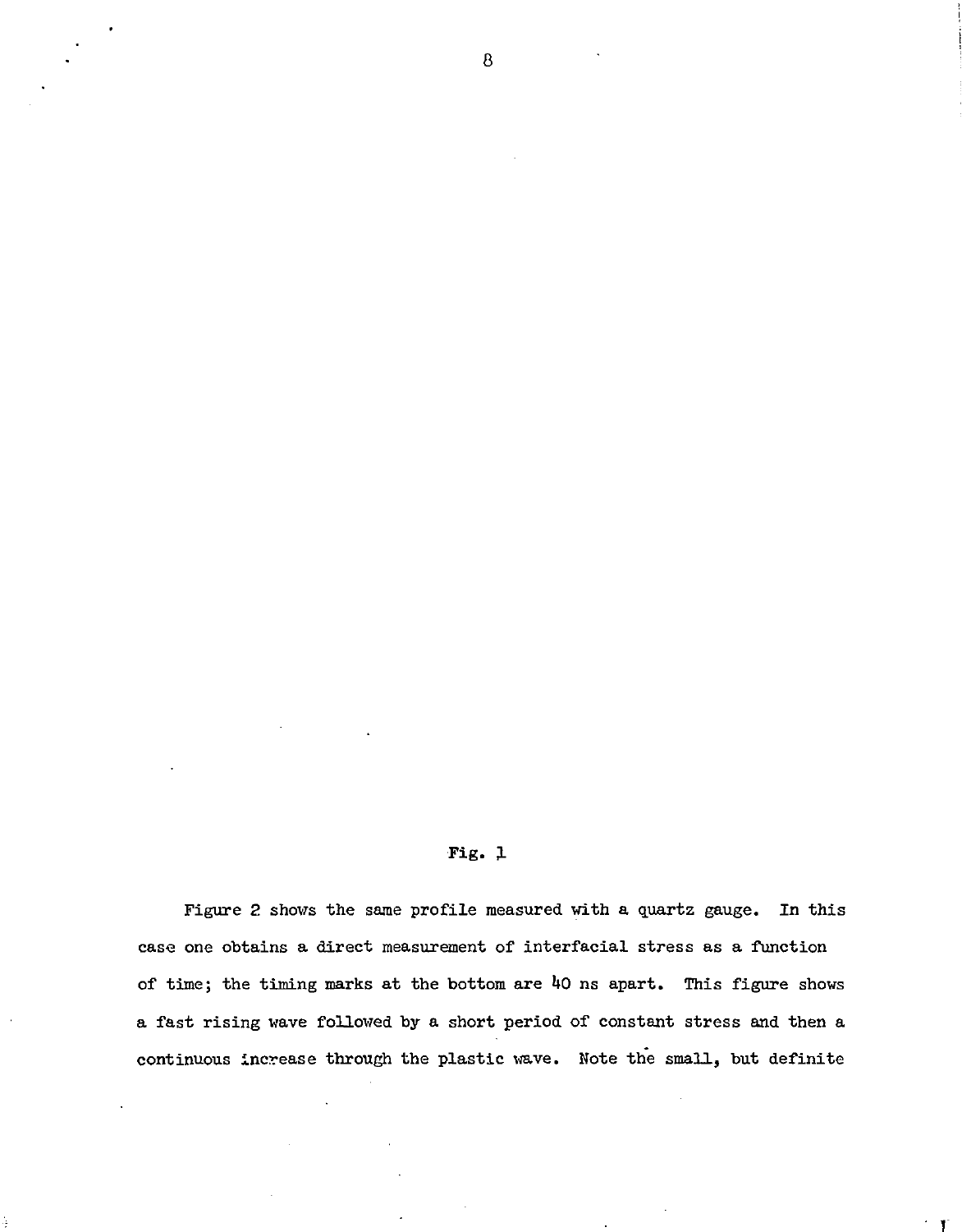Fig. 1

Figure 2 shows the same profile measured with a quartz gauge. In this case one obtains a direct measurement of interfacial stress as a function of time; the timing marks at the bottom are 40 ns apart. This figure shows a fast rising wave followed by a short period of constant stress and then a continuous increase through the plastic wave. Note the small, but definite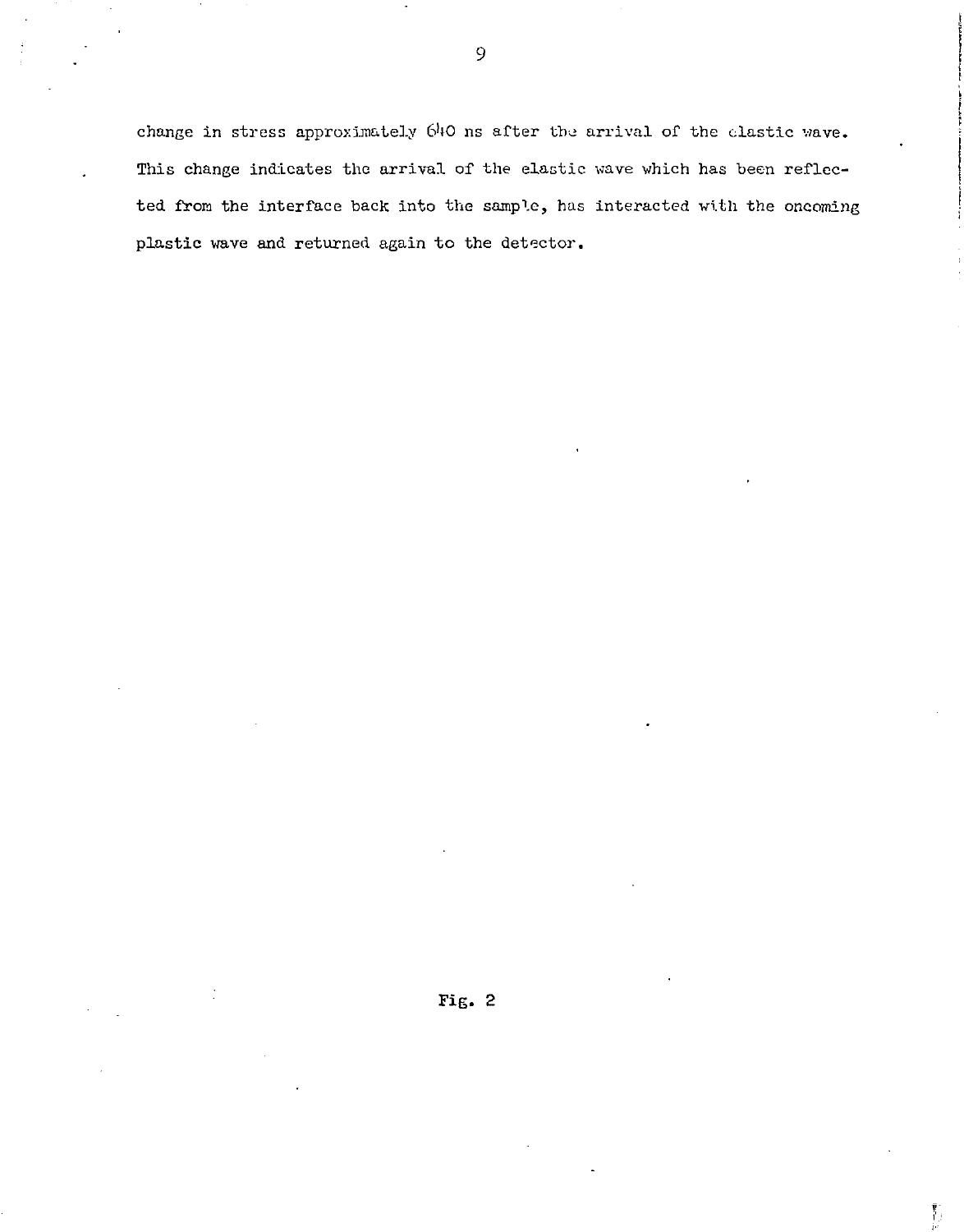change in stress approximately 640 ns after the arrival of the elastic wave. This change indicates the arrival of the elastic wave which has been reflected from the interface back into the sample, has interacted with the oncoming plastic wave and returned again to the detector.

Fig. 2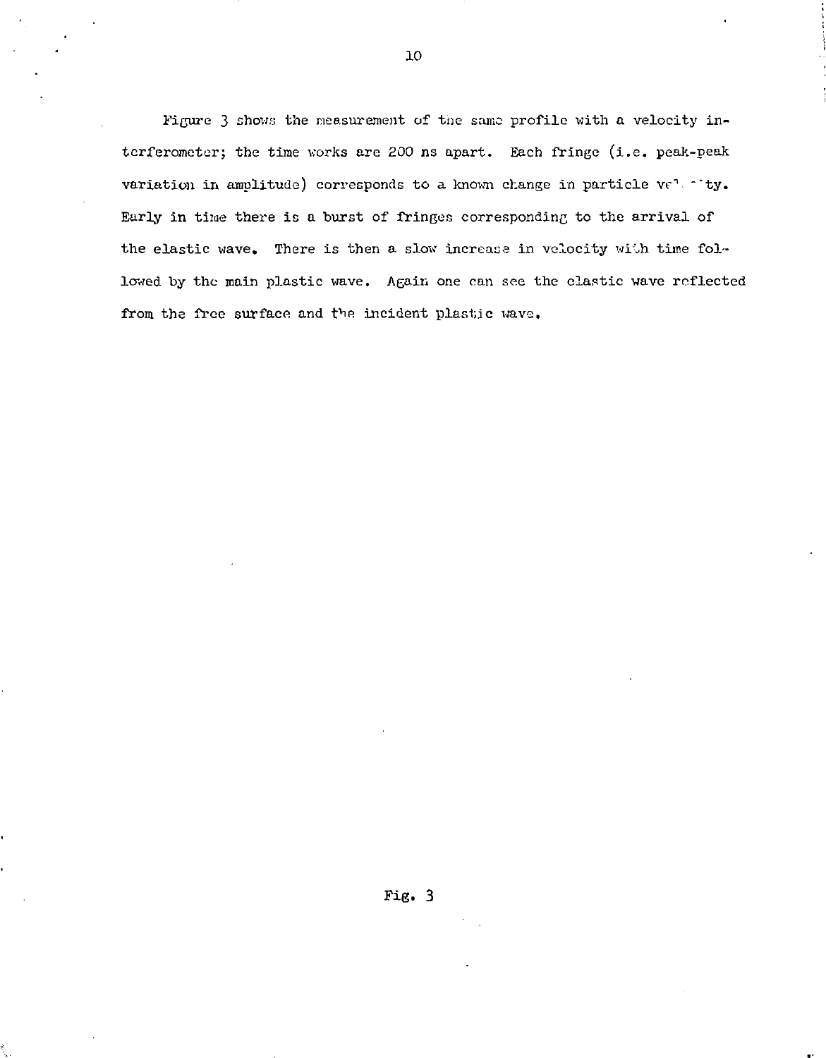Figure 3 shows the measurement of the same profile with a velocity interferometer; the time works are 200 ns apart. Each fringe (i.e. peak-peak variation in amplitude) corresponds to a known change in particle velocity. Early in time there is a burst of fringes corresponding to the arrival of the elastic wave. There is then a slow increase in velocity with time followed by the main plastic wave. Again one can see the elastic wave reflected from the free surface and the incident plastic wave.

Fig. 3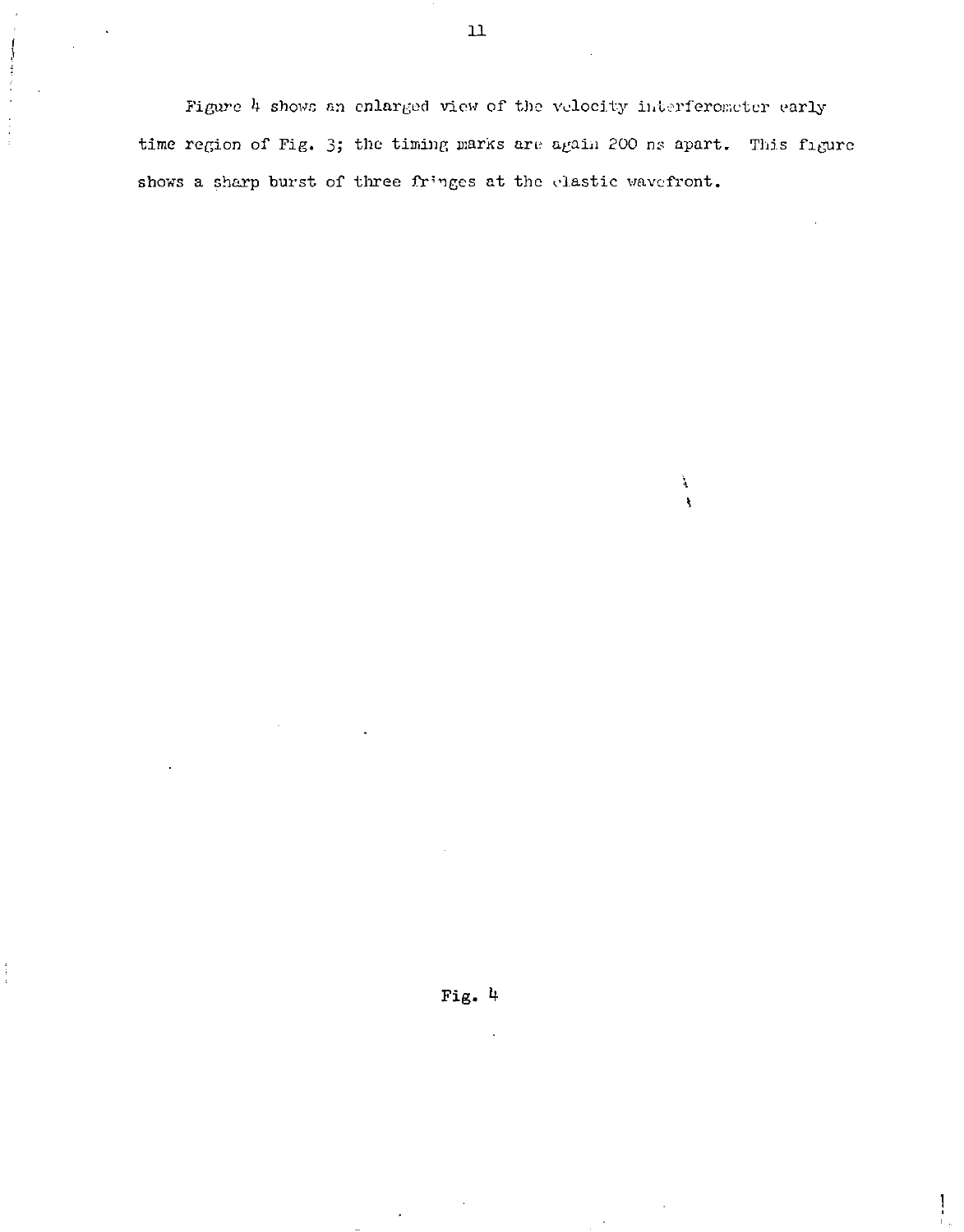Figure 4 shows an enlarged view of the velocity interferometer early time region of Fig. 3; the timing marks are again 200 ns apart. This figure shows a sharp burst of three fringes at the elastic wavefront.

Fig. 4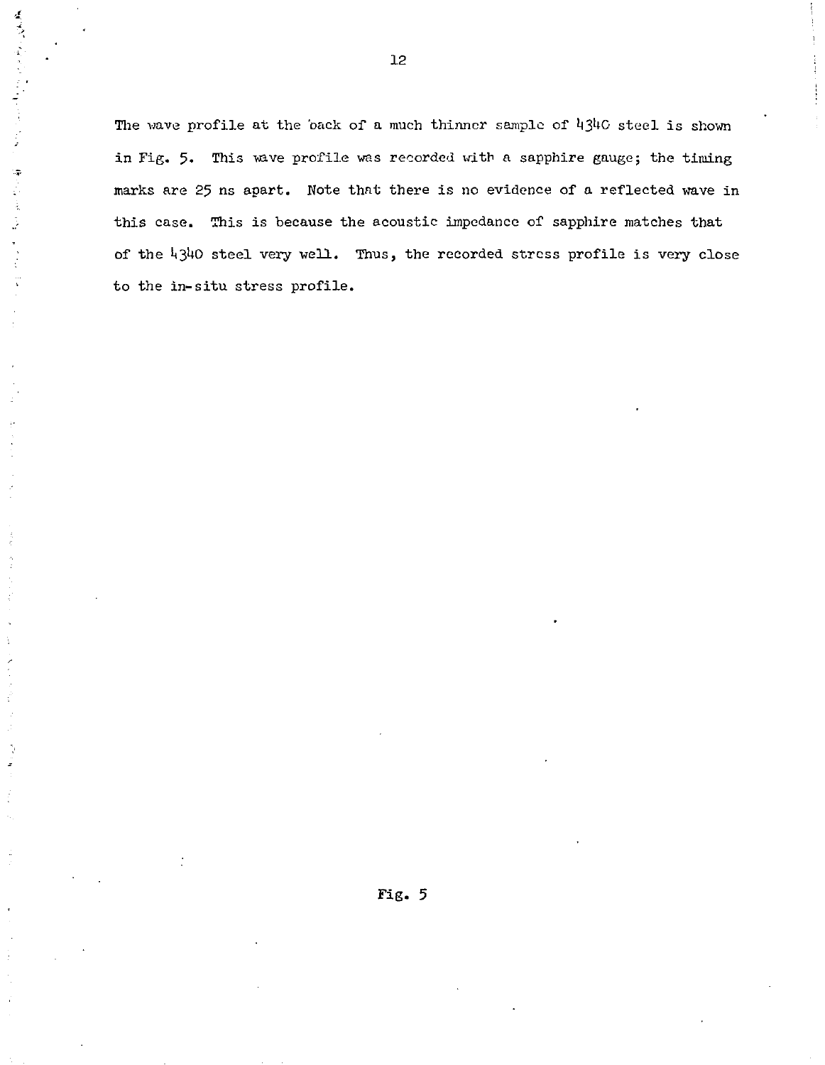The wave profile at the back of a much thinner sample of 4340 steel is shown in Fig. 5. This wave profile was recorded with a sapphire gauge; the timing marks are 25 ns apart. Note that there is no evidence of a reflected wave in this case. This is because the acoustic impedance of sapphire matches that of the 4340 steel very well. Thus, the recorded stress profile is very close to the in-situ stress profile.

Fig. 5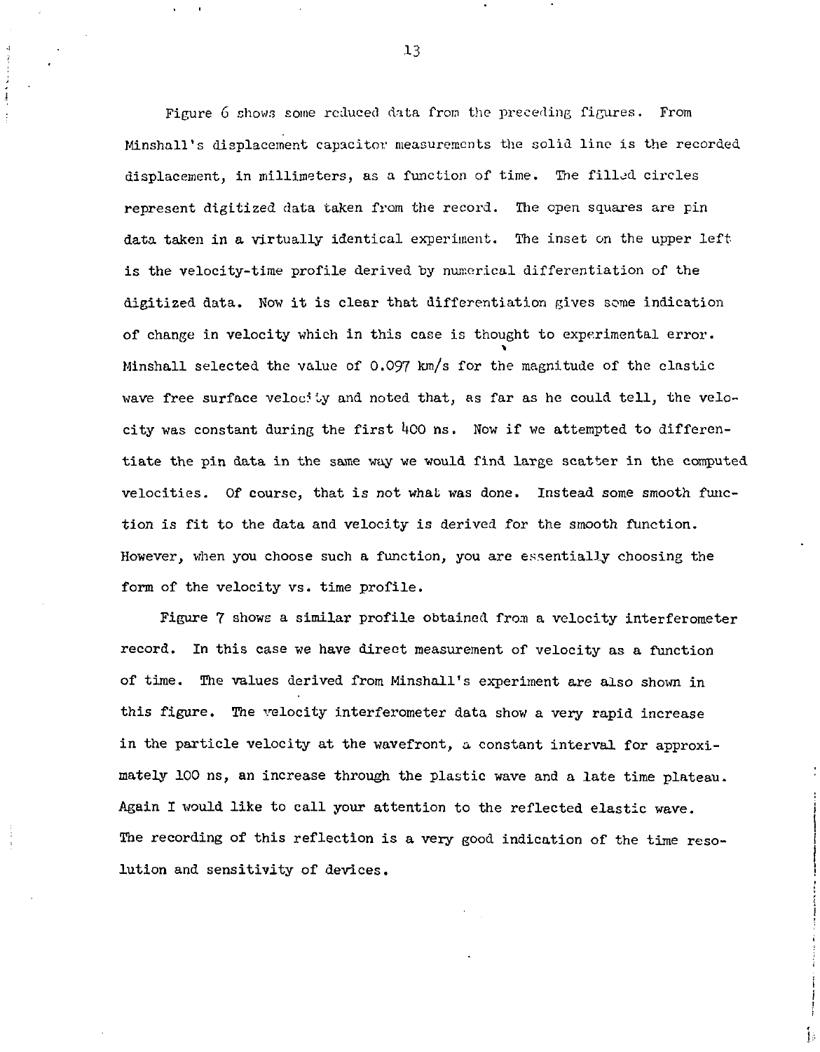Figure 6 shows some reduced data from the preceding figures. From Minshall's displacement capacitor measurements the solid line is the recorded displacement, in millimeters, as a function of time. The filled circles represent digitized data taken from the record. The open squares are pin data taken in a virtually identical experiment. The inset on the upper left is the velocity-time profile derived by numerical differentiation of the digitized data. Now it is clear that differentiation gives some indication of change in velocity which in this case is thought to experimental error. Minshall selected the value of 0.097 km/s for the magnitude of the elastic wave free surface velocity and noted that, as far as he could tell, the velocity was constant during the first 400 ns. Now if we attempted to differentiate the pin data in the same way we would find large scatter in the computed velocities. Of course, that is not what was done. Instead some smooth function is fit to the data and velocity is derived for the smooth function. However, when you choose such a function, you are essentially choosing the form of the velocity vs. time profile.

Figure 7 shows a similar profile obtained from a velocity interferometer record. In this case we have direct measurement of velocity as a function of time. The values derived from Minshall's experiment are also shown in this figure. The velocity interferometer data show a very rapid increase in the particle velocity at the wavefront, a constant interval for approximately 100 ns, an increase through the plastic wave and a late time plateau. Again I would like to call your attention to the reflected elastic wave. The recording of this reflection is a very good indication of the time resolution and sensitivity of devices.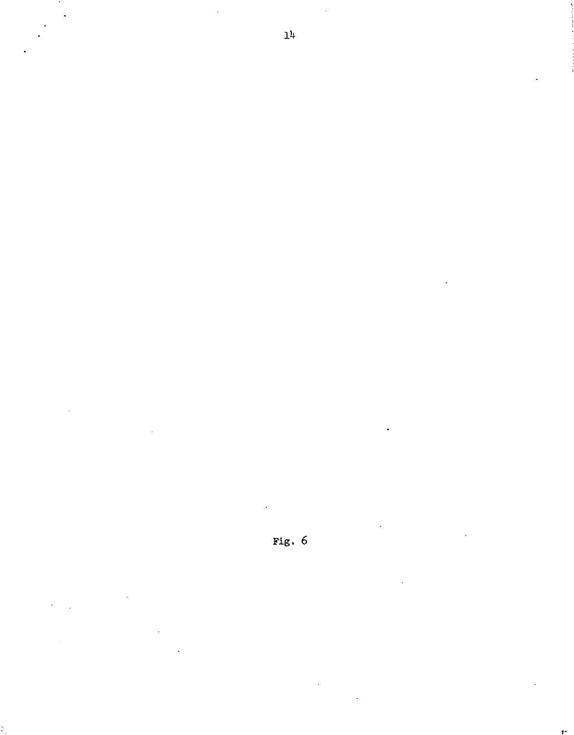Fig. 6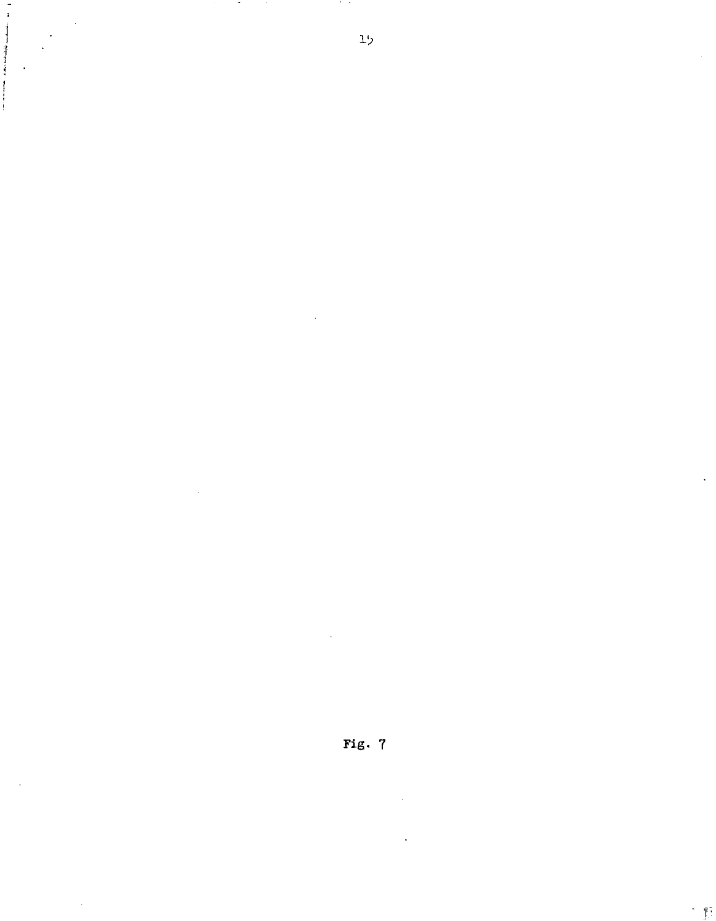Fig. 7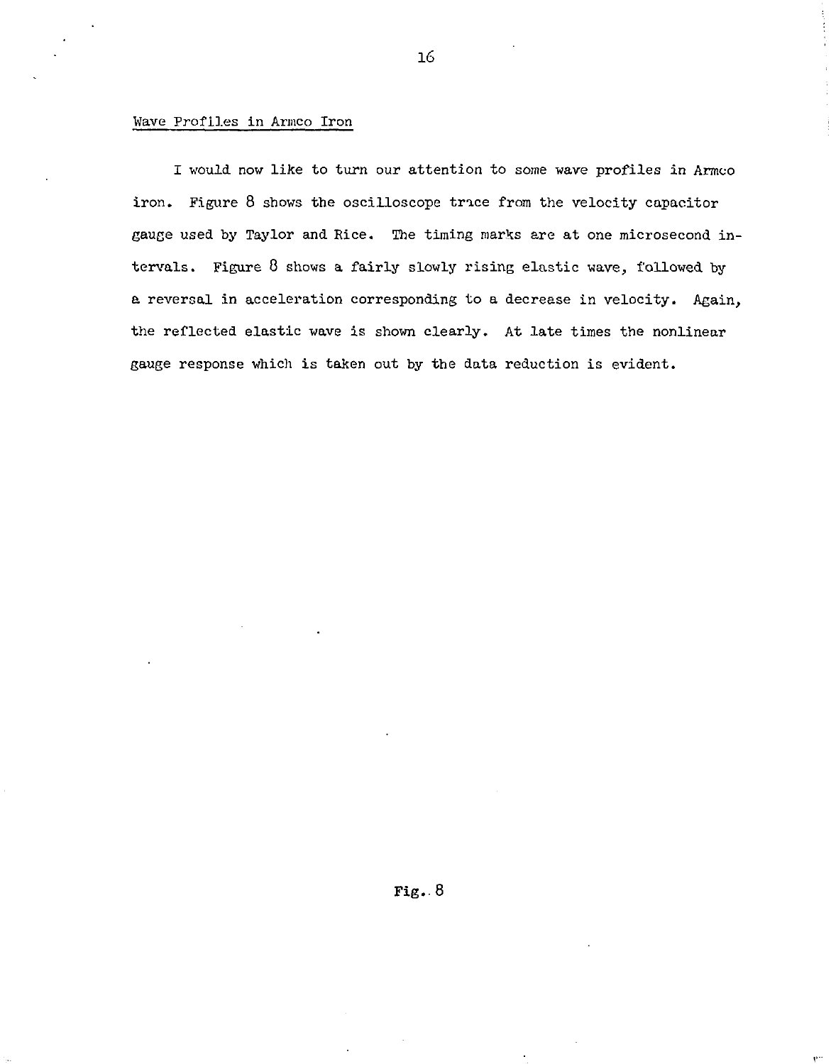## Wave Profiles in Armco Iron

I would now like to turn our attention to some wave profiles in Armco iron. Figure 8 shows the oscilloscope trace from the velocity capacitor gauge used by Taylor and Rice. The timing marks are at one microsecond intervals. Figure 8 shows a fairly slowly rising elastic wave, followed by a reversal in acceleration corresponding to a decrease in velocity. Again, the reflected elastic wave is shown clearly. At late times the nonlinear gauge response which is taken out by the data reduction is evident.

Fig. 8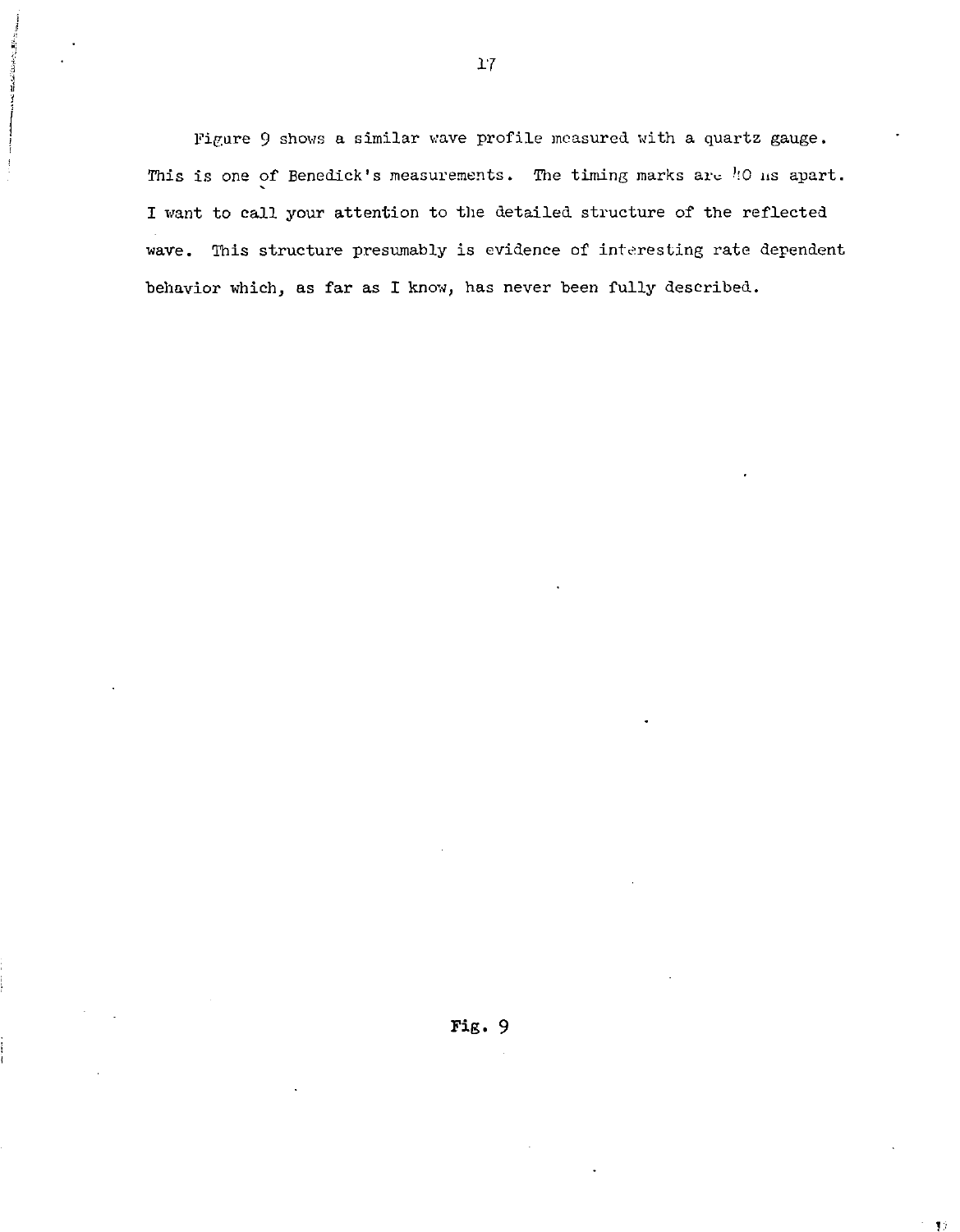Figure 9 shows a similar wave profile measured with a quartz gauge. This is one of Benedick's measurements. The timing marks are 40 ns apart. I want to call your attention to the detailed structure of the reflected wave. This structure presumably is evidence of interesting rate dependent behavior which, as far as I know, has never been fully described.

Fig. 9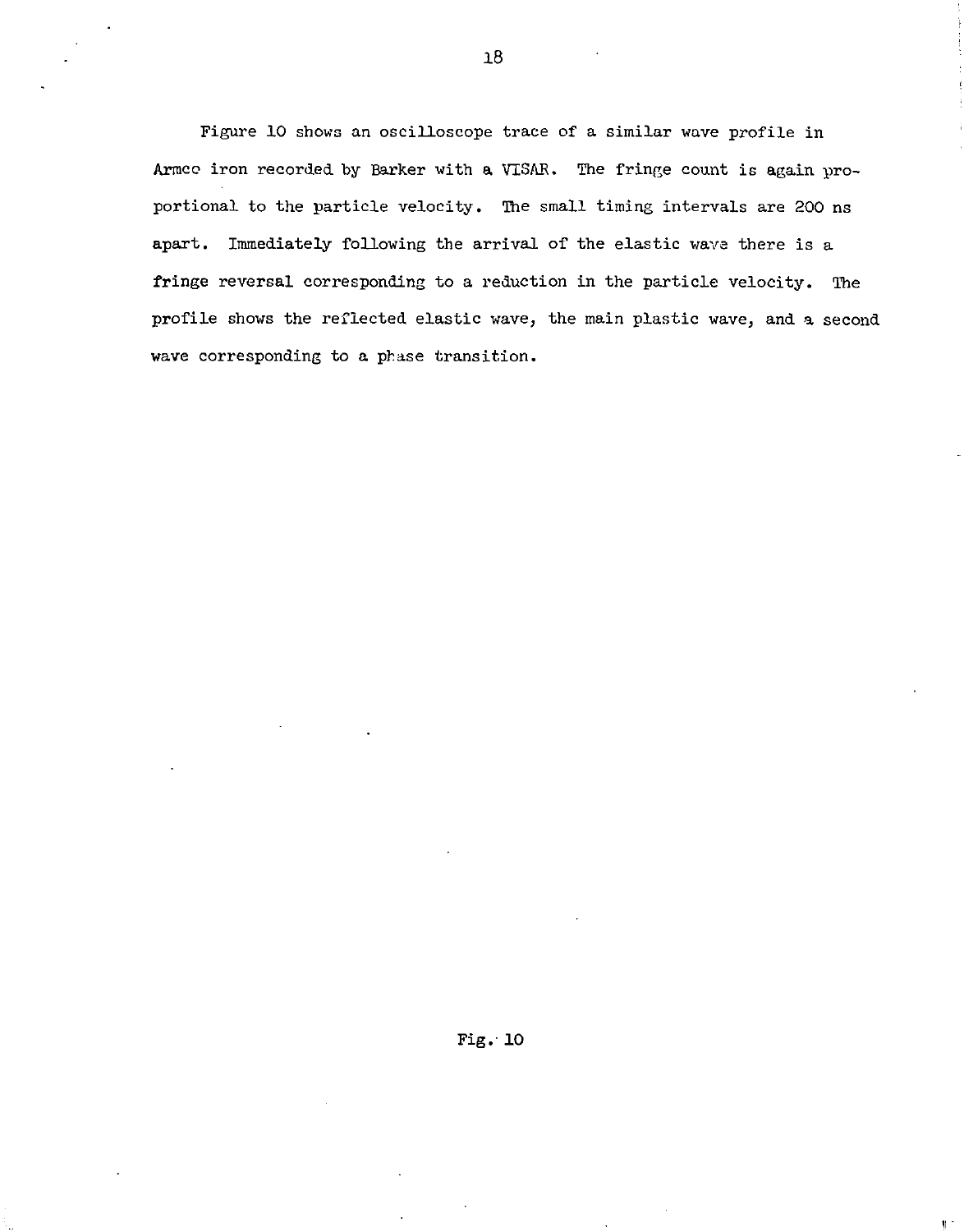Figure 10 shows an oscilloscope trace of a similar wave profile in Armco iron recorded by Barker with a VISAR. The fringe count is again proportional to the particle velocity. The small timing intervals are 200 ns apart. Immediately following the arrival of the elastic wave there is a fringe reversal corresponding to a reduction in the particle velocity. The profile shows the reflected elastic wave, the main plastic wave, and a second wave corresponding to a phase transition.

Fig. 10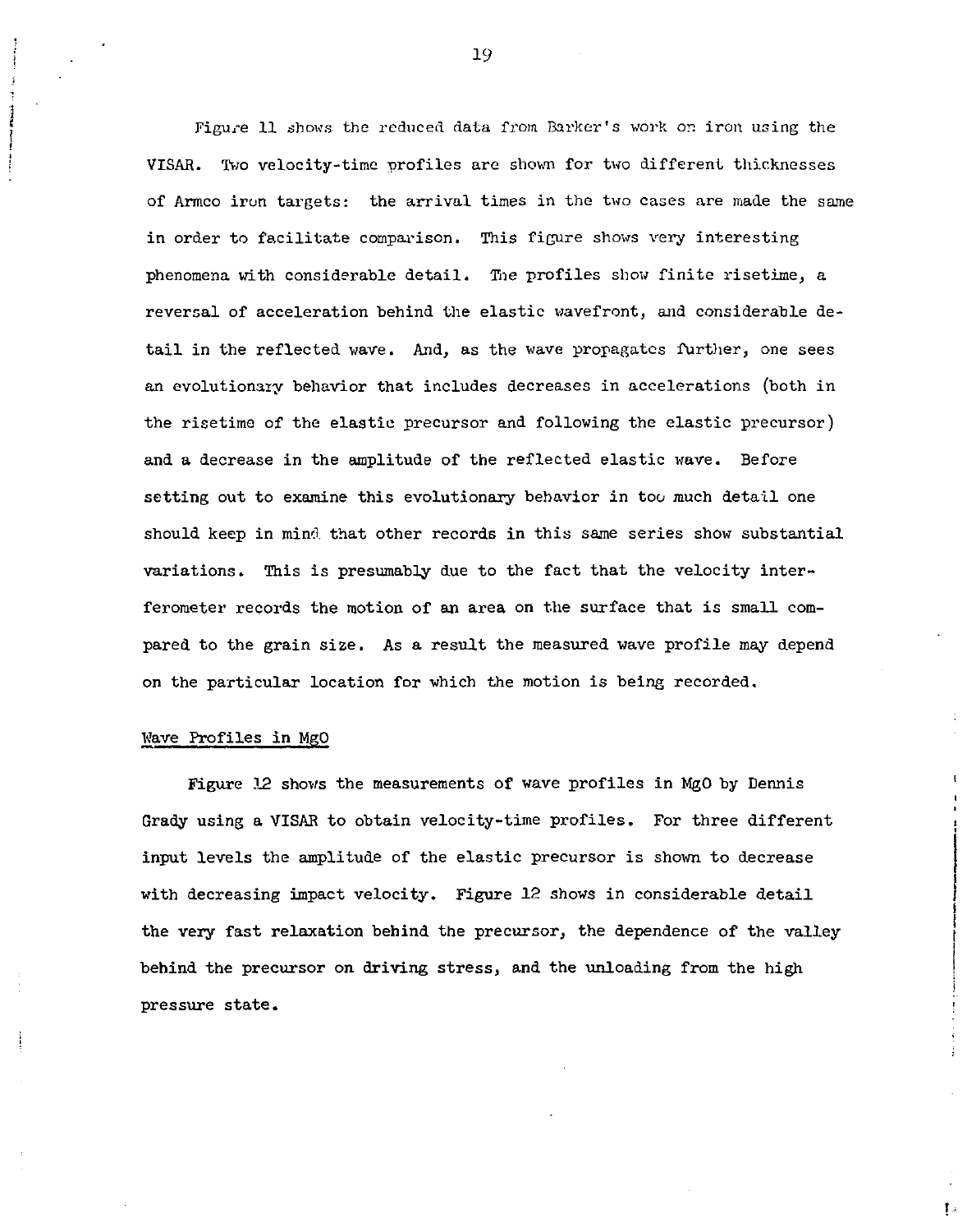Figure 11 shows the reduced data from Barker's work on iron using the VISAR. Two velocity-time profiles are shown for two different thicknesses of Armco iron targets: the arrival times in the two cases are made the same in order to facilitate comparison. This figure shows very interesting phenomena with considerable detail. The profiles show finite risetime, a reversal of acceleration behind the elastic wavefront, and considerable detail in the reflected wave. And, as the wave propagates further, one sees an evolutionary behavior that includes decreases in accelerations (both in the risetime of the elastic precursor and following the elastic precursor) and a decrease in the amplitude of the reflected elastic wave. Before setting out to examine this evolutionary behavior in too much detail one should keep in mind that other records in this same series show substantial variations. This is presumably due to the fact that the velocity interferometer records the motion of an area on the surface that is small compared to the grain size. As a result the measured wave profile may depend on the particular location for which the motion is being recorded.

## Wave Profiles in MgO

Figure 12 shows the measurements of wave profiles in MgO by Dennis Grady using a VISAR to obtain velocity-time profiles. For three different input levels the amplitude of the elastic precursor is shown to decrease with decreasing impact velocity. Figure 12 shows in considerable detail the very fast relaxation behind the precursor, the dependence of the valley behind the precursor on driving stress, and the unloading from the high pressure state.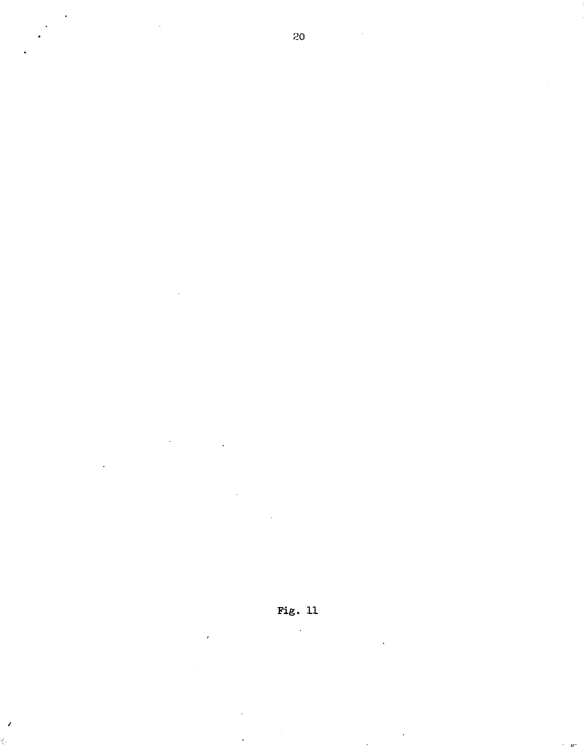Fig. 11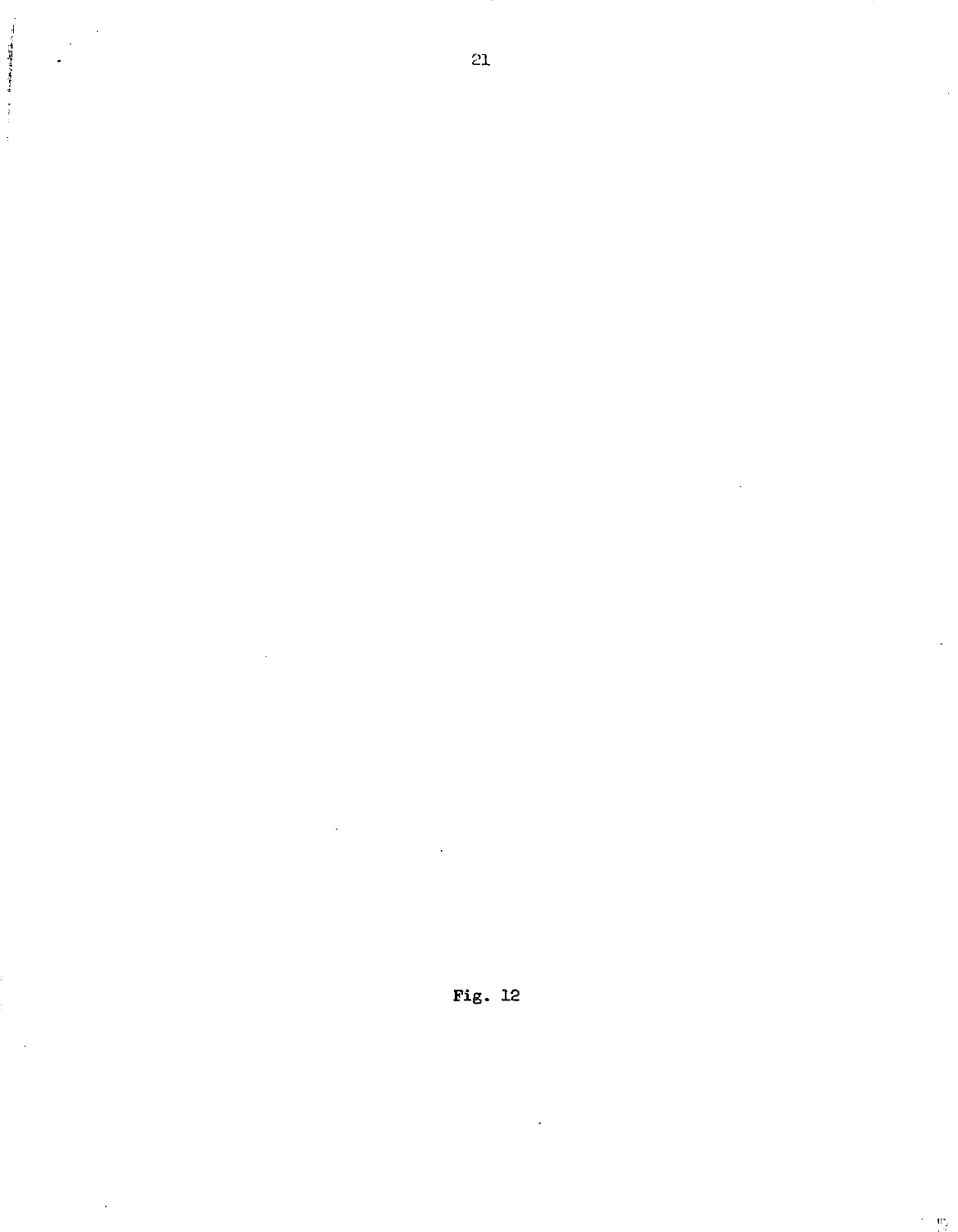Fig. 12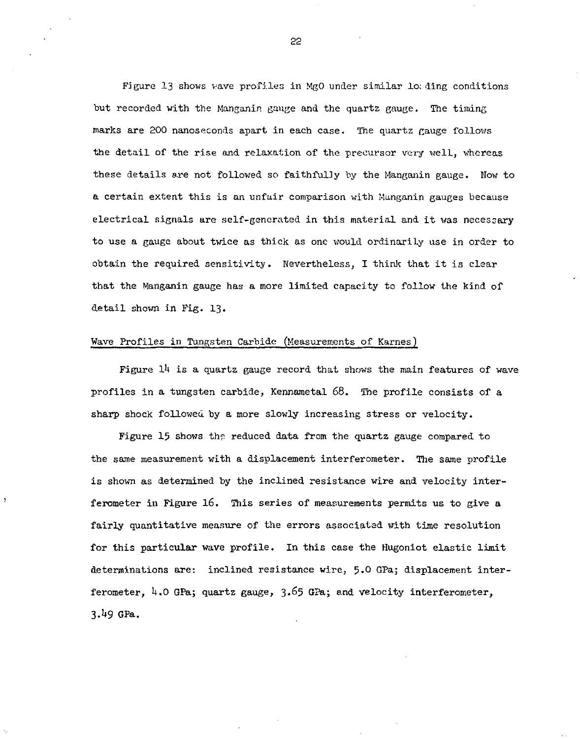Figure 13 shows wave profiles in MgO under similar loading conditions but recorded with the Manganin gauge and the quartz gauge. The timing marks are 200 nanoseconds apart in each case. The quartz gauge follows the detail of the rise and relaxation of the precursor very well, whereas these details are not followed so faithfully by the Manganin gauge. Now to a certain extent this is an unfair comparison with Manganin gauges because electrical signals are self-generated in this material and it was necessary to use a gauge about twice as thick as one would ordinarily use in order to obtain the required sensitivity. Nevertheless, I think that it is clear that the Manganin gauge has a more limited capacity to follow the kind of detail shown in Fig. 13.

## Wave Profiles in Tungsten Carbide (Measurements of Karnes)

Figure 14 is a quartz gauge record that shows the main features of wave profiles in a tungsten carbide, Kennametal 68. The profile consists of a sharp shock followed by a more slowly increasing stress or velocity.

Figure 15 shows the reduced data from the quartz gauge compared to the same measurement with a displacement interferometer. The same profile is shown as determined by the inclined resistance wire and velocity interferometer in Figure 16. This series of measurements permits us to give a fairly quantitative measure of the errors associated with time resolution for this particular wave profile. In this case the Hugoniot elastic limit determinations are: inclined resistance wire, 5.0 GPa; displacement interferometer, 4.0 GPa; quartz gauge, 3.65 GPa; and velocity interferometer, 3.49 GPa.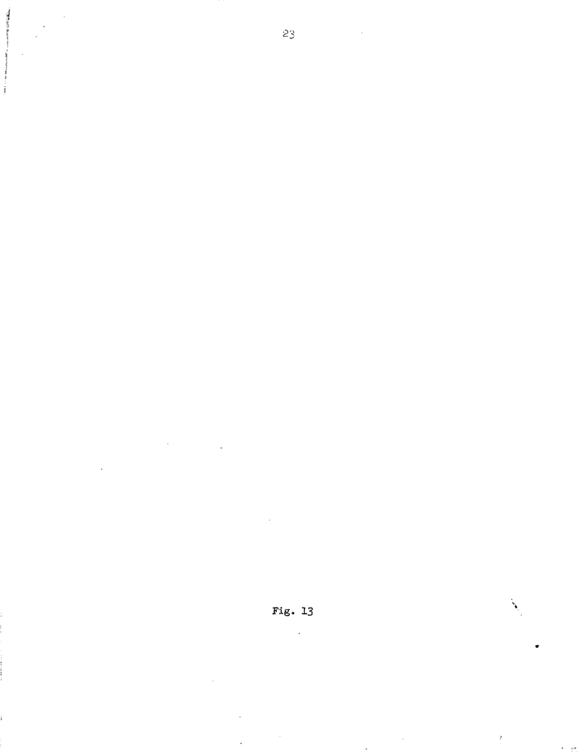Fig. 13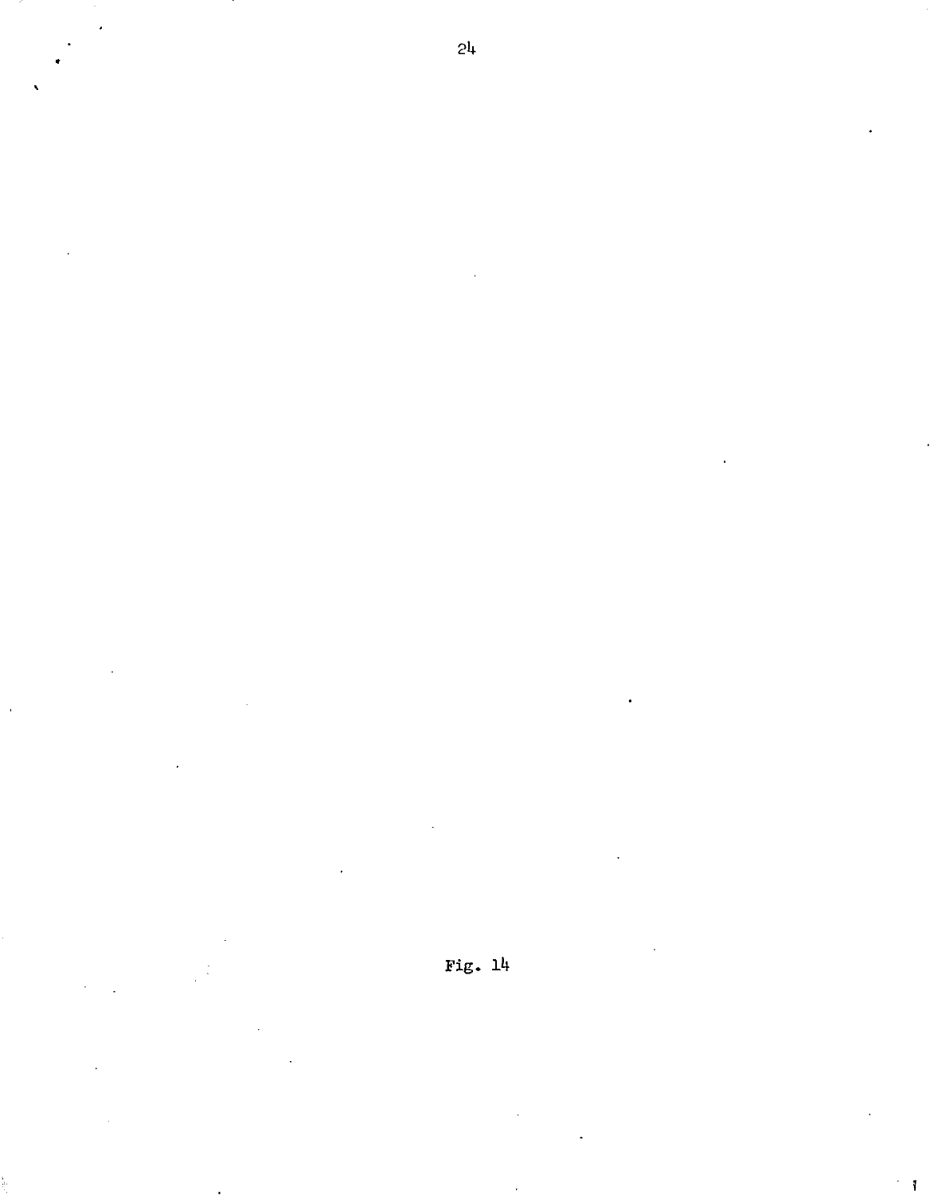Fig. 14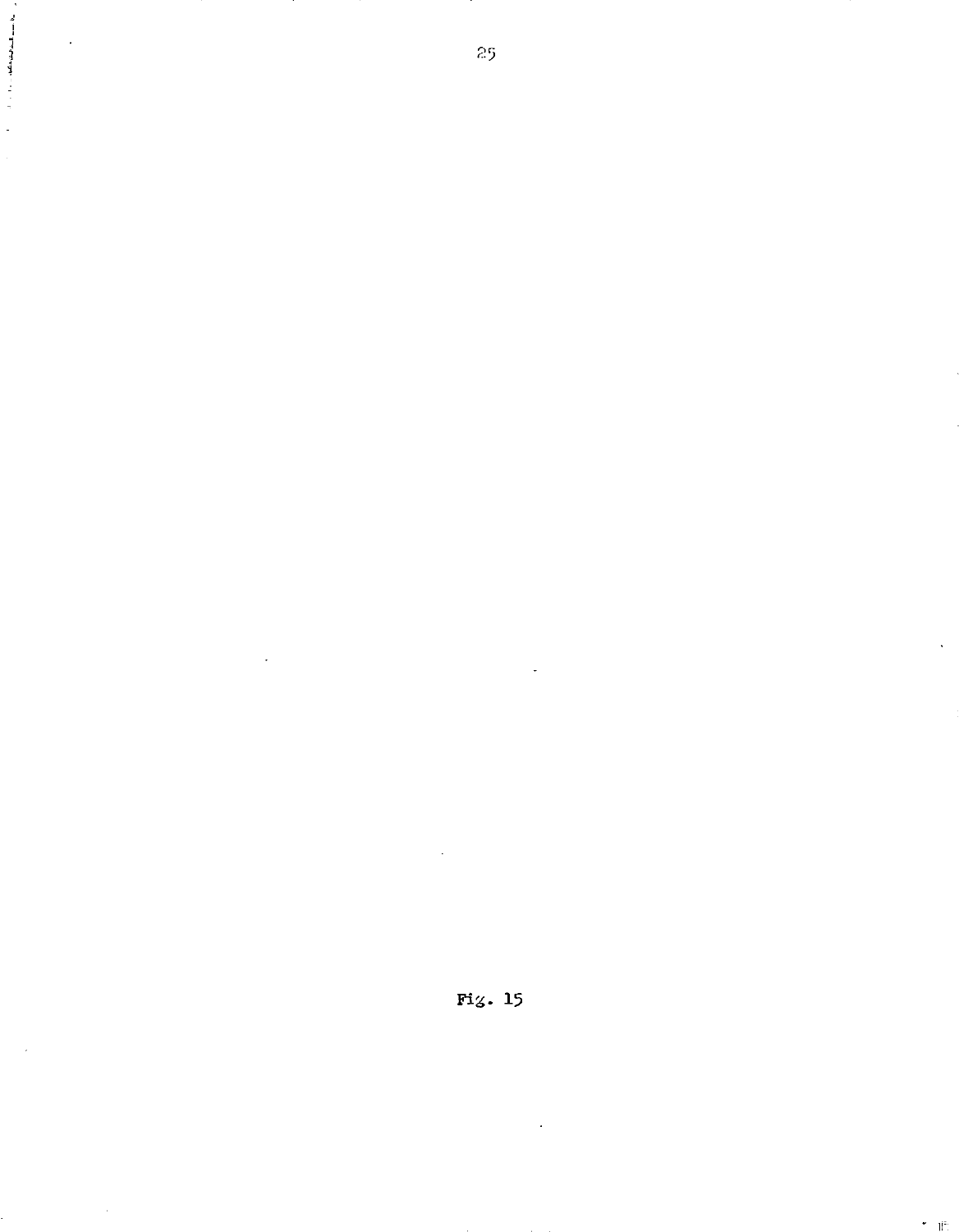Fig. 15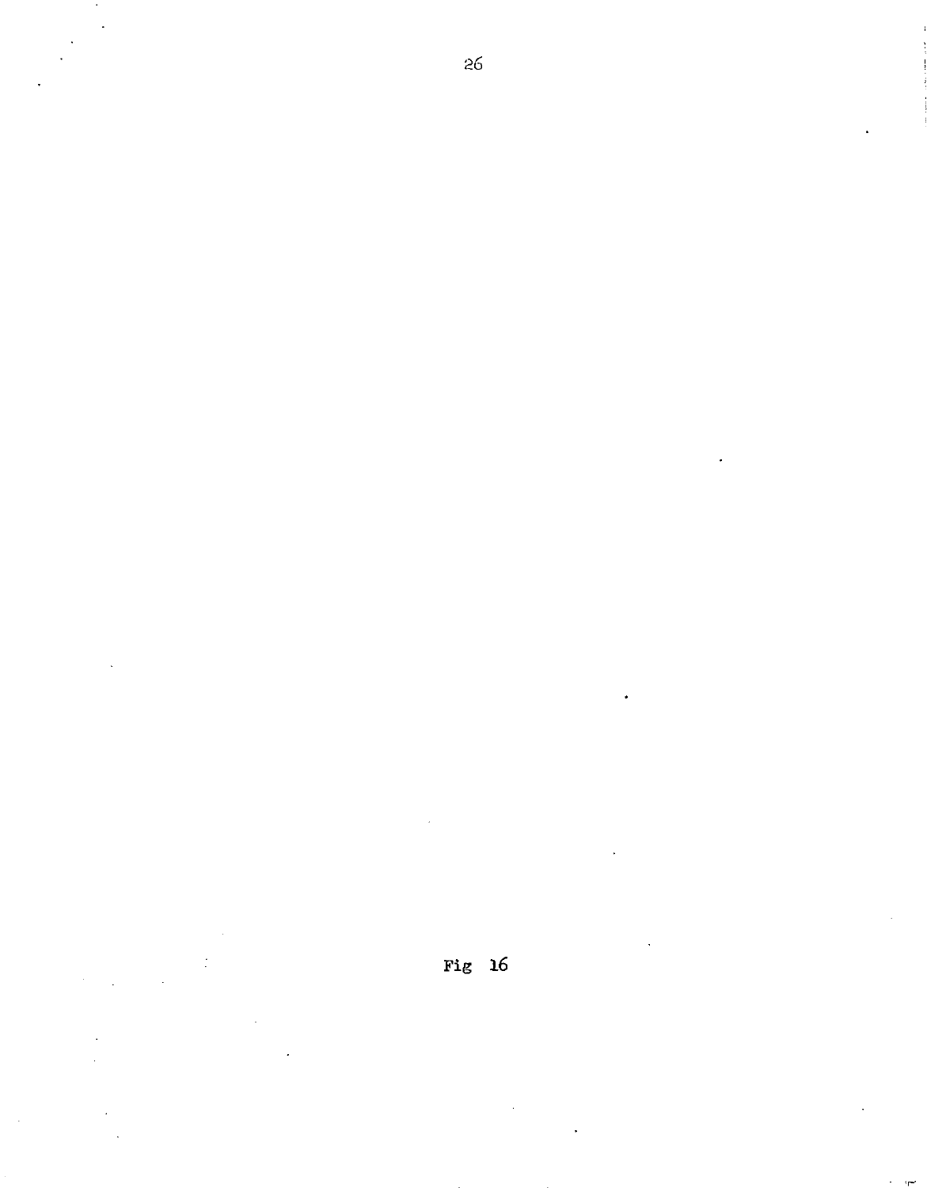Fig 16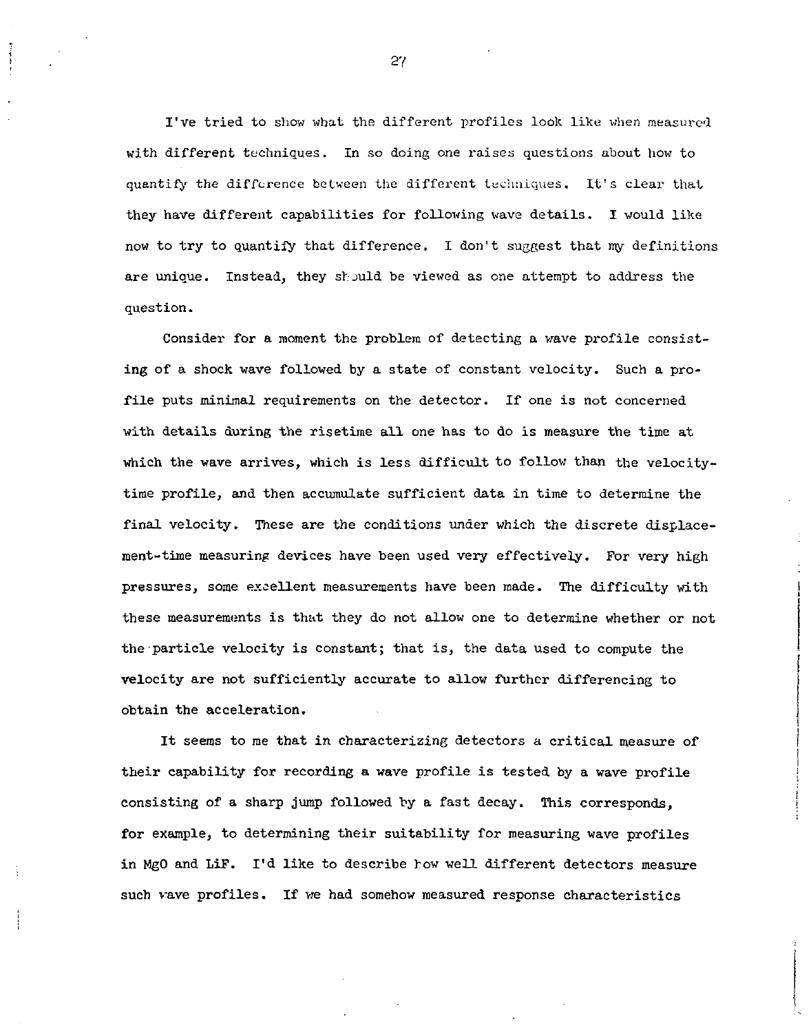I've tried to show what the different profiles look like when measured with different techniques. In so doing one raises questions about how to quantify the difference between the different techniques. It's clear that they have different capabilities for following wave details. I would like now to try to quantify that difference. I don't suggest that my definitions are unique. Instead, they should be viewed as one attempt to address the question.

Consider for a moment the problem of detecting a wave profile consisting of a shock wave followed by a state of constant velocity. Such a profile puts minimal requirements on the detector. If one is not concerned with details during the risetime all one has to do is measure the time at which the wave arrives, which is less difficult to follow than the velocity-time profile, and then accumulate sufficient data in time to determine the final velocity. These are the conditions under which the discrete displacement-time measuring devices have been used very effectively. For very high pressures, some excellent measurements have been made. The difficulty with these measurements is that they do not allow one to determine whether or not the particle velocity is constant; that is, the data used to compute the velocity are not sufficiently accurate to allow further differencing to obtain the acceleration.

It seems to me that in characterizing detectors a critical measure of their capability for recording a wave profile is tested by a wave profile consisting of a sharp jump followed by a fast decay. This corresponds, for example, to determining their suitability for measuring wave profiles in MgO and LiF. I'd like to describe how well different detectors measure such wave profiles. If we had somehow measured response characteristics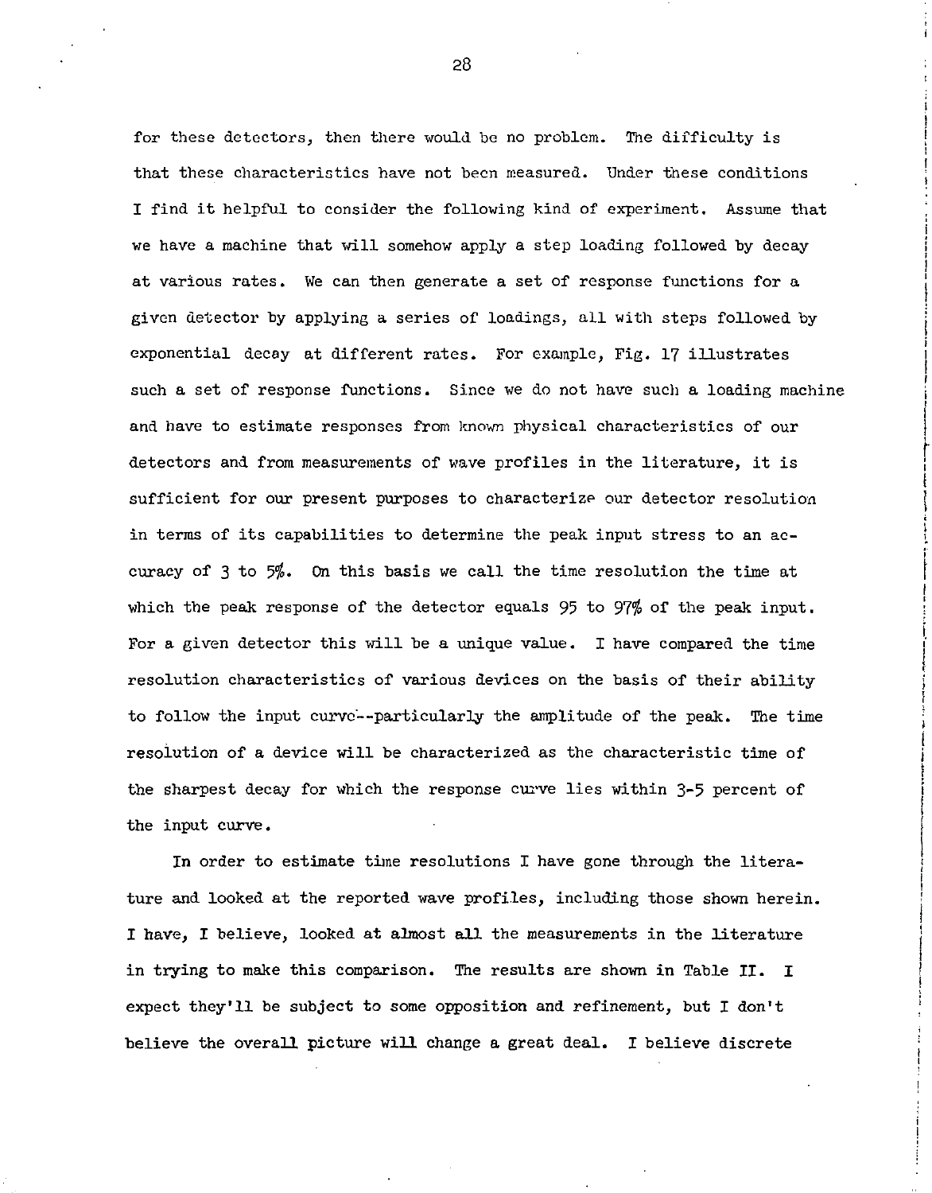for these detectors, then there would be no problem. The difficulty is that these characteristics have not been measured. Under these conditions I find it helpful to consider the following kind of experiment. Assume that we have a machine that will somehow apply a step loading followed by decay at various rates. We can then generate a set of response functions for a given detector by applying a series of loadings, all with steps followed by exponential decay at different rates. For example, Fig. 17 illustrates such a set of response functions. Since we do not have such a loading machine and have to estimate responses from known physical characteristics of our detectors and from measurements of wave profiles in the literature, it is sufficient for our present purposes to characterize our detector resolution in terms of its capabilities to determine the peak input stress to an accuracy of 3 to 5%. On this basis we call the time resolution the time at which the peak response of the detector equals 95 to 97% of the peak input. For a given detector this will be a unique value. I have compared the time resolution characteristics of various devices on the basis of their ability to follow the input curve--particularly the amplitude of the peak. The time resolution of a device will be characterized as the characteristic time of the sharpest decay for which the response curve lies within 3-5 percent of the input curve.

In order to estimate time resolutions I have gone through the literature and looked at the reported wave profiles, including those shown herein. I have, I believe, looked at almost all the measurements in the literature in trying to make this comparison. The results are shown in Table II. I expect they'll be subject to some opposition and refinement, but I don't believe the overall picture will change a great deal. I believe discrete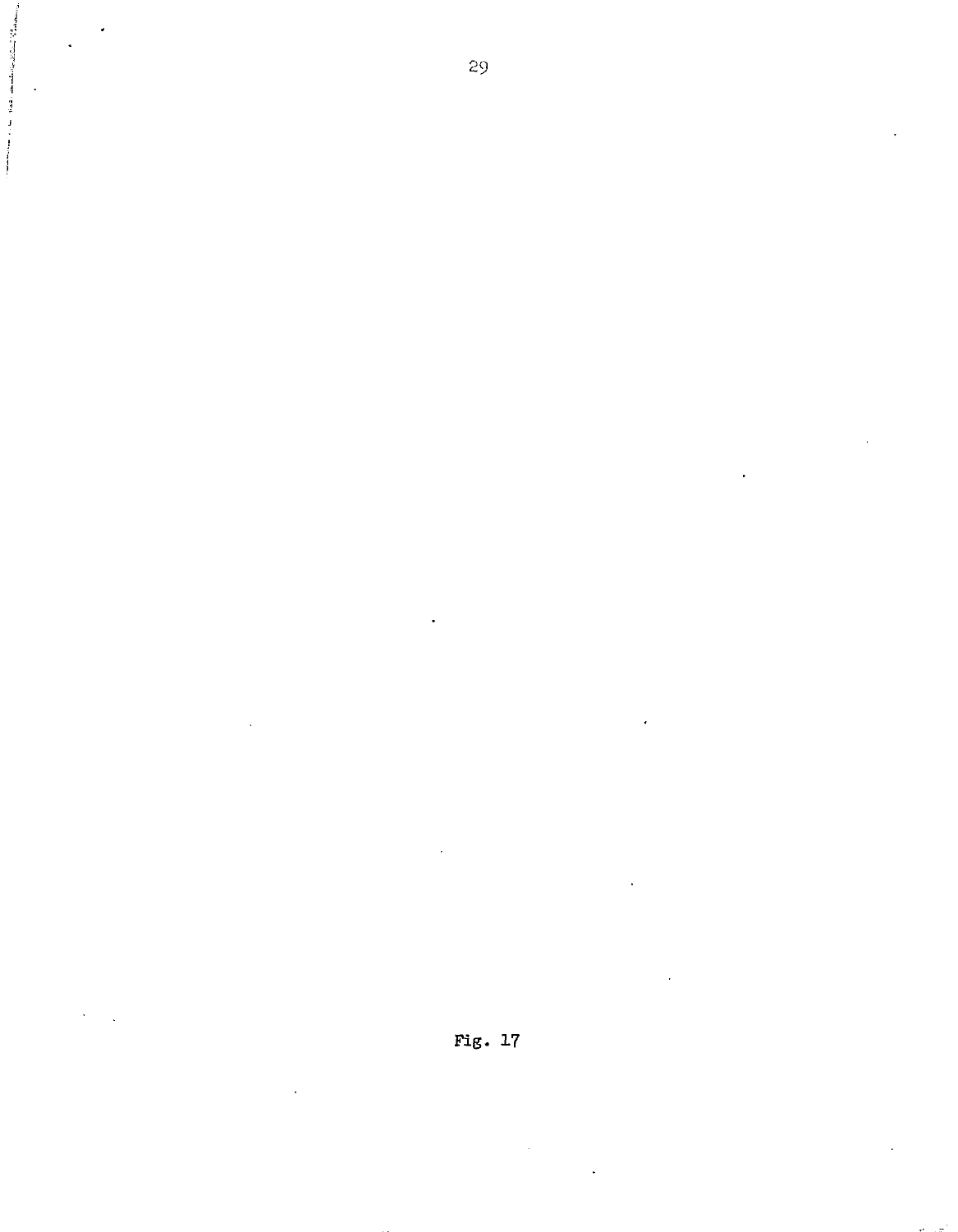Fig. 17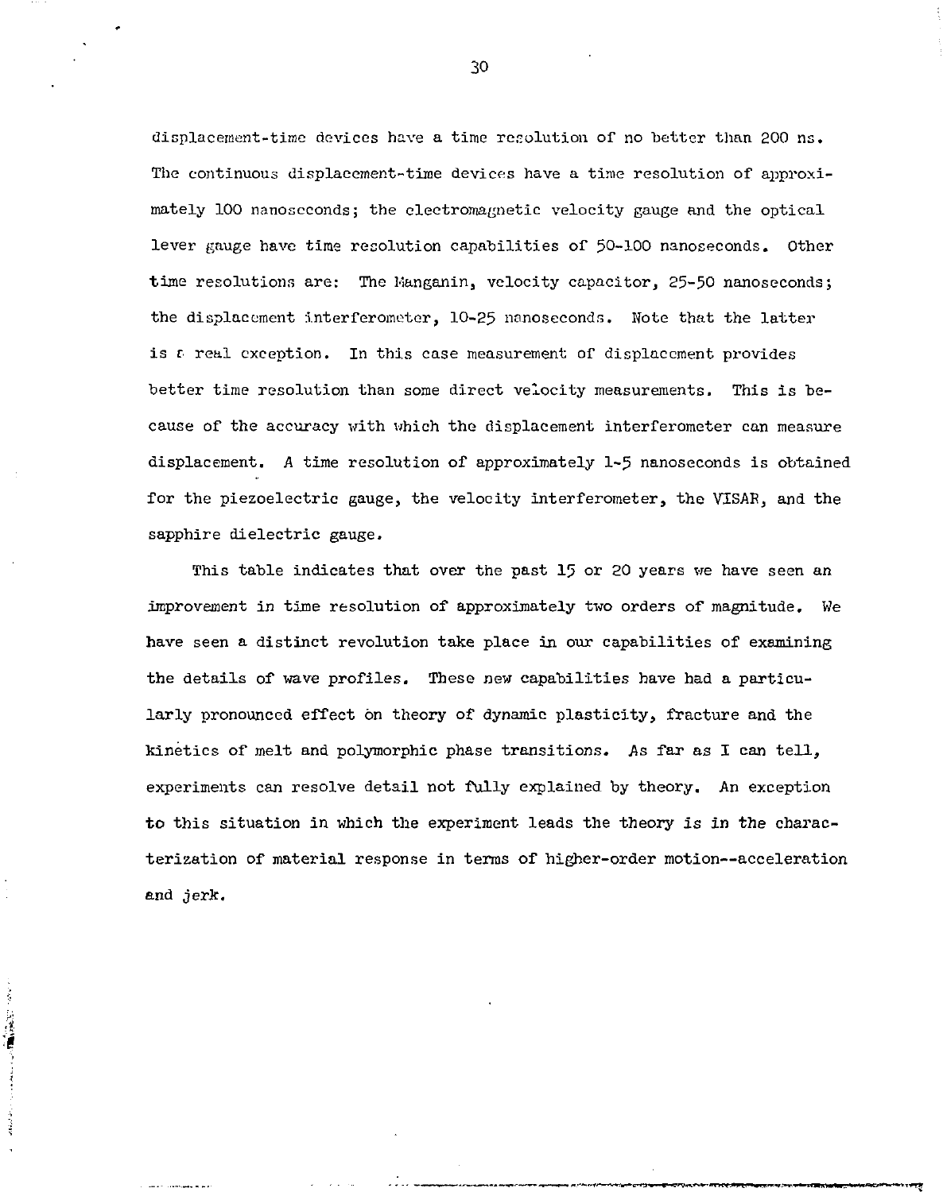displacement-time devices have a time resolution of no better than 200 ns. The continuous displacement-time devices have a time resolution of approximately 100 nanoseconds; the electromagnetic velocity gauge and the optical lever gauge have time resolution capabilities of 50-100 nanoseconds. Other time resolutions are: The Manganin, velocity capacitor, 25-50 nanoseconds; the displacement interferometer, 10-25 nanoseconds. Note that the latter is a real exception. In this case measurement of displacement provides better time resolution than some direct velocity measurements. This is because of the accuracy with which the displacement interferometer can measure displacement. A time resolution of approximately 1-5 nanoseconds is obtained for the piezoelectric gauge, the velocity interferometer, the VISAR, and the sapphire dielectric gauge.

This table indicates that over the past 15 or 20 years we have seen an improvement in time resolution of approximately two orders of magnitude. We have seen a distinct revolution take place in our capabilities of examining the details of wave profiles. These new capabilities have had a particularly pronounced effect on theory of dynamic plasticity, fracture and the kinetics of melt and polymorphic phase transitions. As far as I can tell, experiments can resolve detail not fully explained by theory. An exception to this situation in which the experiment leads the theory is in the characterization of material response in terms of higher-order motion--acceleration and jerk.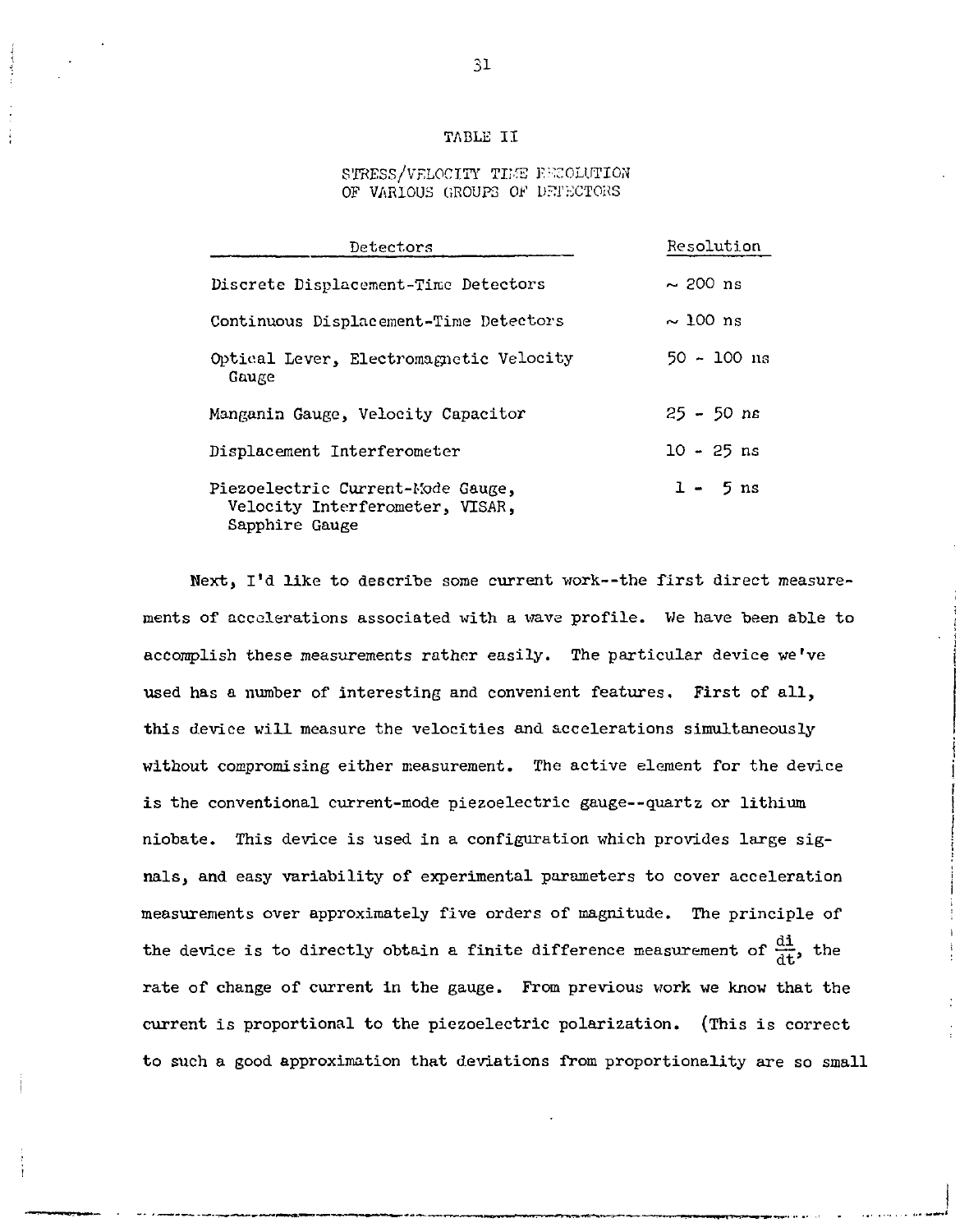TABLE II

STRESS/VELOCITY TIME RESOLUTION OF VARIOUS GROUPS OF DETECTORS

| Detectors | Resolution |
|---|---|
| Discrete Displacement-Time Detectors | ~ 200 ns |
| Continuous Displacement-Time Detectors | ~ 100 ns |
| Optical Lever, Electromagnetic Velocity Gauge | 50 - 100 ns |
| Manganin Gauge, Velocity Capacitor | 25 - 50 ns |
| Displacement Interferometer | 10 - 25 ns |
| Piezoelectric Current-Mode Gauge, Velocity Interferometer, VISAR, Sapphire Gauge | 1 - 5 ns |

Next, I'd like to describe some current work--the first direct measurements of accelerations associated with a wave profile. We have been able to accomplish these measurements rather easily. The particular device we've used has a number of interesting and convenient features. First of all, this device will measure the velocities and accelerations simultaneously without compromising either measurement. The active element for the device is the conventional current-mode piezoelectric gauge--quartz or lithium niobate. This device is used in a configuration which provides large signals, and easy variability of experimental parameters to cover acceleration measurements over approximately five orders of magnitude. The principle of the device is to directly obtain a finite difference measurement of $\frac{di}{dt}$, the rate of change of current in the gauge. From previous work we know that the current is proportional to the piezoelectric polarization. (This is correct to such a good approximation that deviations from proportionality are so small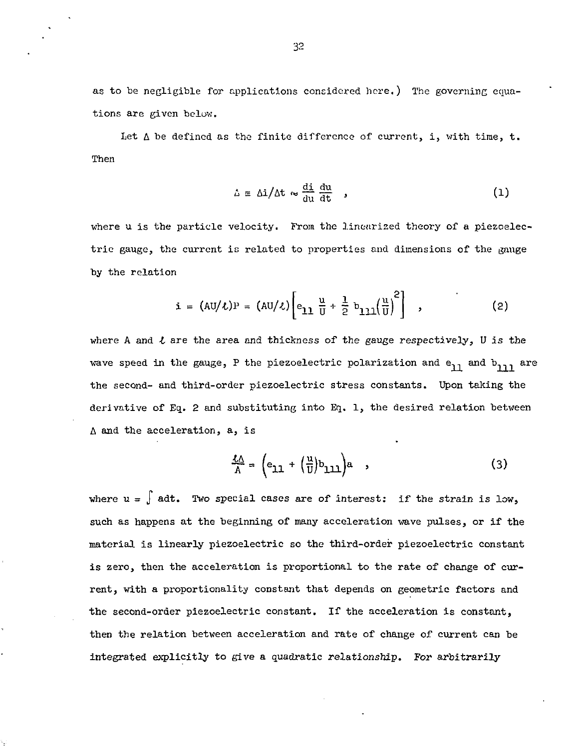as to be negligible for applications considered here.) The governing equations are given below.

Let $\Delta$ be defined as the finite difference of current, i, with time, t. Then

$$\Delta \equiv \Delta i/\Delta t \approx \frac{di}{du}\frac{du}{dt} \quad , \tag{1}$$

where u is the particle velocity. From the linearized theory of a piezoelectric gauge, the current is related to properties and dimensions of the gauge by the relation

$$i = (AU/\ell)P = (AU/\ell)\left[e_{11}\frac{u}{U} + \frac{1}{2}b_{111}\left(\frac{u}{U}\right)^2\right] \quad , \tag{2}$$

where A and $\ell$ are the area and thickness of the gauge respectively, U is the wave speed in the gauge, P the piezoelectric polarization and $e_{11}$ and $b_{111}$ are the second- and third-order piezoelectric stress constants. Upon taking the derivative of Eq. 2 and substituting into Eq. 1, the desired relation between $\Delta$ and the acceleration, a, is

$$\frac{\ell\Delta}{A} = \left(e_{11} + \left(\frac{u}{U}\right)b_{111}\right)a \quad , \tag{3}$$

where $u = \int a dt$. Two special cases are of interest: if the strain is low, such as happens at the beginning of many acceleration wave pulses, or if the material is linearly piezoelectric so the third-order piezoelectric constant is zero, then the acceleration is proportional to the rate of change of current, with a proportionality constant that depends on geometric factors and the second-order piezoelectric constant. If the acceleration is constant, then the relation between acceleration and rate of change of current can be integrated explicitly to give a quadratic relationship. For arbitrarily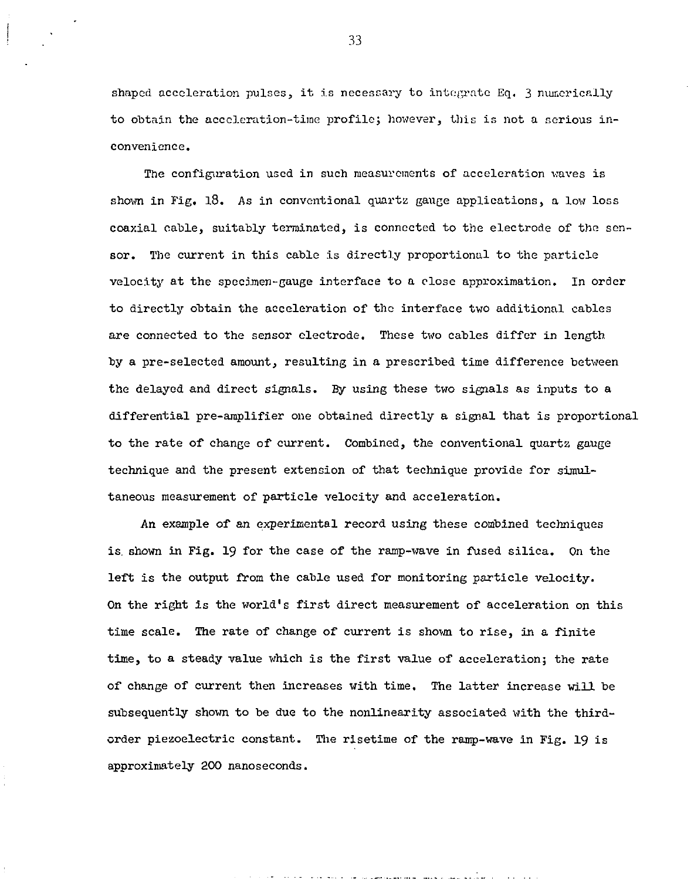shaped acceleration pulses, it is necessary to integrate Eq. 3 numerically to obtain the acceleration-time profile; however, this is not a serious inconvenience.

The configuration used in such measurements of acceleration waves is shown in Fig. 18. As in conventional quartz gauge applications, a low loss coaxial cable, suitably terminated, is connected to the electrode of the sensor. The current in this cable is directly proportional to the particle velocity at the specimen-gauge interface to a close approximation. In order to directly obtain the acceleration of the interface two additional cables are connected to the sensor electrode. These two cables differ in length by a pre-selected amount, resulting in a prescribed time difference between the delayed and direct signals. By using these two signals as inputs to a differential pre-amplifier one obtained directly a signal that is proportional to the rate of change of current. Combined, the conventional quartz gauge technique and the present extension of that technique provide for simultaneous measurement of particle velocity and acceleration.

An example of an experimental record using these combined techniques is shown in Fig. 19 for the case of the ramp-wave in fused silica. On the left is the output from the cable used for monitoring particle velocity. On the right is the world's first direct measurement of acceleration on this time scale. The rate of change of current is shown to rise, in a finite time, to a steady value which is the first value of acceleration; the rate of change of current then increases with time. The latter increase will be subsequently shown to be due to the nonlinearity associated with the third-order piezoelectric constant. The risetime of the ramp-wave in Fig. 19 is approximately 200 nanoseconds.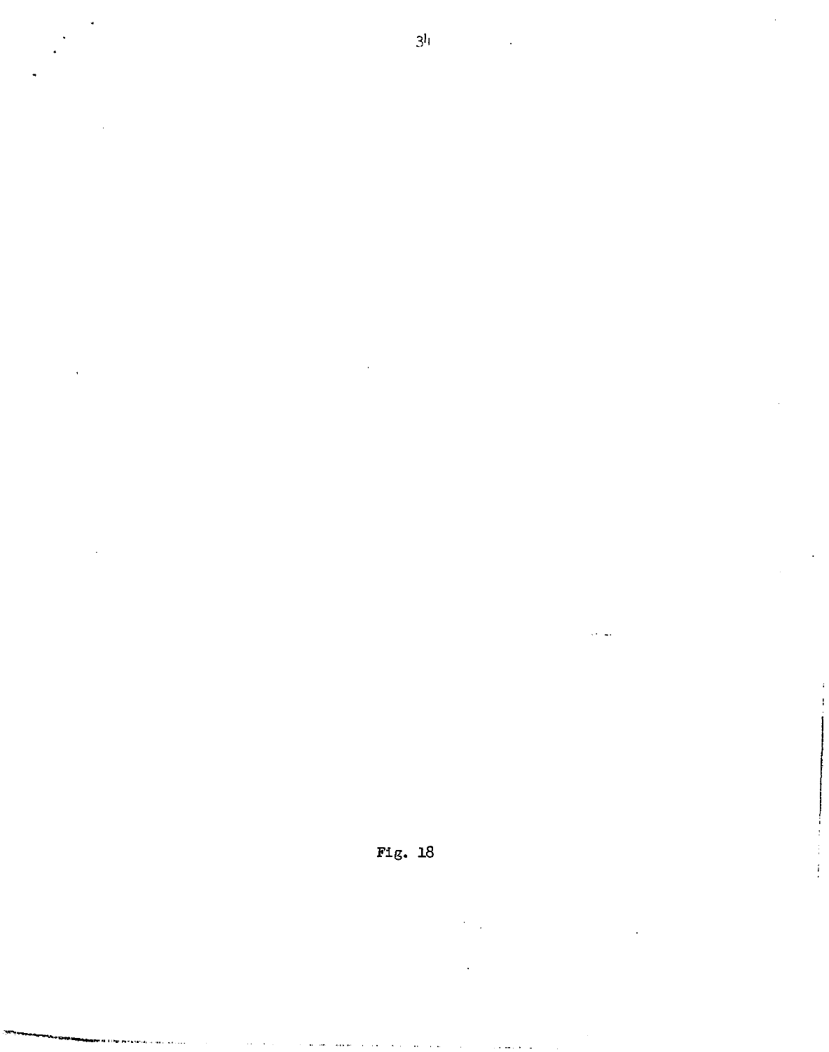Fig. 18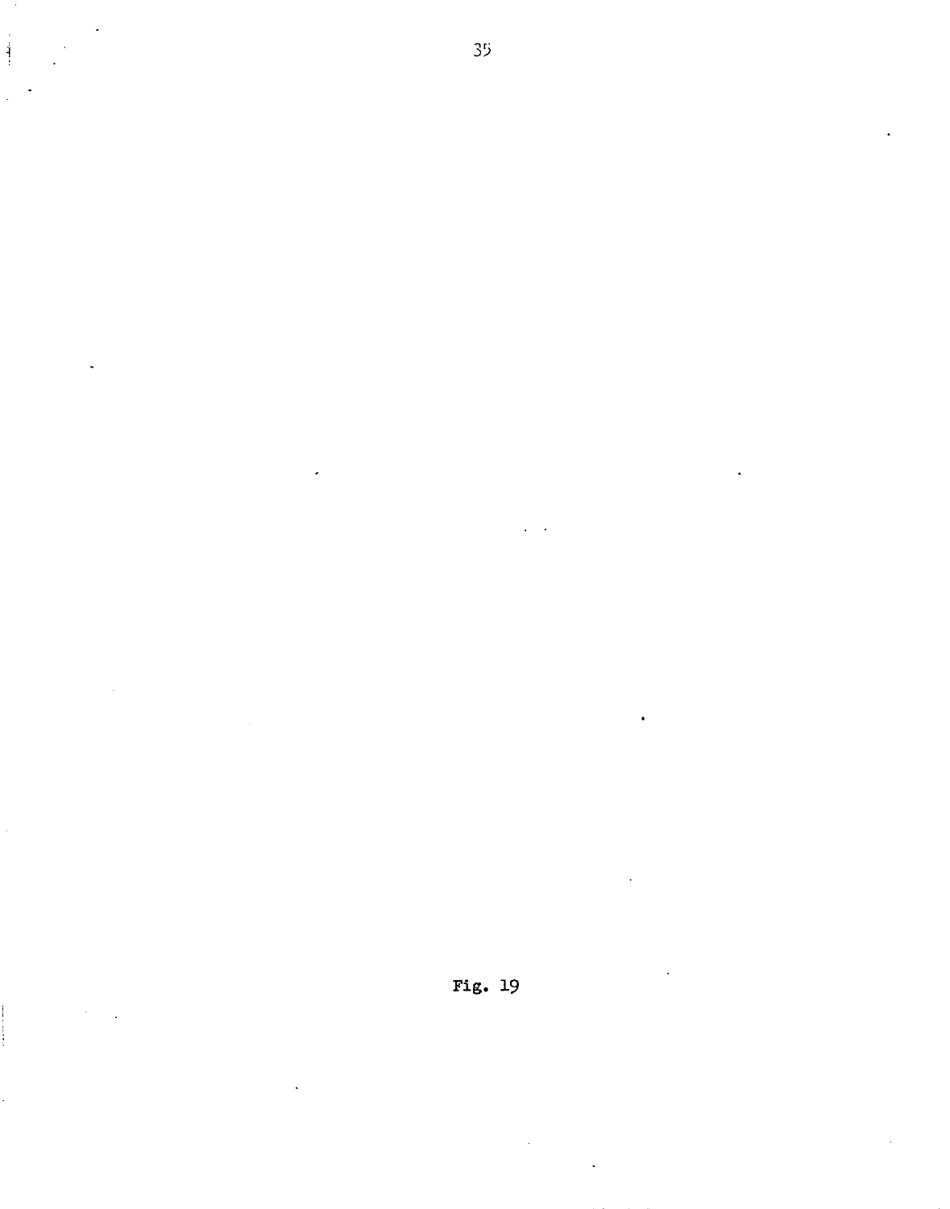Fig. 19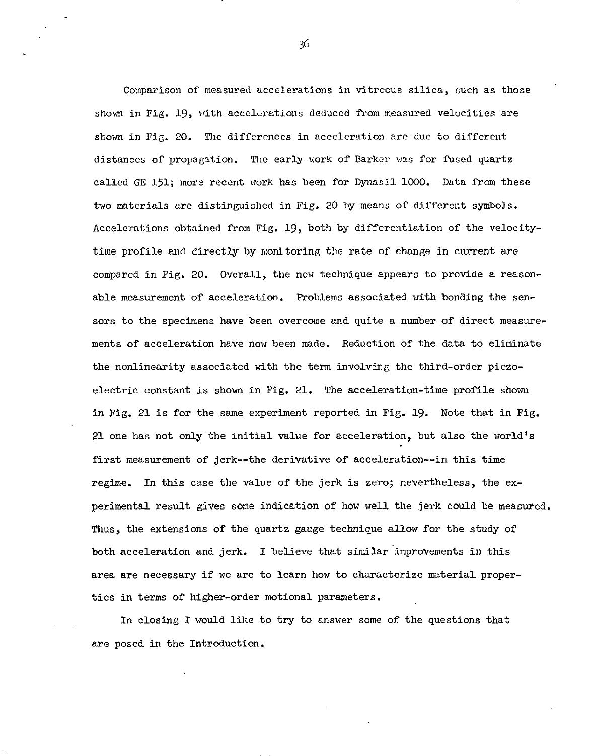Comparison of measured accelerations in vitreous silica, such as those shown in Fig. 19, with accelerations deduced from measured velocities are shown in Fig. 20. The differences in acceleration are due to different distances of propagation. The early work of Barker was for fused quartz called GE 151; more recent work has been for Dynasil 1000. Data from these two materials are distinguished in Fig. 20 by means of different symbols. Accelerations obtained from Fig. 19, both by differentiation of the velocity-time profile and directly by monitoring the rate of change in current are compared in Fig. 20. Overall, the new technique appears to provide a reasonable measurement of acceleration. Problems associated with bonding the sensors to the specimens have been overcome and quite a number of direct measurements of acceleration have now been made. Reduction of the data to eliminate the nonlinearity associated with the term involving the third-order piezoelectric constant is shown in Fig. 21. The acceleration-time profile shown in Fig. 21 is for the same experiment reported in Fig. 19. Note that in Fig. 21 one has not only the initial value for acceleration, but also the world's first measurement of jerk--the derivative of acceleration--in this time regime. In this case the value of the jerk is zero; nevertheless, the experimental result gives some indication of how well the jerk could be measured. Thus, the extensions of the quartz gauge technique allow for the study of both acceleration and jerk. I believe that similar improvements in this area are necessary if we are to learn how to characterize material properties in terms of higher-order motional parameters.

In closing I would like to try to answer some of the questions that are posed in the Introduction.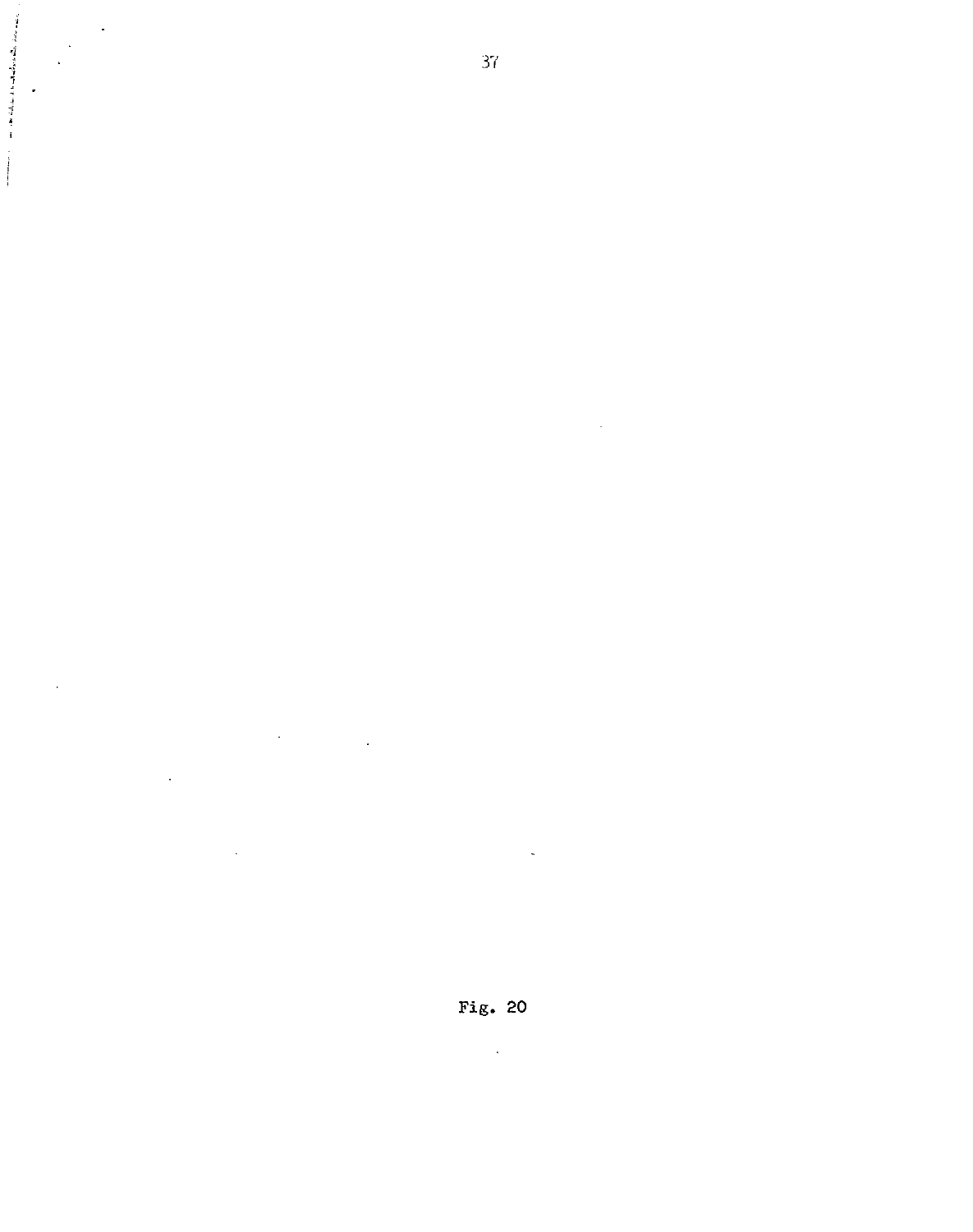Fig. 20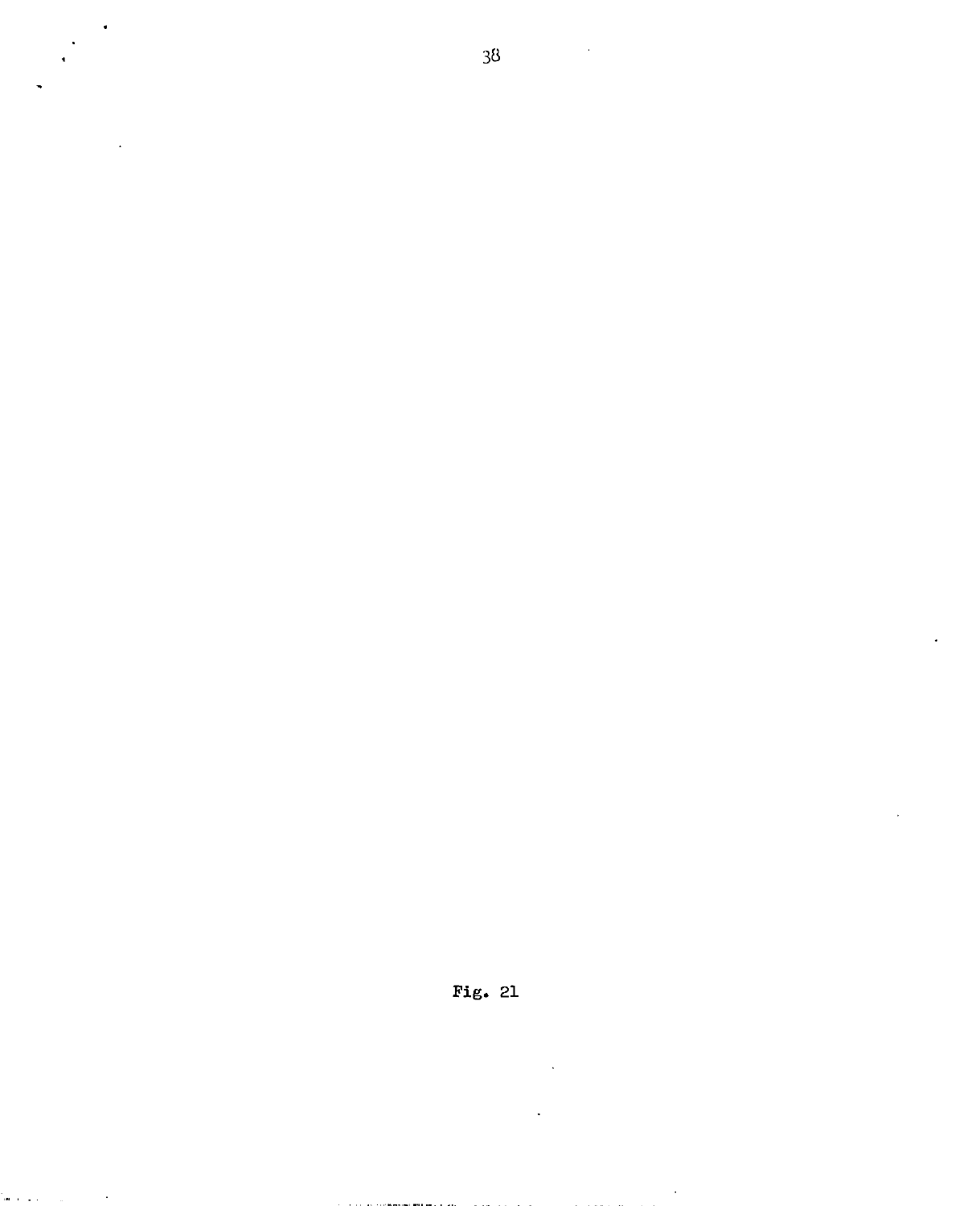Fig. 21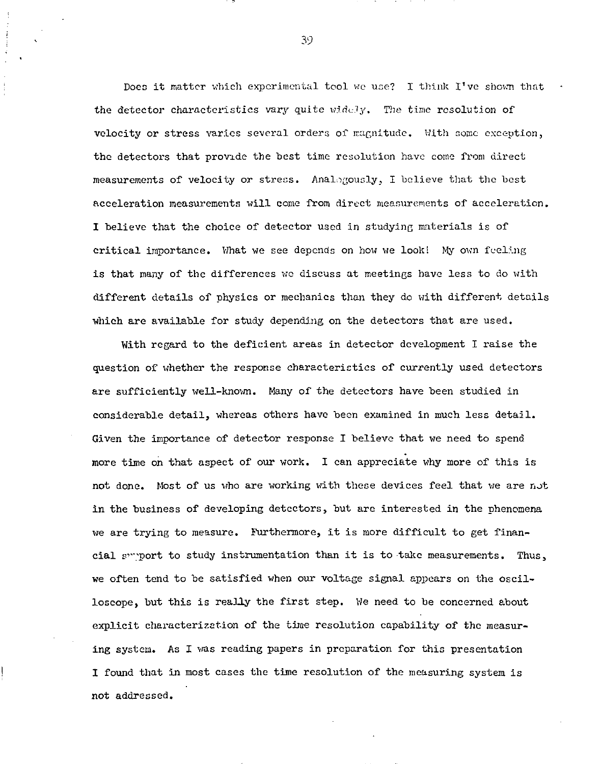Does it matter which experimental tool we use? I think I've shown that the detector characteristics vary quite widely. The time resolution of velocity or stress varies several orders of magnitude. With some exception, the detectors that provide the best time resolution have come from direct measurements of velocity or stress. Analogously, I believe that the best acceleration measurements will come from direct measurements of acceleration. I believe that the choice of detector used in studying materials is of critical importance. What we see depends on how we look! My own feeling is that many of the differences we discuss at meetings have less to do with different details of physics or mechanics than they do with different details which are available for study depending on the detectors that are used.

With regard to the deficient areas in detector development I raise the question of whether the response characteristics of currently used detectors are sufficiently well-known. Many of the detectors have been studied in considerable detail, whereas others have been examined in much less detail. Given the importance of detector response I believe that we need to spend more time on that aspect of our work. I can appreciate why more of this is not done. Most of us who are working with these devices feel that we are not in the business of developing detectors, but are interested in the phenomena we are trying to measure. Furthermore, it is more difficult to get financial support to study instrumentation than it is to take measurements. Thus, we often tend to be satisfied when our voltage signal appears on the oscilloscope, but this is really the first step. We need to be concerned about explicit characterization of the time resolution capability of the measuring system. As I was reading papers in preparation for this presentation I found that in most cases the time resolution of the measuring system is not addressed.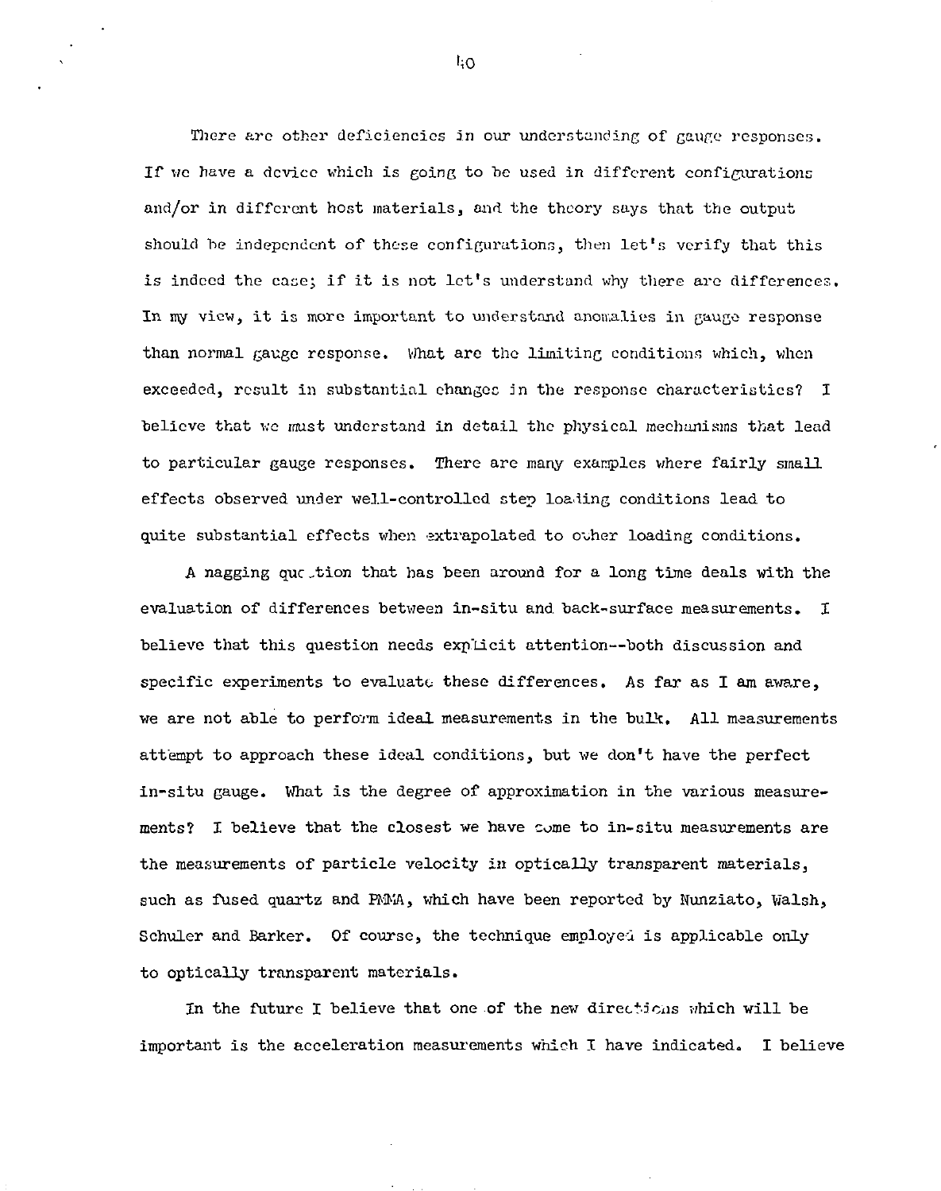There are other deficiencies in our understanding of gauge responses. If we have a device which is going to be used in different configurations and/or in different host materials, and the theory says that the output should be independent of these configurations, then let's verify that this is indeed the case; if it is not let's understand why there are differences. In my view, it is more important to understand anomalies in gauge response than normal gauge response. What are the limiting conditions which, when exceeded, result in substantial changes in the response characteristics? I believe that we must understand in detail the physical mechanisms that lead to particular gauge responses. There are many examples where fairly small effects observed under well-controlled step loading conditions lead to quite substantial effects when extrapolated to other loading conditions.

A nagging question that has been around for a long time deals with the evaluation of differences between in-situ and back-surface measurements. I believe that this question needs explicit attention--both discussion and specific experiments to evaluate these differences. As far as I am aware, we are not able to perform ideal measurements in the bulk. All measurements attempt to approach these ideal conditions, but we don't have the perfect in-situ gauge. What is the degree of approximation in the various measurements? I believe that the closest we have come to in-situ measurements are the measurements of particle velocity in optically transparent materials, such as fused quartz and PMMA, which have been reported by Nunziato, Walsh, Schuler and Barker. Of course, the technique employed is applicable only to optically transparent materials.

In the future I believe that one of the new directions which will be important is the acceleration measurements which I have indicated. I believe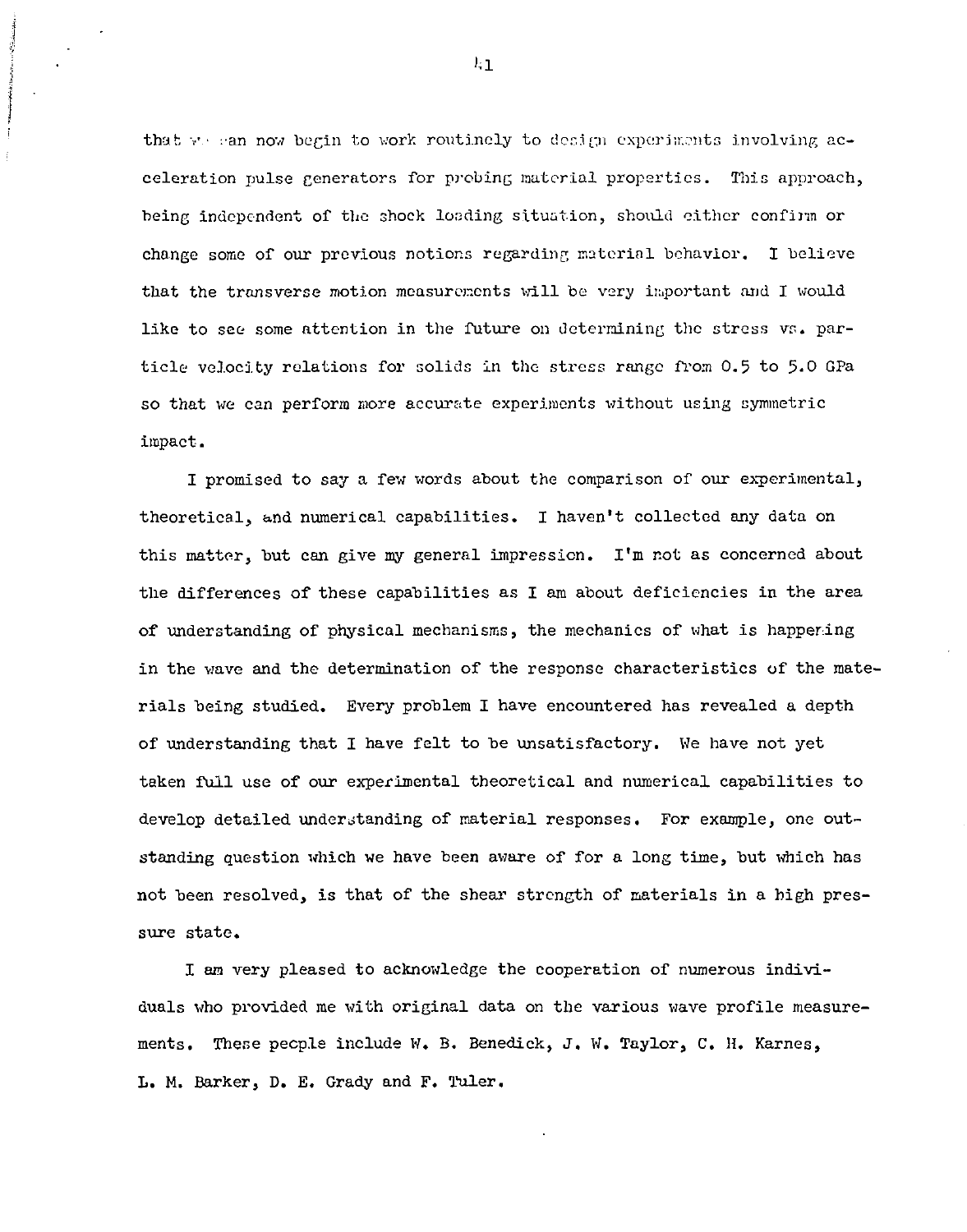that we can now begin to work routinely to design experiments involving acceleration pulse generators for probing material properties. This approach, being independent of the shock loading situation, should either confirm or change some of our previous notions regarding material behavior. I believe that the transverse motion measurements will be very important and I would like to see some attention in the future on determining the stress vs. particle velocity relations for solids in the stress range from 0.5 to 5.0 GPa so that we can perform more accurate experiments without using symmetric impact.

I promised to say a few words about the comparison of our experimental, theoretical, and numerical capabilities. I haven't collected any data on this matter, but can give my general impression. I'm not as concerned about the differences of these capabilities as I am about deficiencies in the area of understanding of physical mechanisms, the mechanics of what is happening in the wave and the determination of the response characteristics of the materials being studied. Every problem I have encountered has revealed a depth of understanding that I have felt to be unsatisfactory. We have not yet taken full use of our experimental theoretical and numerical capabilities to develop detailed understanding of material responses. For example, one outstanding question which we have been aware of for a long time, but which has not been resolved, is that of the shear strength of materials in a high pressure state.

I am very pleased to acknowledge the cooperation of numerous individuals who provided me with original data on the various wave profile measurements. These people include W. B. Benedick, J. W. Taylor, C. H. Karnes, L. M. Barker, D. E. Grady and F. Tuler.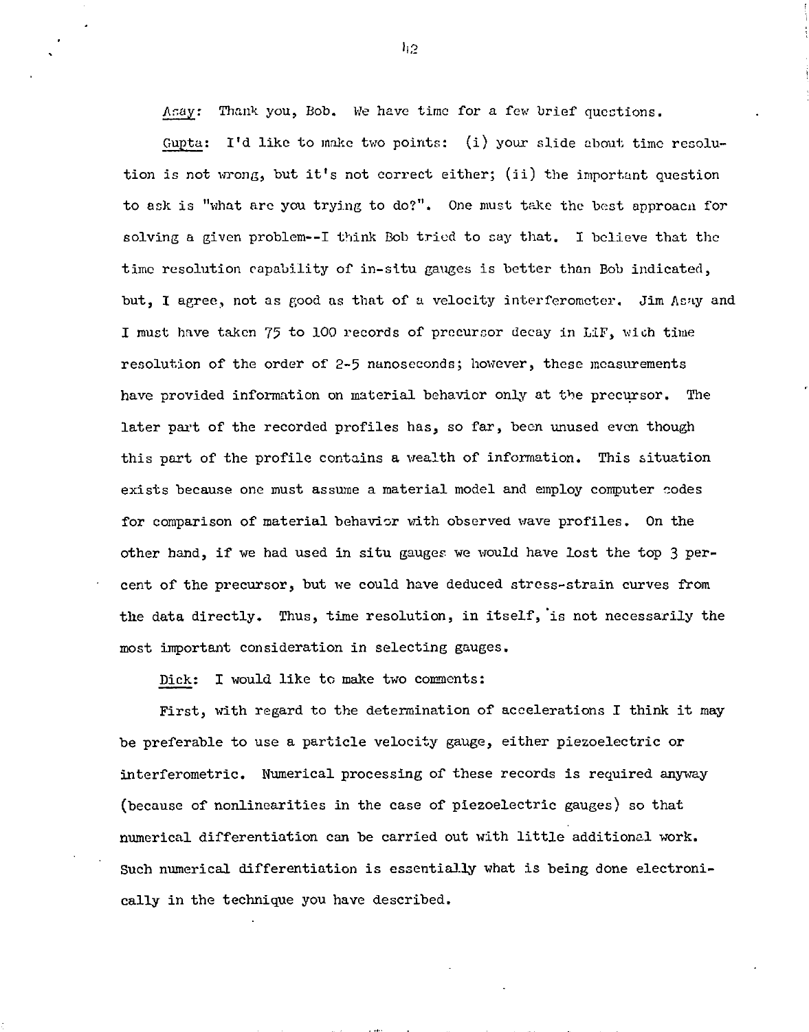Asay: Thank you, Bob. We have time for a few brief questions.

Gupta: I'd like to make two points: (i) your slide about time resolution is not wrong, but it's not correct either; (ii) the important question to ask is "what are you trying to do?". One must take the best approach for solving a given problem--I think Bob tried to say that. I believe that the time resolution capability of in-situ gauges is better than Bob indicated, but, I agree, not as good as that of a velocity interferometer. Jim Asay and I must have taken 75 to 100 records of precursor decay in LiF, with time resolution of the order of 2-5 nanoseconds; however, these measurements have provided information on material behavior only at the precursor. The later part of the recorded profiles has, so far, been unused even though this part of the profile contains a wealth of information. This situation exists because one must assume a material model and employ computer codes for comparison of material behavior with observed wave profiles. On the other hand, if we had used in situ gauges we would have lost the top 3 percent of the precursor, but we could have deduced stress-strain curves from the data directly. Thus, time resolution, in itself, is not necessarily the most important consideration in selecting gauges.

Dick: I would like to make two comments:

First, with regard to the determination of accelerations I think it may be preferable to use a particle velocity gauge, either piezoelectric or interferometric. Numerical processing of these records is required anyway (because of nonlinearities in the case of piezoelectric gauges) so that numerical differentiation can be carried out with little additional work. Such numerical differentiation is essentially what is being done electronically in the technique you have described.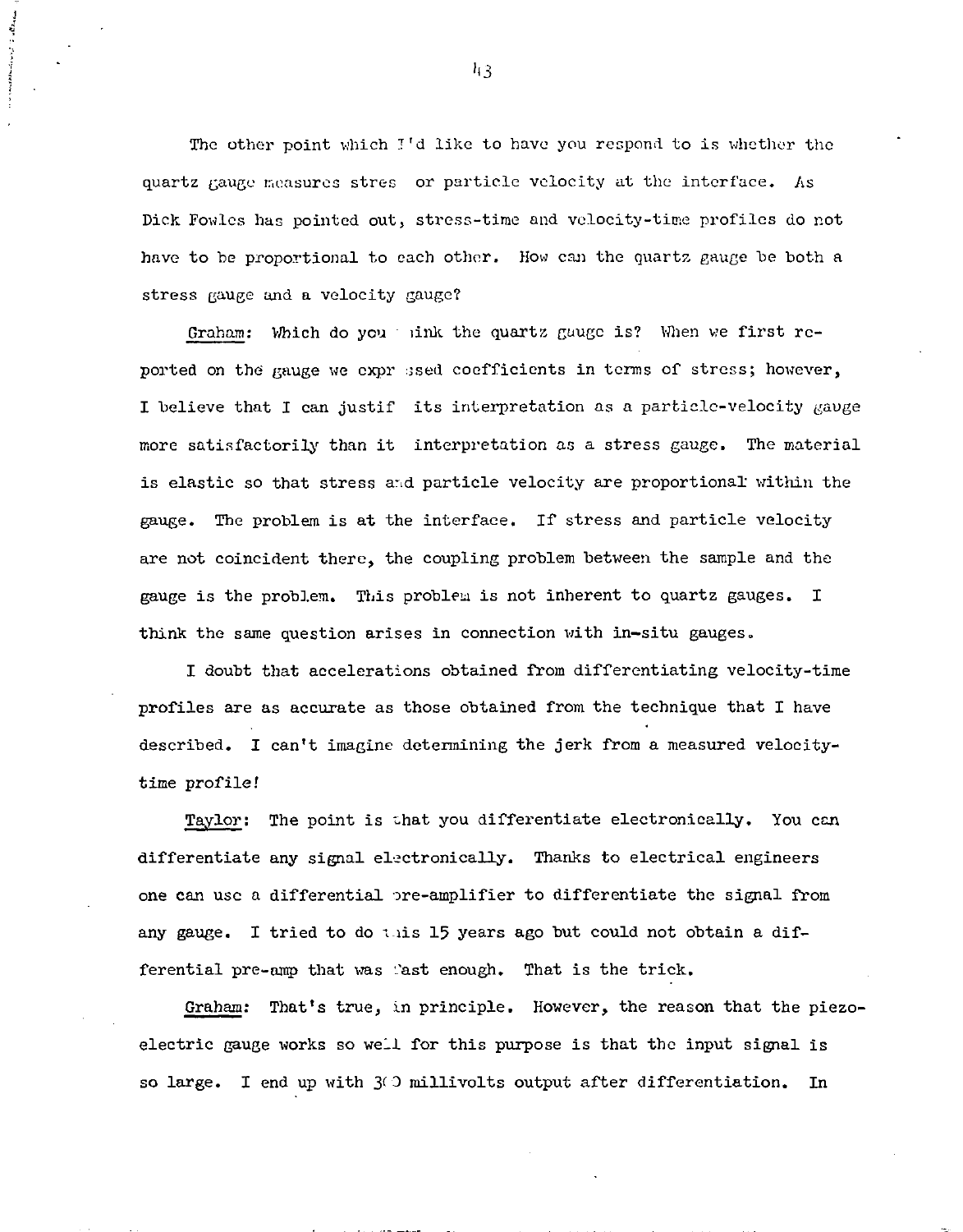The other point which I'd like to have you respond to is whether the quartz gauge measures stres  or particle velocity at the interface. As Dick Fowles has pointed out, stress-time and velocity-time profiles do not have to be proportional to each other. How can the quartz gauge be both a stress gauge and a velocity gauge?

Graham: Which do you  hink the quartz gauge is? When we first reported on the gauge we expr  ssed coefficients in terms of stress; however, I believe that I can justif  its interpretation as a particle-velocity gauge more satisfactorily than it  interpretation as a stress gauge. The material is elastic so that stress and particle velocity are proportional within the gauge. The problem is at the interface. If stress and particle velocity are not coincident there, the coupling problem between the sample and the gauge is the problem. This problem is not inherent to quartz gauges. I think the same question arises in connection with in-situ gauges.

I doubt that accelerations obtained from differentiating velocity-time profiles are as accurate as those obtained from the technique that I have described. I can't imagine determining the jerk from a measured velocity-time profile!

Taylor: The point is that you differentiate electronically. You can differentiate any signal electronically. Thanks to electrical engineers one can use a differential pre-amplifier to differentiate the signal from any gauge. I tried to do this 15 years ago but could not obtain a differential pre-amp that was fast enough. That is the trick.

Graham: That's true, in principle. However, the reason that the piezoelectric gauge works so well for this purpose is that the input signal is so large. I end up with 300 millivolts output after differentiation. In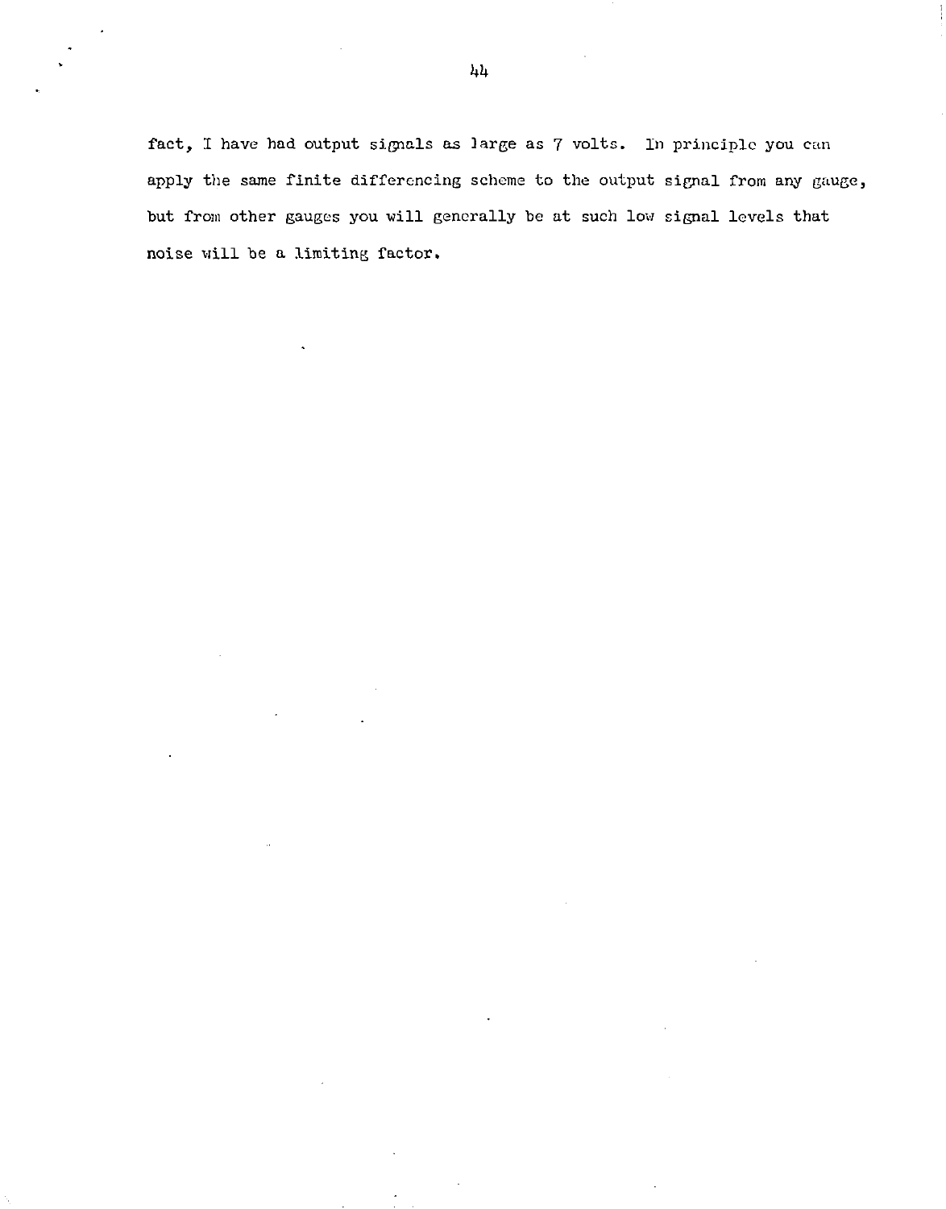fact, I have had output signals as large as 7 volts. In principle you can apply the same finite differencing scheme to the output signal from any gauge, but from other gauges you will generally be at such low signal levels that noise will be a limiting factor.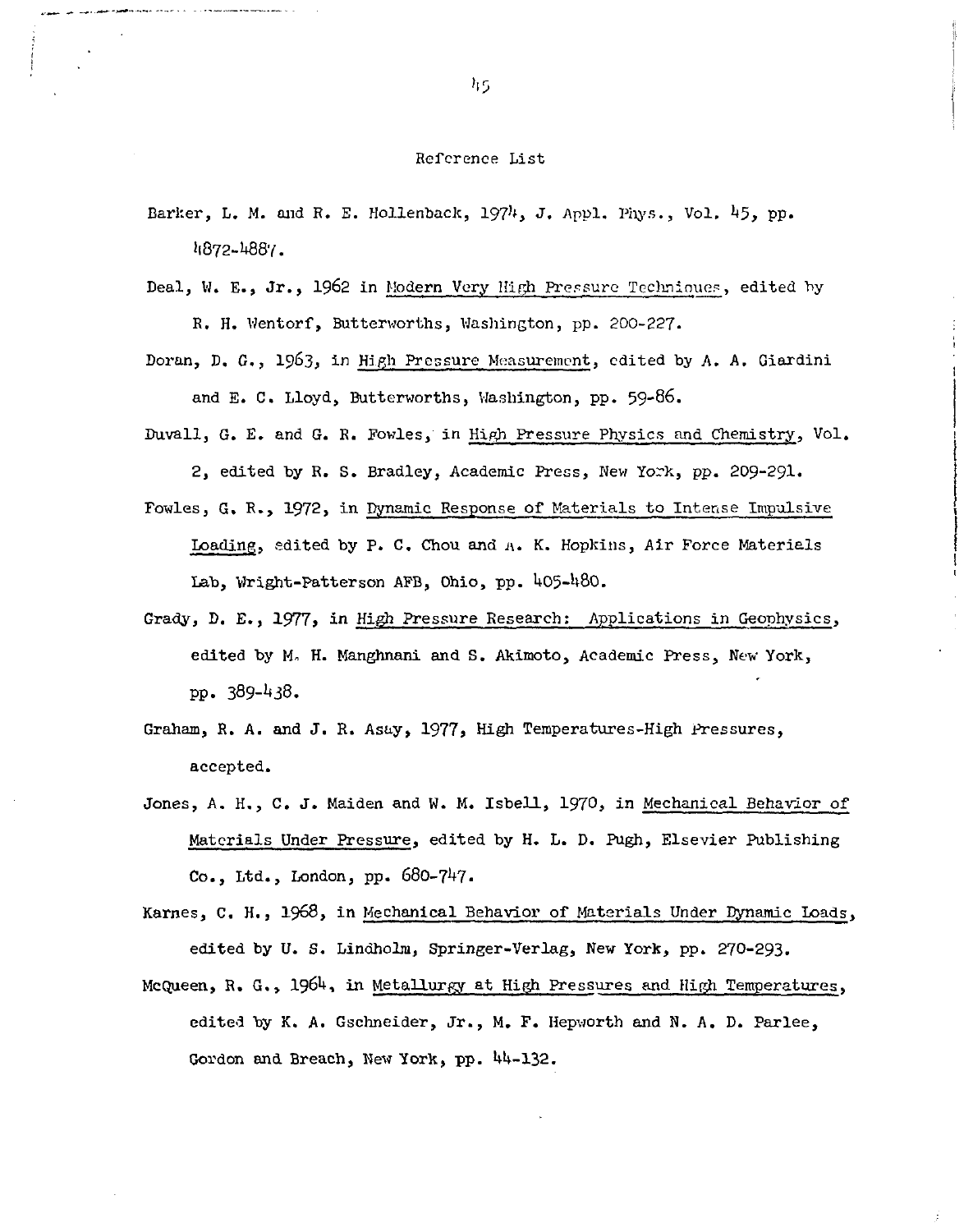# Reference List

Barker, L. M. and R. E. Hollenback, 1974, J. Appl. Phys., Vol. 45, pp. 4872-4887.

Deal, W. E., Jr., 1962 in Modern Very High Pressure Techniques, edited by R. H. Wentorf, Butterworths, Washington, pp. 200-227.

Doran, D. G., 1963, in High Pressure Measurement, edited by A. A. Giardini and E. C. Lloyd, Butterworths, Washington, pp. 59-86.

Duvall, G. E. and G. R. Fowles, in High Pressure Physics and Chemistry, Vol. 2, edited by R. S. Bradley, Academic Press, New York, pp. 209-291.

Fowles, G. R., 1972, in Dynamic Response of Materials to Intense Impulsive Loading, edited by P. C. Chou and A. K. Hopkins, Air Force Materials Lab, Wright-Patterson AFB, Ohio, pp. 405-480.

Grady, D. E., 1977, in High Pressure Research: Applications in Geophysics, edited by M. H. Manghnani and S. Akimoto, Academic Press, New York, pp. 389-438.

Graham, R. A. and J. R. Asay, 1977, High Temperatures-High Pressures, accepted.

Jones, A. H., C. J. Maiden and W. M. Isbell, 1970, in Mechanical Behavior of Materials Under Pressure, edited by H. L. D. Pugh, Elsevier Publishing Co., Ltd., London, pp. 680-747.

Karnes, C. H., 1968, in Mechanical Behavior of Materials Under Dynamic Loads, edited by U. S. Lindholm, Springer-Verlag, New York, pp. 270-293.

McQueen, R. G., 1964, in Metallurgy at High Pressures and High Temperatures, edited by K. A. Gschneider, Jr., M. F. Hepworth and N. A. D. Parlee, Gordon and Breach, New York, pp. 44-132.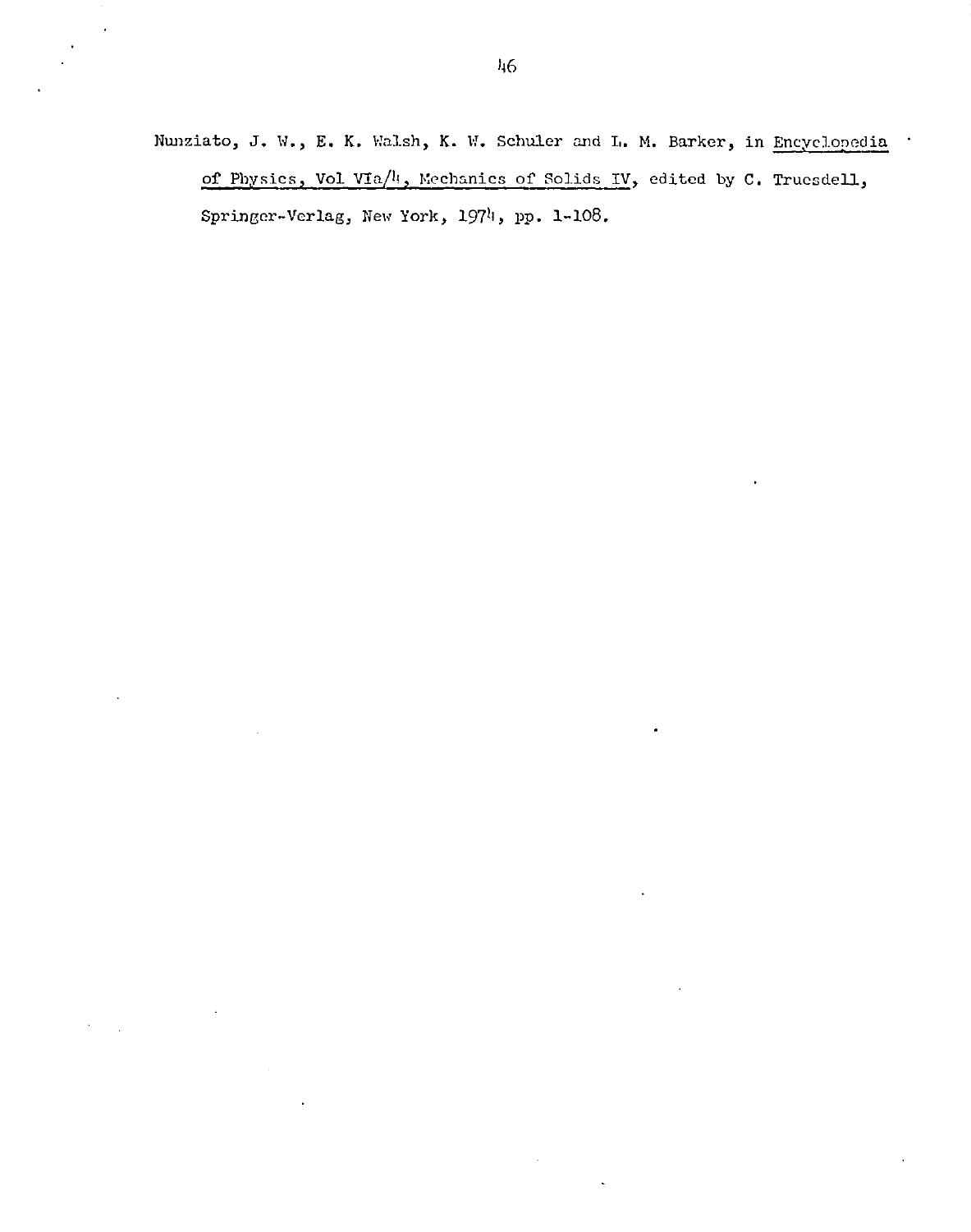Nunziato, J. W., E. K. Walsh, K. W. Schuler and L. M. Barker, in Encyclopedia of Physics, Vol VIa/4, Mechanics of Solids IV, edited by C. Truesdell, Springer-Verlag, New York, 1974, pp. 1-108.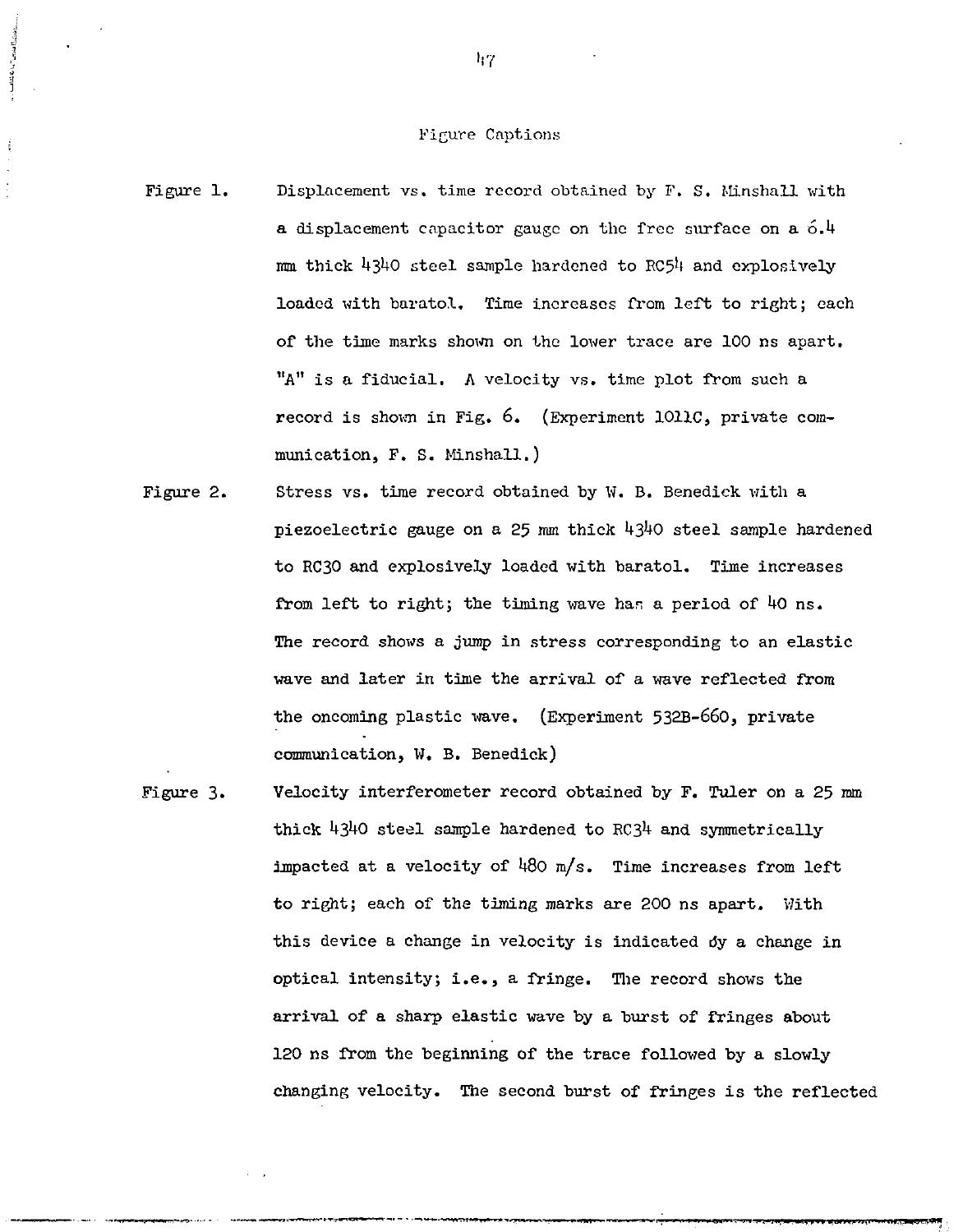## Figure Captions

Figure 1. Displacement vs. time record obtained by F. S. Minshall with a displacement capacitor gauge on the free surface on a 6.4 mm thick 4340 steel sample hardened to RC54 and explosively loaded with baratol. Time increases from left to right; each of the time marks shown on the lower trace are 100 ns apart. "A" is a fiducial. A velocity vs. time plot from such a record is shown in Fig. 6. (Experiment 1011C, private communication, F. S. Minshall.)

Figure 2. Stress vs. time record obtained by W. B. Benedick with a piezoelectric gauge on a 25 mm thick 4340 steel sample hardened to RC30 and explosively loaded with baratol. Time increases from left to right; the timing wave has a period of 40 ns. The record shows a jump in stress corresponding to an elastic wave and later in time the arrival of a wave reflected from the oncoming plastic wave. (Experiment 532B-660, private communication, W. B. Benedick)

Figure 3. Velocity interferometer record obtained by F. Tuler on a 25 mm thick 4340 steel sample hardened to RC34 and symmetrically impacted at a velocity of 480 m/s. Time increases from left to right; each of the timing marks are 200 ns apart. With this device a change in velocity is indicated by a change in optical intensity; i.e., a fringe. The record shows the arrival of a sharp elastic wave by a burst of fringes about 120 ns from the beginning of the trace followed by a slowly changing velocity. The second burst of fringes is the reflected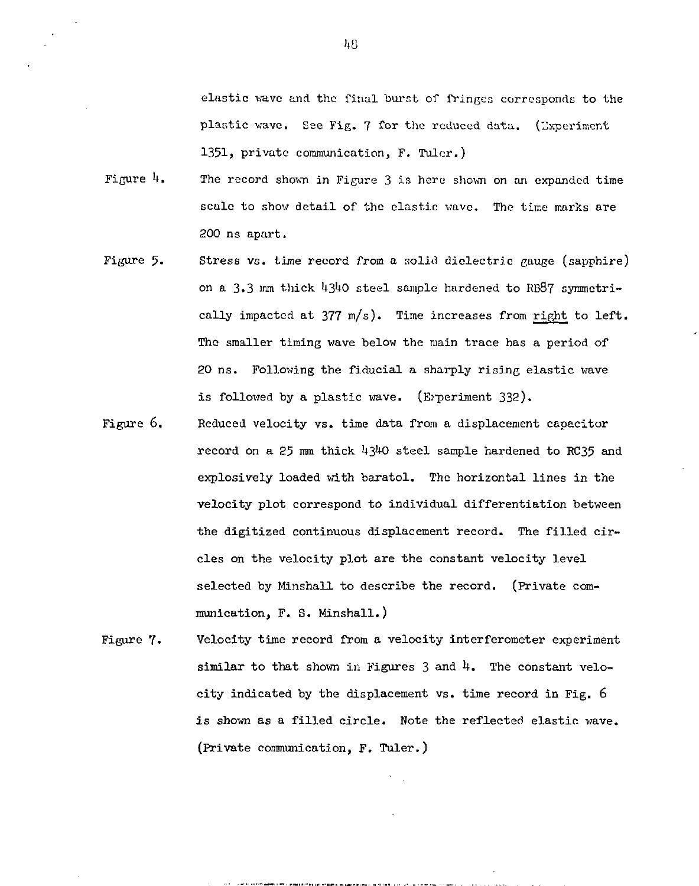elastic wave and the final burst of fringes corresponds to the plastic wave. See Fig. 7 for the reduced data. (Experiment 1351, private communication, F. Tuler.)

Figure 4. The record shown in Figure 3 is here shown on an expanded time scale to show detail of the elastic wave. The time marks are 200 ns apart.

Figure 5. Stress vs. time record from a solid dielectric gauge (sapphire) on a 3.3 mm thick 4340 steel sample hardened to RB87 symmetrically impacted at 377 m/s). Time increases from <u>right</u> to left. The smaller timing wave below the main trace has a period of 20 ns. Following the fiducial a sharply rising elastic wave is followed by a plastic wave. (Experiment 332).

Figure 6. Reduced velocity vs. time data from a displacement capacitor record on a 25 mm thick 4340 steel sample hardened to RC35 and explosively loaded with baratol. The horizontal lines in the velocity plot correspond to individual differentiation between the digitized continuous displacement record. The filled circles on the velocity plot are the constant velocity level selected by Minshall to describe the record. (Private communication, F. S. Minshall.)

Figure 7. Velocity time record from a velocity interferometer experiment similar to that shown in Figures 3 and 4. The constant velocity indicated by the displacement vs. time record in Fig. 6 is shown as a filled circle. Note the reflected elastic wave. (Private communication, F. Tuler.)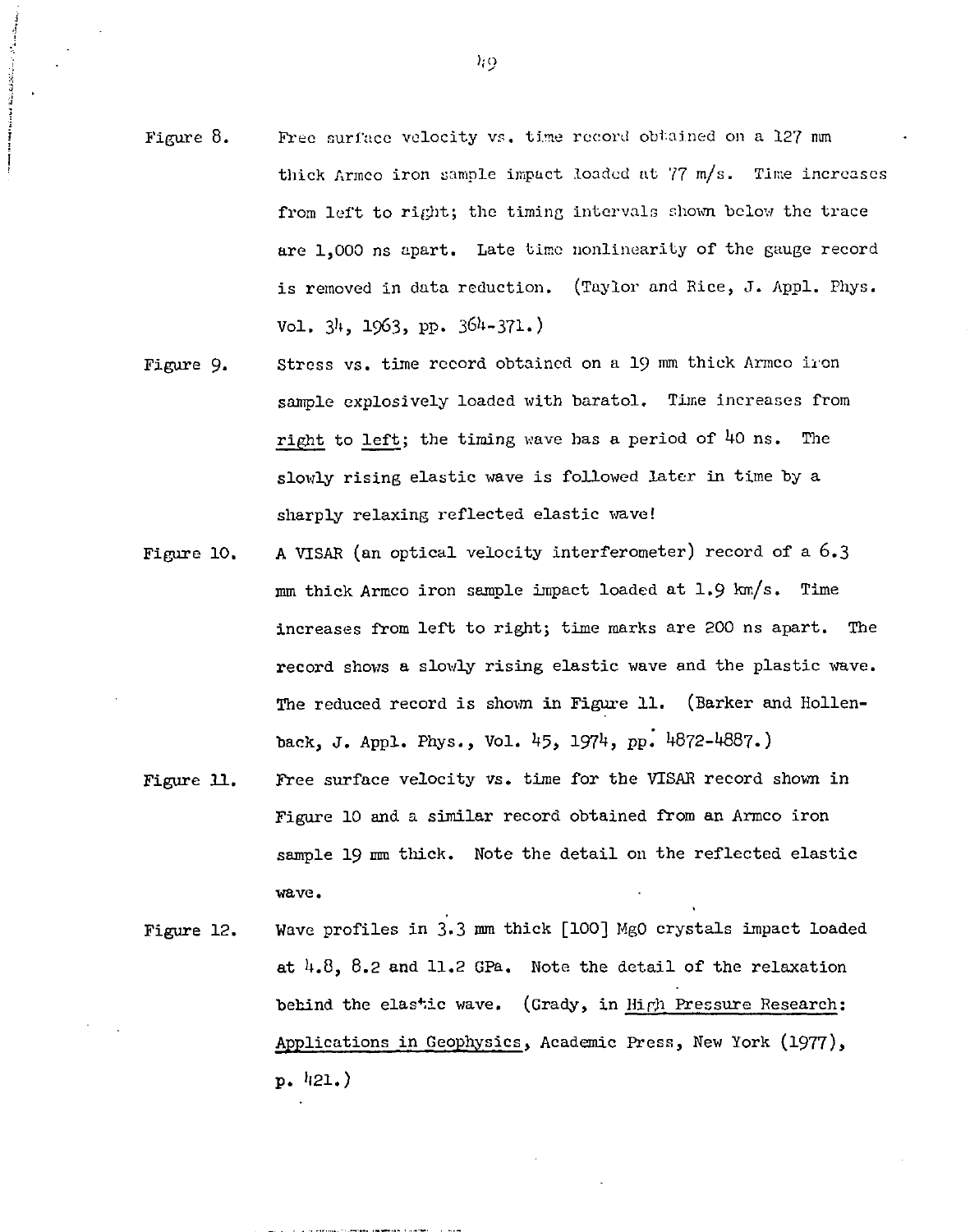Figure 8. Free surface velocity vs. time record obtained on a 127 mm thick Armco iron sample impact loaded at 77 m/s. Time increases from left to right; the timing intervals shown below the trace are 1,000 ns apart. Late time nonlinearity of the gauge record is removed in data reduction. (Taylor and Rice, J. Appl. Phys. Vol. 34, 1963, pp. 364-371.)

Figure 9. Stress vs. time record obtained on a 19 mm thick Armco iron sample explosively loaded with baratol. Time increases from right to left; the timing wave has a period of 40 ns. The slowly rising elastic wave is followed later in time by a sharply relaxing reflected elastic wave!

Figure 10. A VISAR (an optical velocity interferometer) record of a 6.3 mm thick Armco iron sample impact loaded at 1.9 km/s. Time increases from left to right; time marks are 200 ns apart. The record shows a slowly rising elastic wave and the plastic wave. The reduced record is shown in Figure 11. (Barker and Hollenback, J. Appl. Phys., Vol. 45, 1974, pp. 4872-4887.)

Figure 11. Free surface velocity vs. time for the VISAR record shown in Figure 10 and a similar record obtained from an Armco iron sample 19 mm thick. Note the detail on the reflected elastic wave.

Figure 12. Wave profiles in 3.3 mm thick [100] MgO crystals impact loaded at 4.8, 8.2 and 11.2 GPa. Note the detail of the relaxation behind the elastic wave. (Grady, in High Pressure Research: Applications in Geophysics, Academic Press, New York (1977), p. 421.)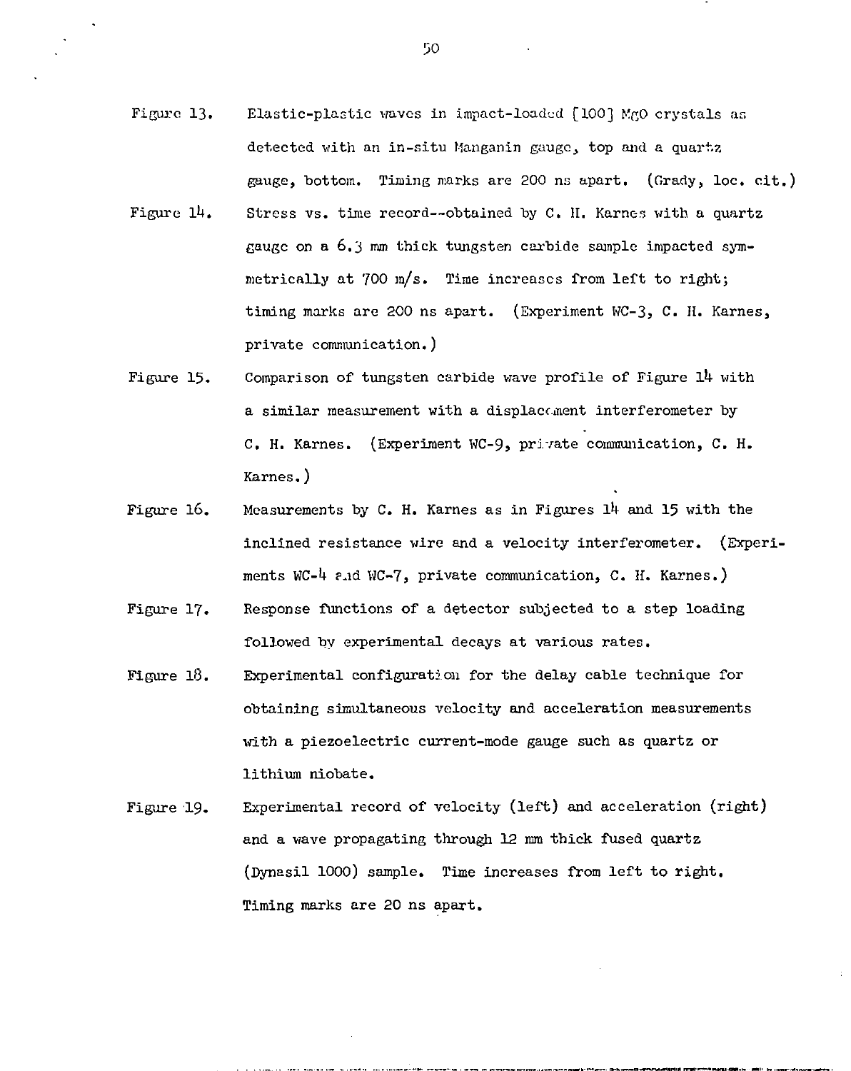Figure 13. Elastic-plastic waves in impact-loaded [100] MgO crystals as detected with an in-situ Manganin gauge, top and a quartz gauge, bottom. Timing marks are 200 ns apart. (Grady, loc. cit.)

Figure 14. Stress vs. time record--obtained by C. H. Karnes with a quartz gauge on a 6.3 mm thick tungsten carbide sample impacted symmetrically at 700 m/s. Time increases from left to right; timing marks are 200 ns apart. (Experiment WC-3, C. H. Karnes, private communication.)

Figure 15. Comparison of tungsten carbide wave profile of Figure 14 with a similar measurement with a displacement interferometer by C. H. Karnes. (Experiment WC-9, private communication, C. H. Karnes.)

Figure 16. Measurements by C. H. Karnes as in Figures 14 and 15 with the inclined resistance wire and a velocity interferometer. (Experiments WC-4 and WC-7, private communication, C. H. Karnes.)

Figure 17. Response functions of a detector subjected to a step loading followed by experimental decays at various rates.

Figure 18. Experimental configuration for the delay cable technique for obtaining simultaneous velocity and acceleration measurements with a piezoelectric current-mode gauge such as quartz or lithium niobate.

Figure 19. Experimental record of velocity (left) and acceleration (right) and a wave propagating through 12 mm thick fused quartz (Dynasil 1000) sample. Time increases from left to right. Timing marks are 20 ns apart.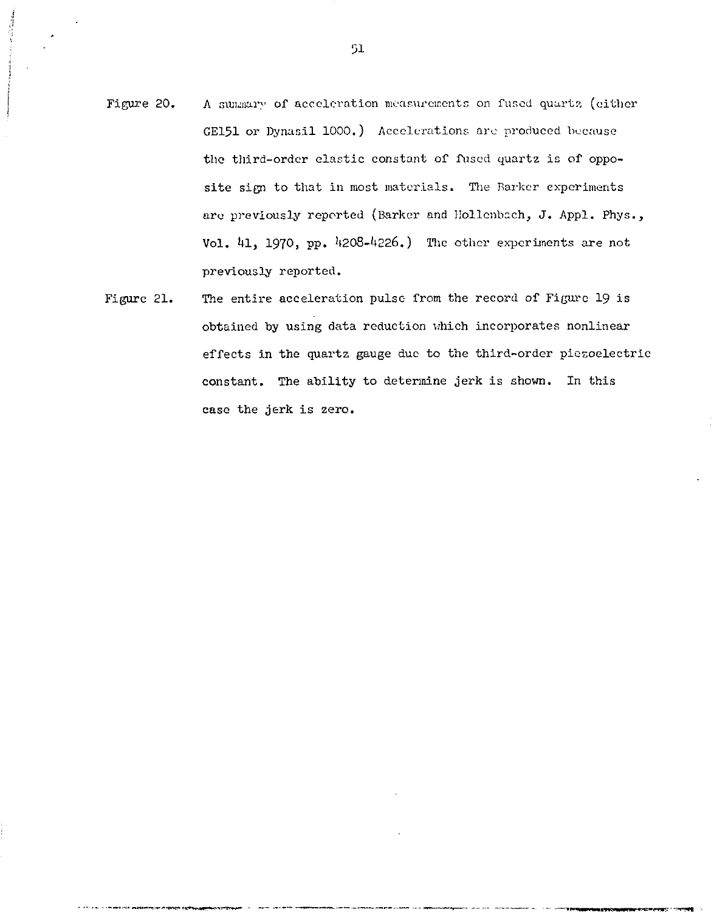Figure 20. A summary of acceleration measurements on fused quartz (either GE151 or Dynasil 1000.) Accelerations are produced because the third-order elastic constant of fused quartz is of opposite sign to that in most materials. The Barker experiments are previously reported (Barker and Hollenbach, J. Appl. Phys., Vol. 41, 1970, pp. 4208-4226.) The other experiments are not previously reported.

Figure 21. The entire acceleration pulse from the record of Figure 19 is obtained by using data reduction which incorporates nonlinear effects in the quartz gauge due to the third-order piezoelectric constant. The ability to determine jerk is shown. In this case the jerk is zero.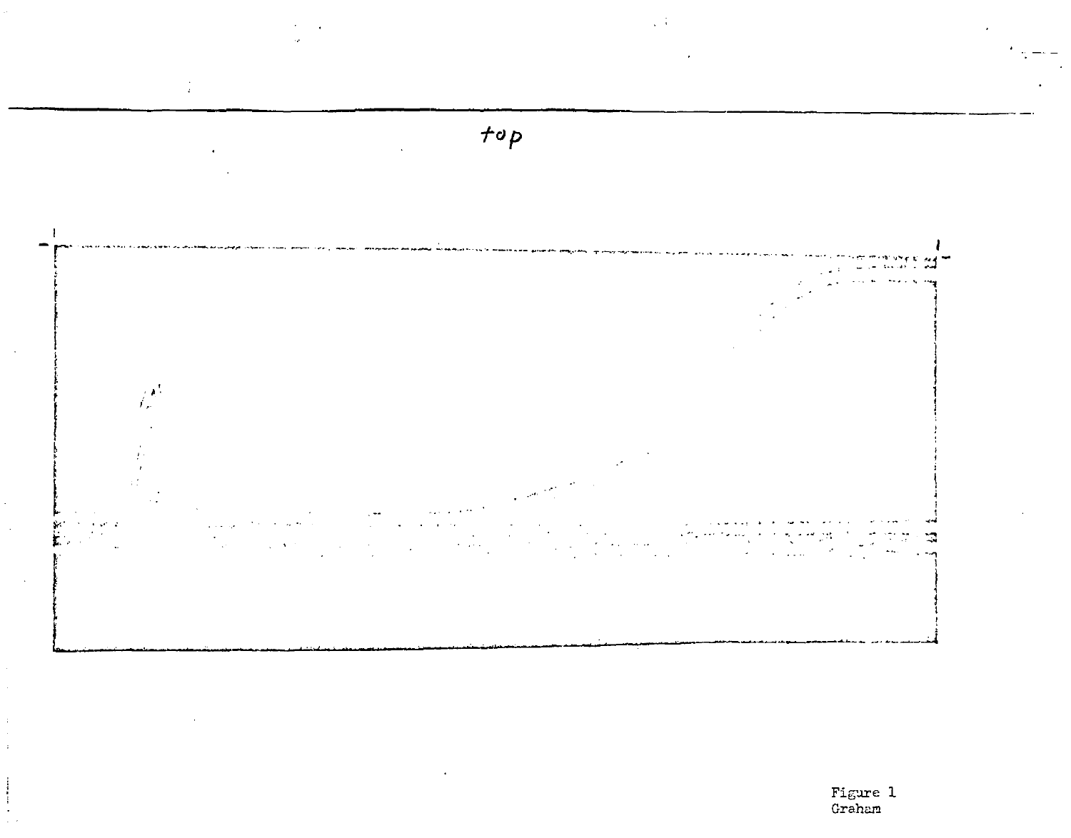top

Figure 1
Graham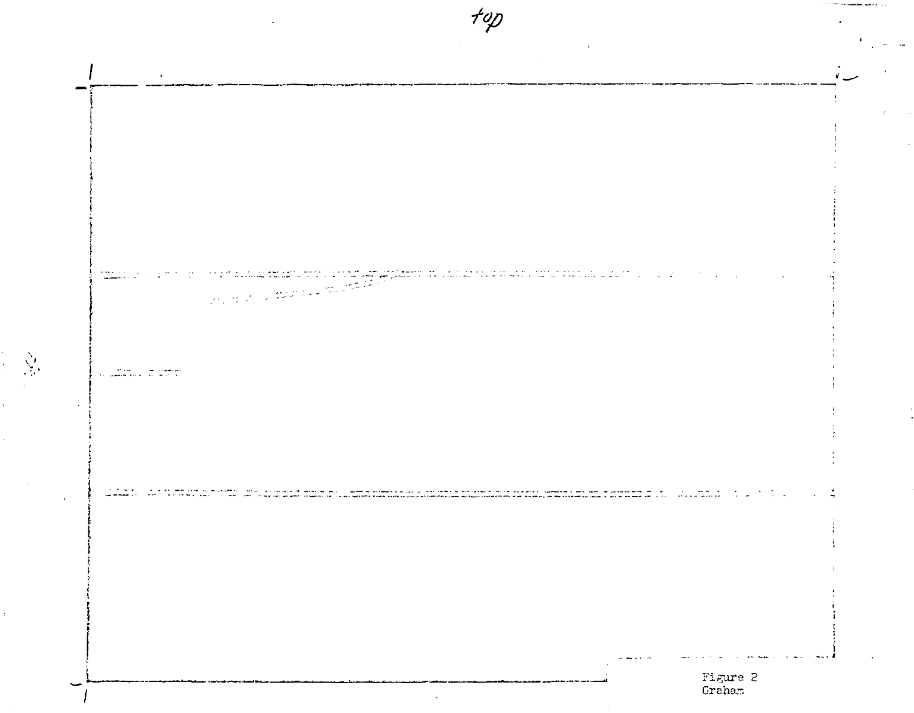top

Figure 2
Graham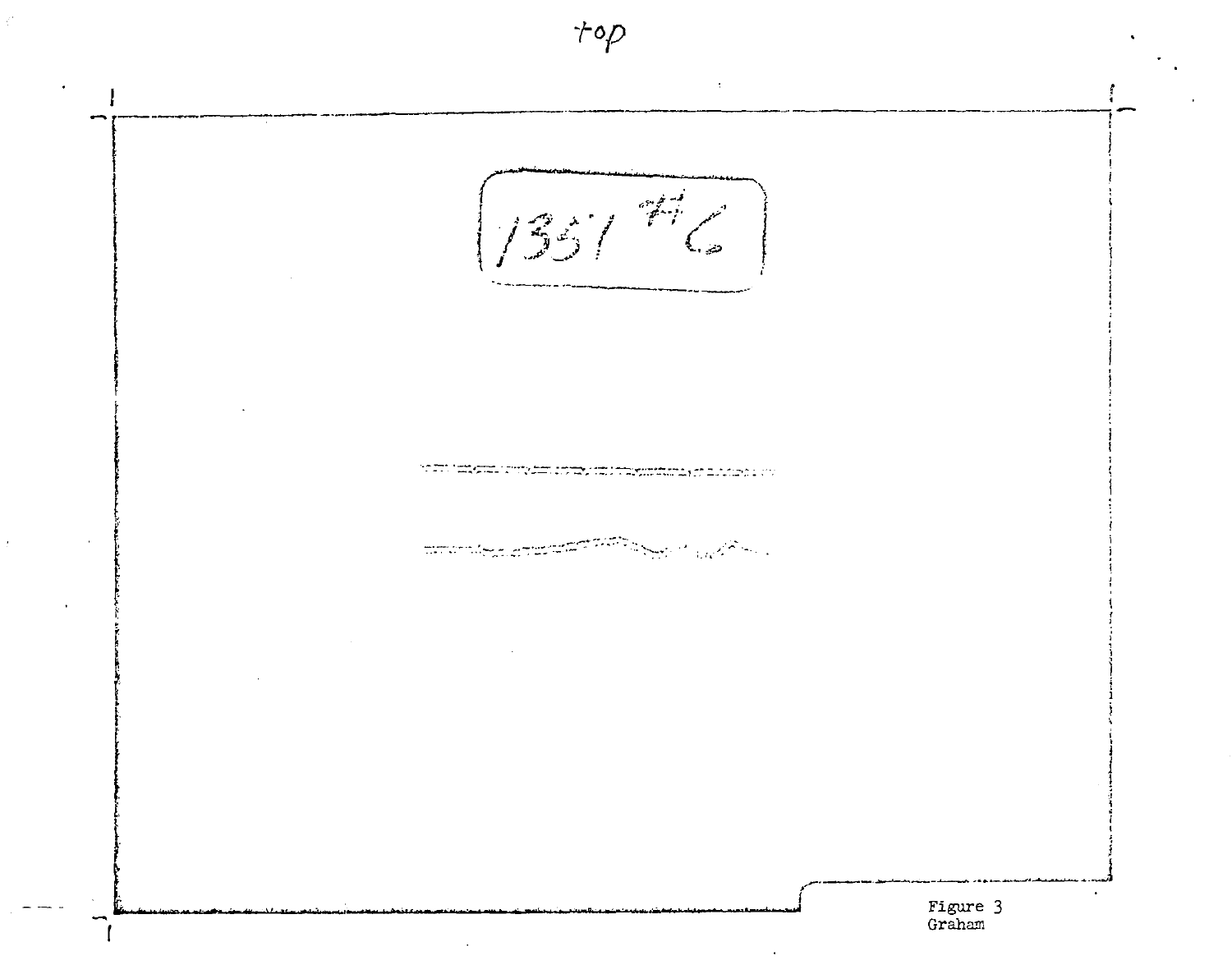top

1331 #6

Figure 3
Graham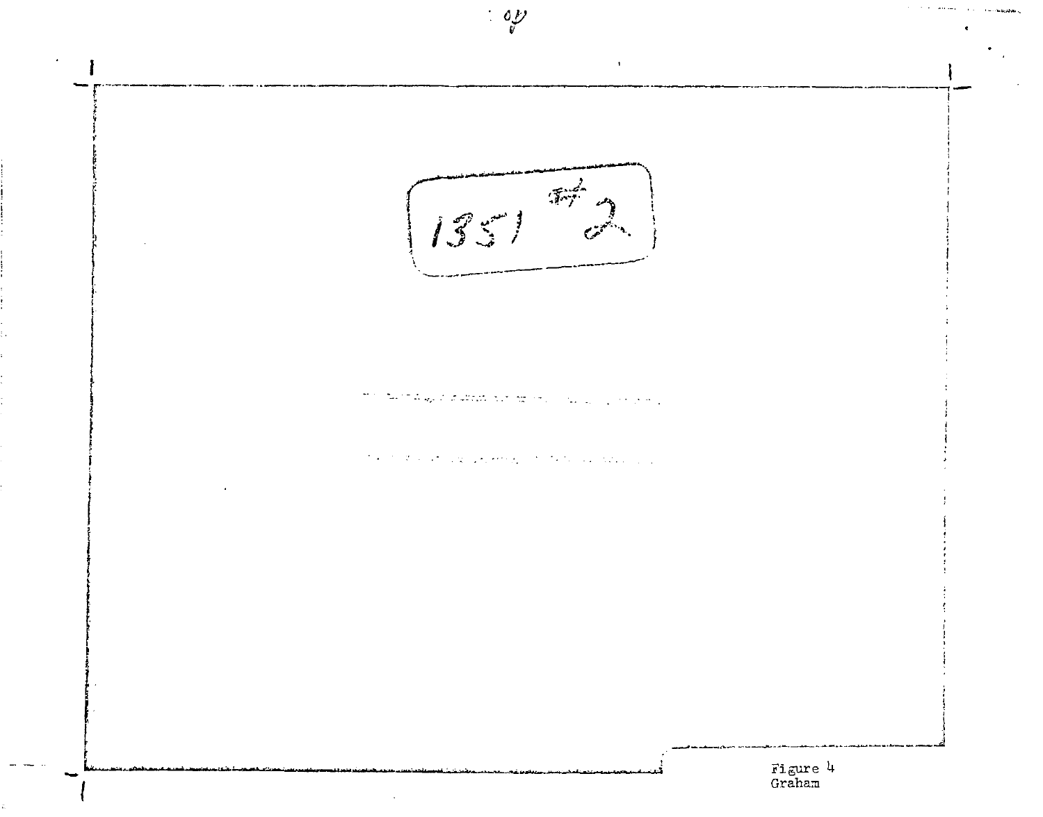1351 #2

Figure 4
Graham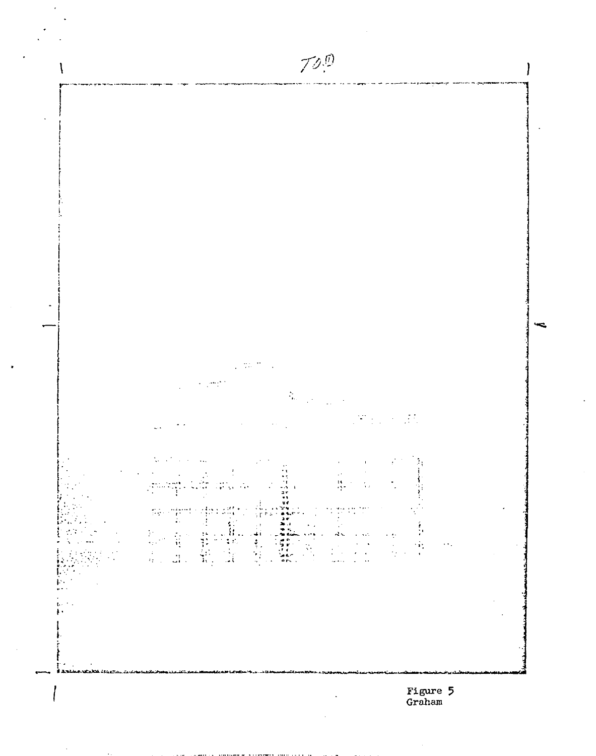TOP

Figure 5
Graham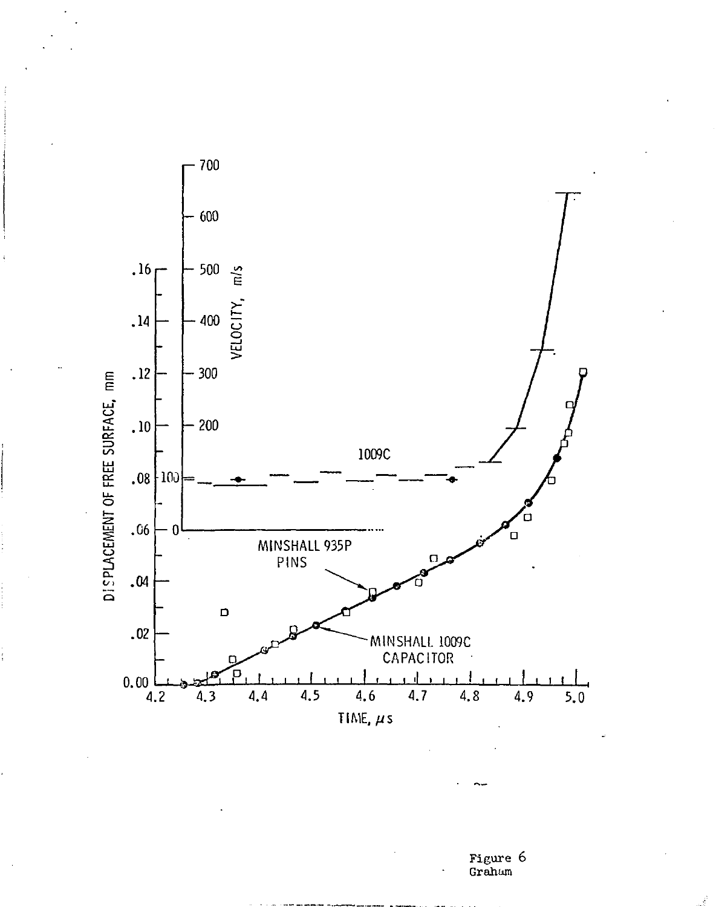700

600

.16

500

.14

400

VELOCITY, m/s

.12

300

DISPLACEMENT OF FREE SURFACE, mm

.10

200

1009C

.08

100

.06

0

MINSHALL 935P PINS

.04

.02

MINSHALL 1009C CAPACITOR

0.00

4.2 4.3 4.4 4.5 4.6 4.7 4.8 4.9 5.0

TIME, $\mu s$

Figure 6
Graham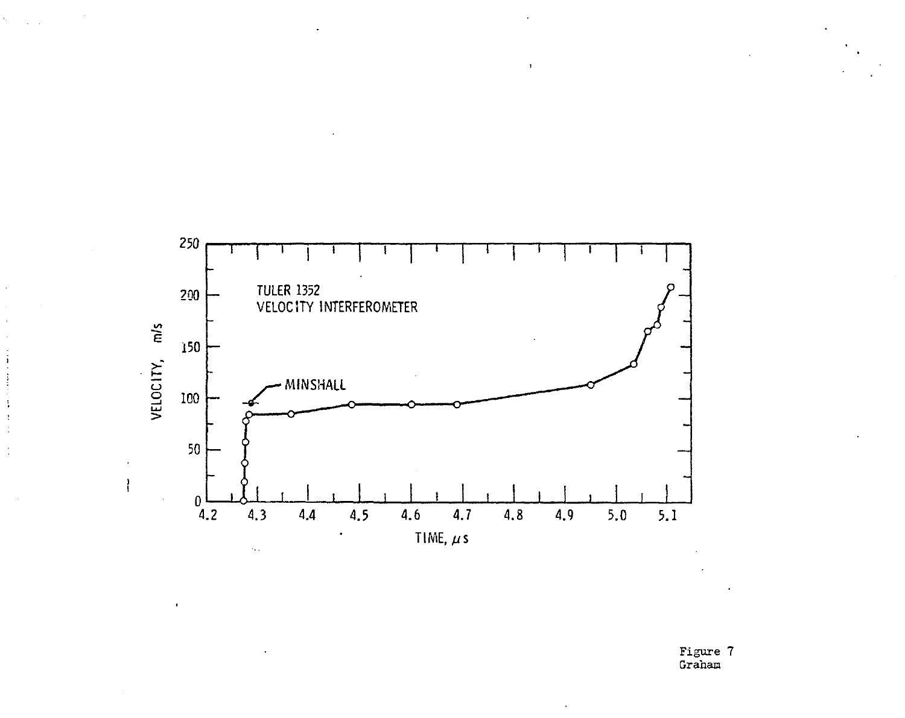TULER 1352
VELOCITY INTERFEROMETER

MINSHALL

VELOCITY, m/s

0
50
100
150
200
250

TIME, $\mu$s

4.2
4.3
4.4
4.5
4.6
4.7
4.8
4.9
5.0
5.1

Figure 7
Graham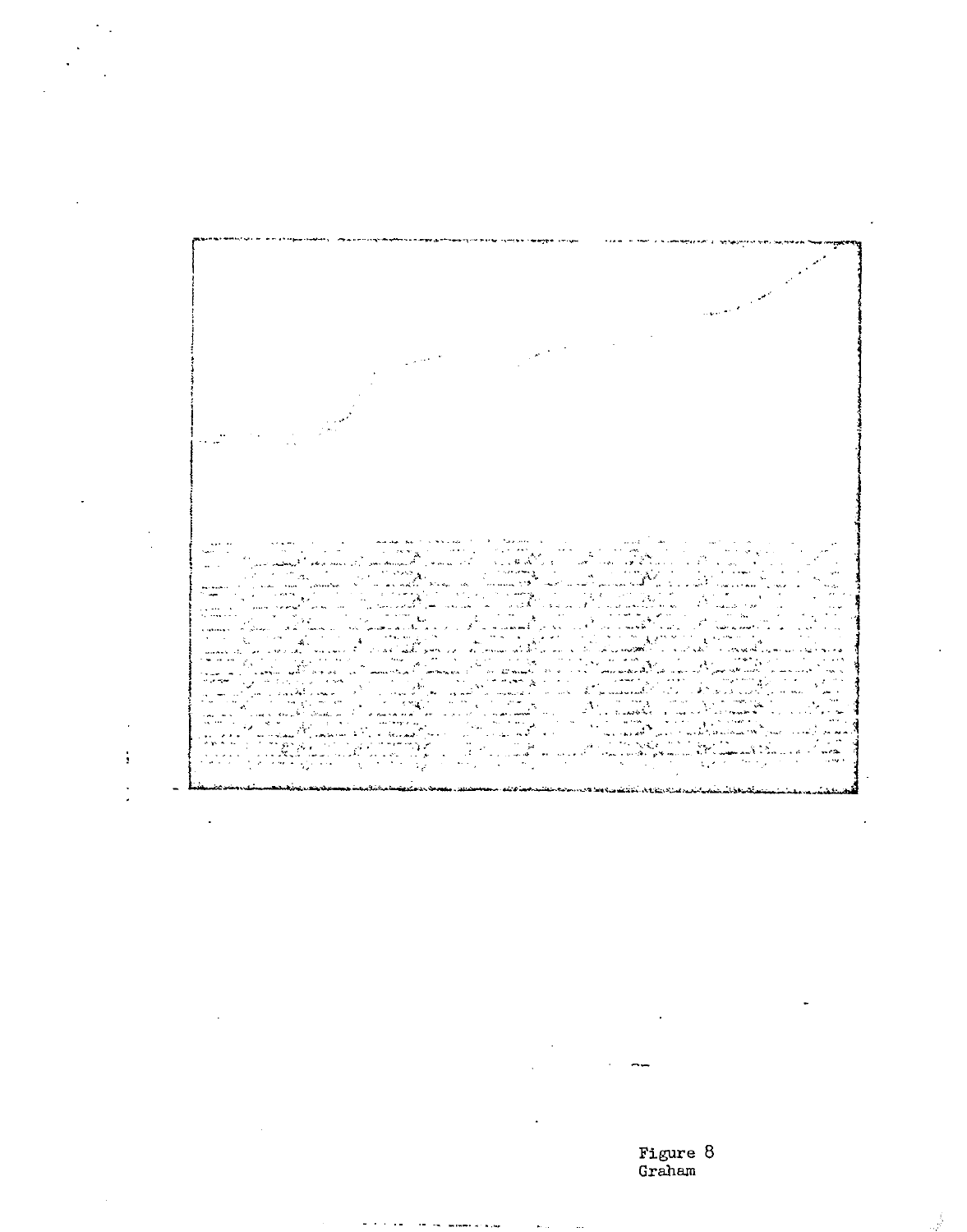Figure 8
Graham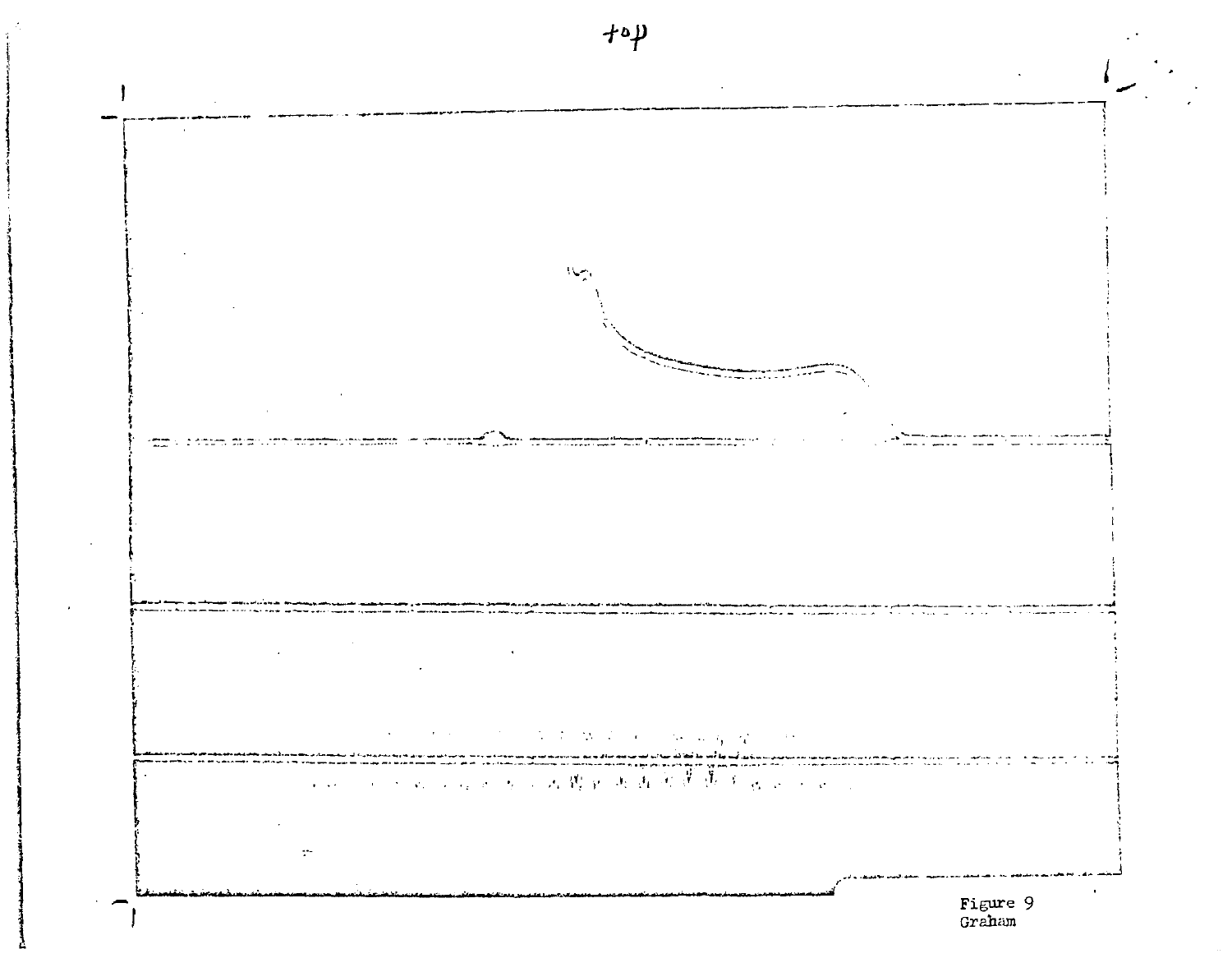top

Figure 9
Graham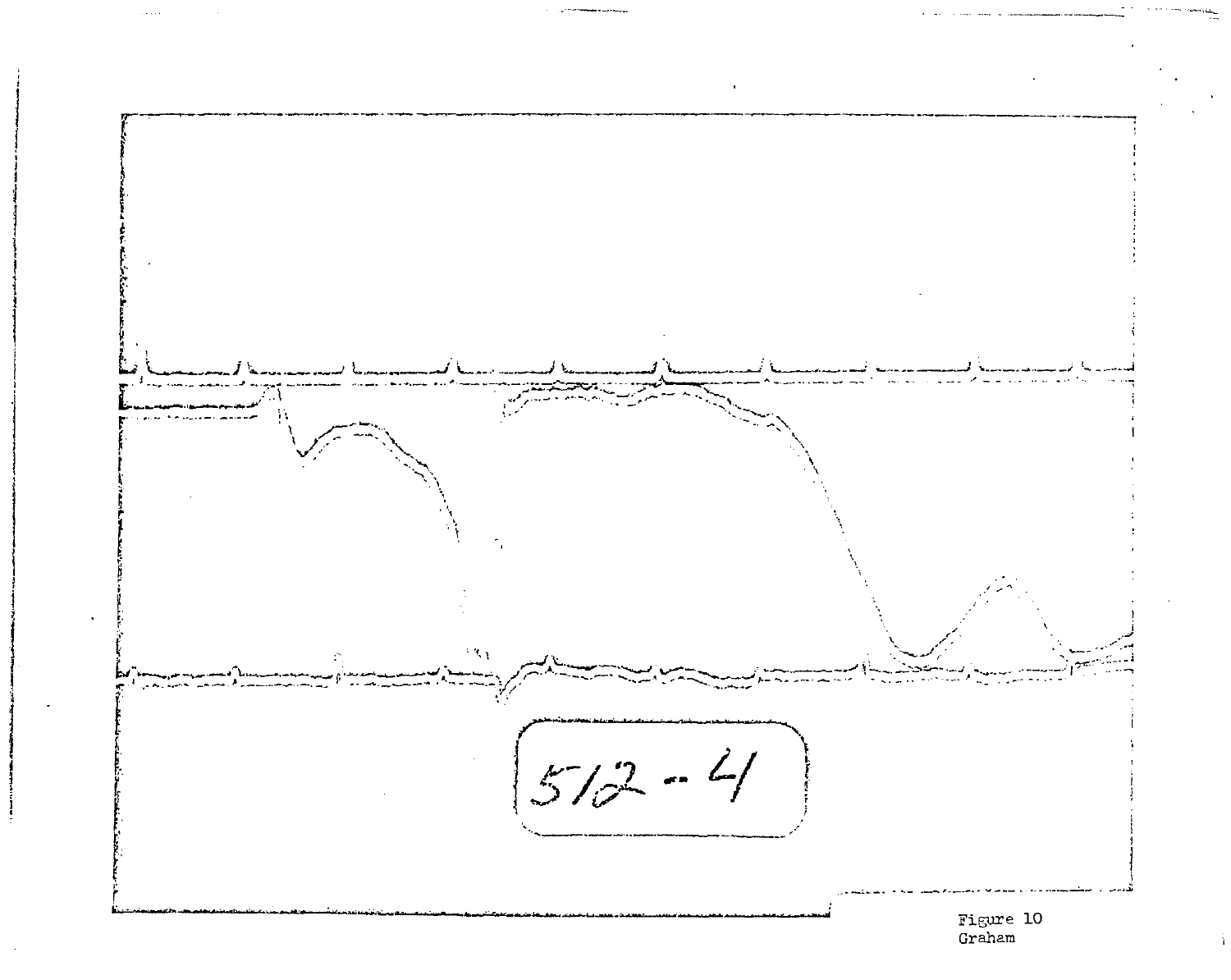512 - 4

Figure 10
Graham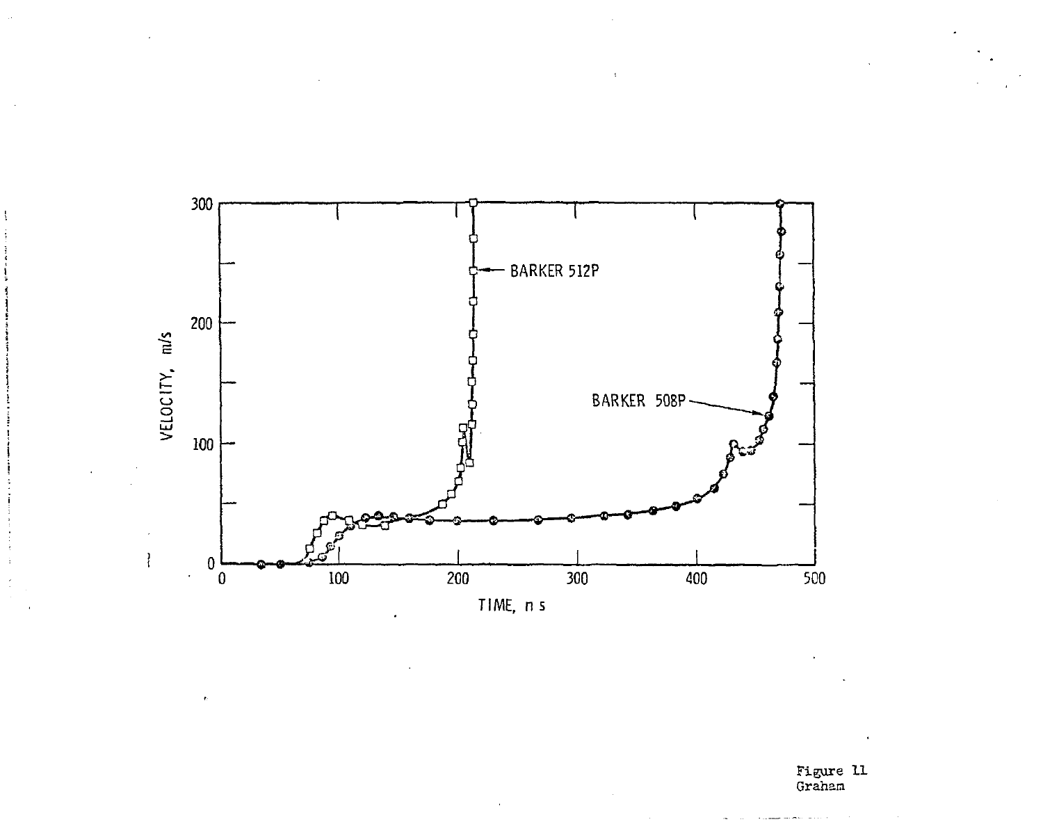Figure 11
Graham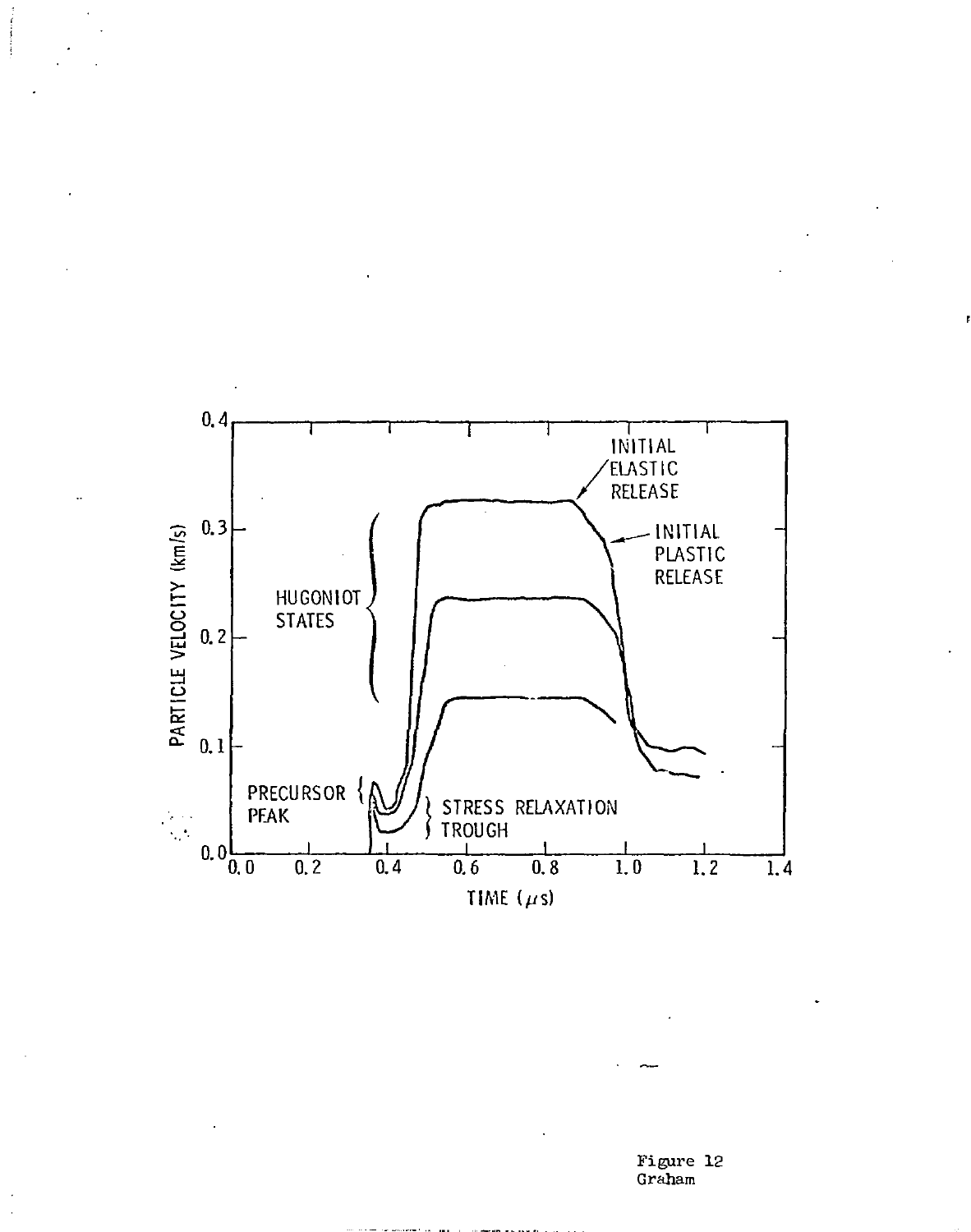Figure 12
Graham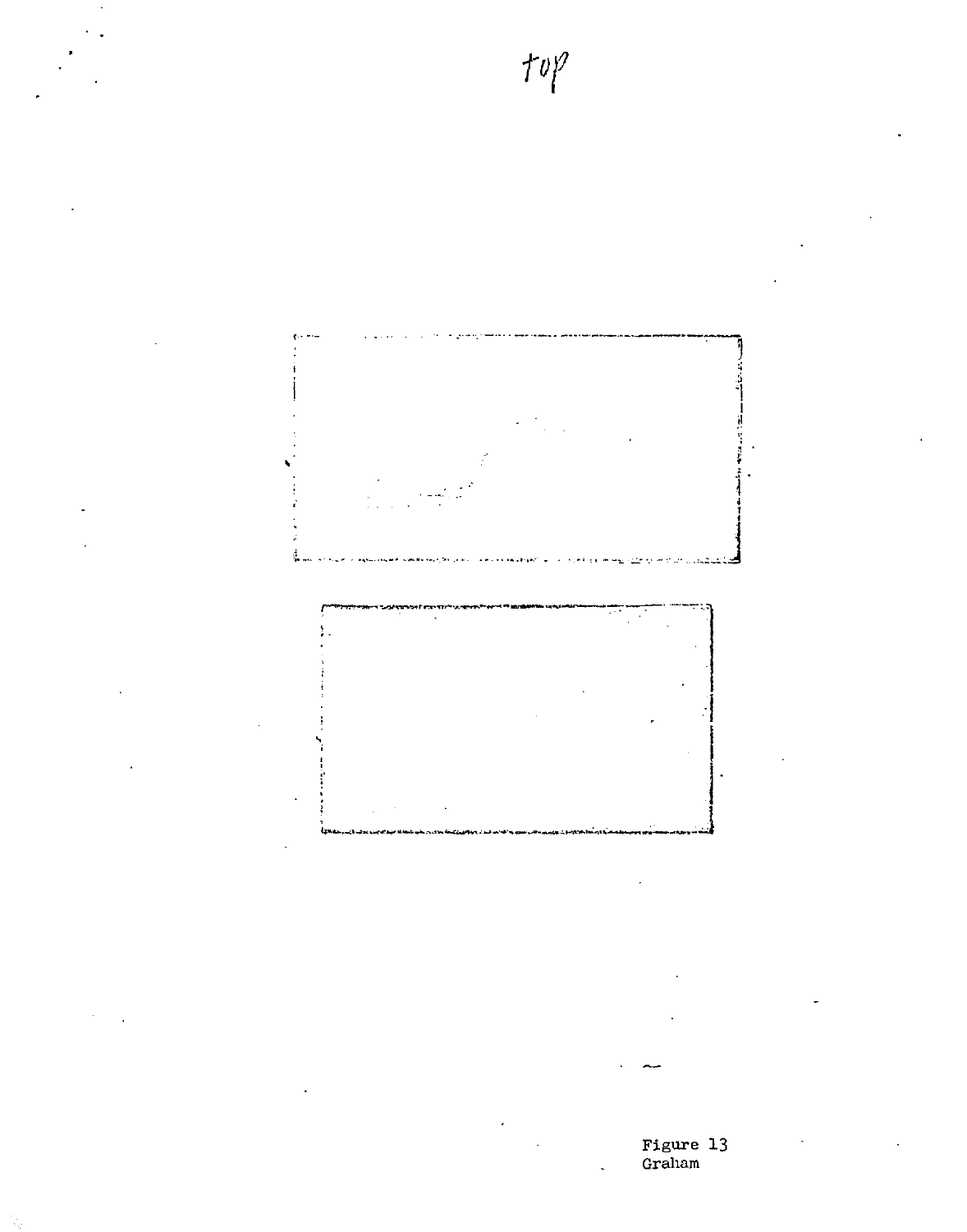top

Figure 13
Graham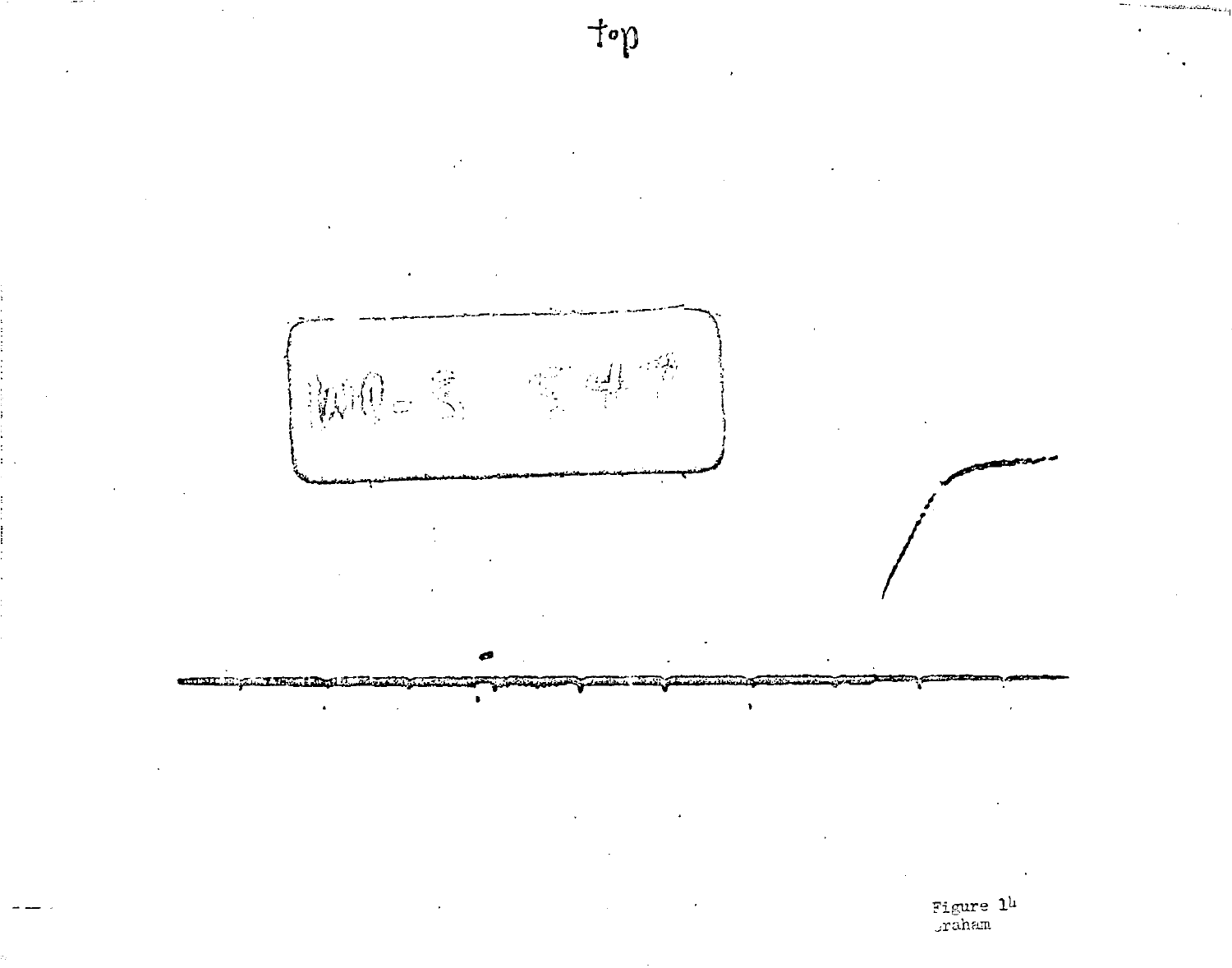top

Figure 14
Graham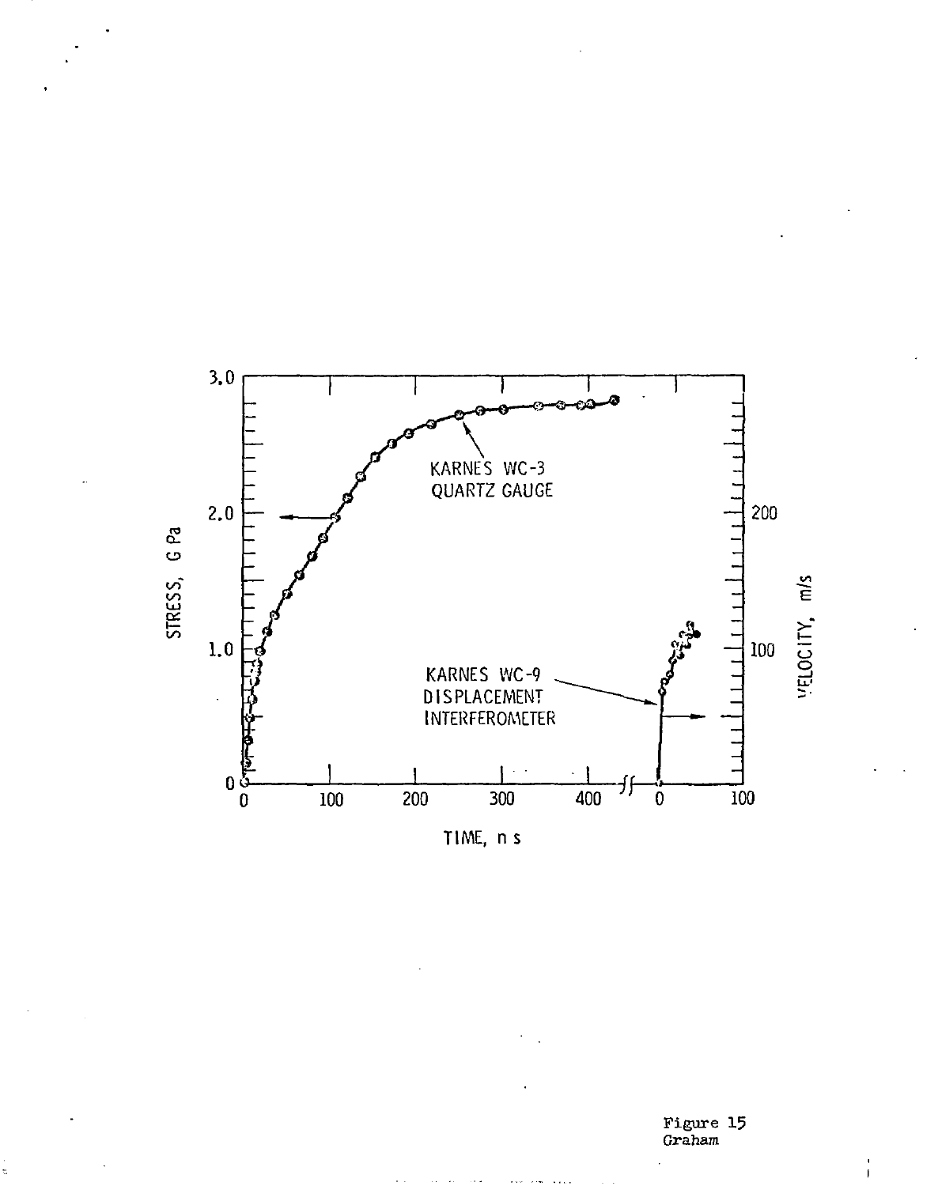3.0

2.0

1.0

0

STRESS, G Pa

KARNES WC-3
QUARTZ GAUGE

KARNES WC-9
DISPLACEMENT
INTERFEROMETER

200

100

VELOCITY, m/s

0 100 200 300 400 0 100

TIME, n s

Figure 15
Graham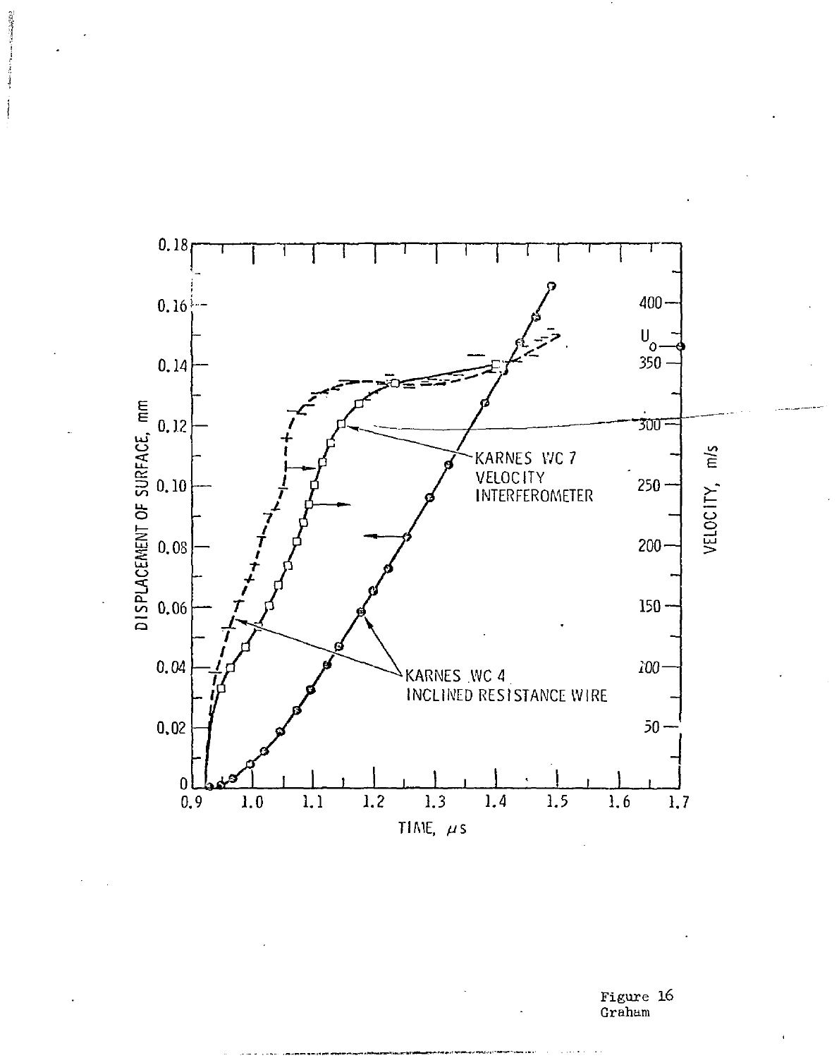0.18

0.16

0.14

0.12

0.10

0.08

0.06

0.04

0.02

0

DISPLACEMENT OF SURFACE, mm

0.9 1.0 1.1 1.2 1.3 1.4 1.5 1.6 1.7

TIME, $\mu$s

400

$U_0$

350

300

250

200

150

100

50

VELOCITY, m/s

KARNES WC 7
VELOCITY
INTERFEROMETER

KARNES WC 4
INCLINED RESISTANCE WIRE

Figure 16
Graham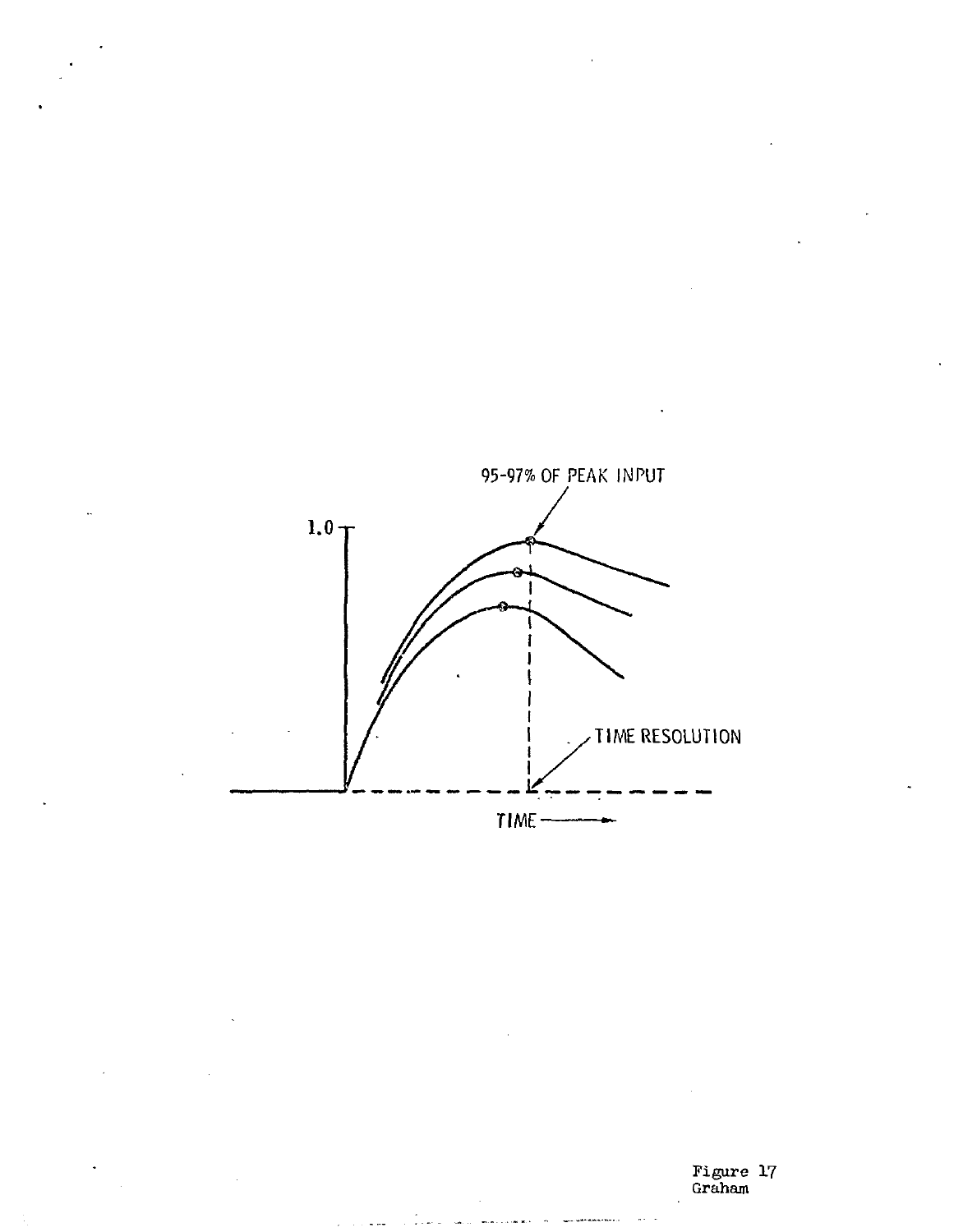95-97% OF PEAK INPUT

1.0

TIME RESOLUTION

TIME

Figure 17
Graham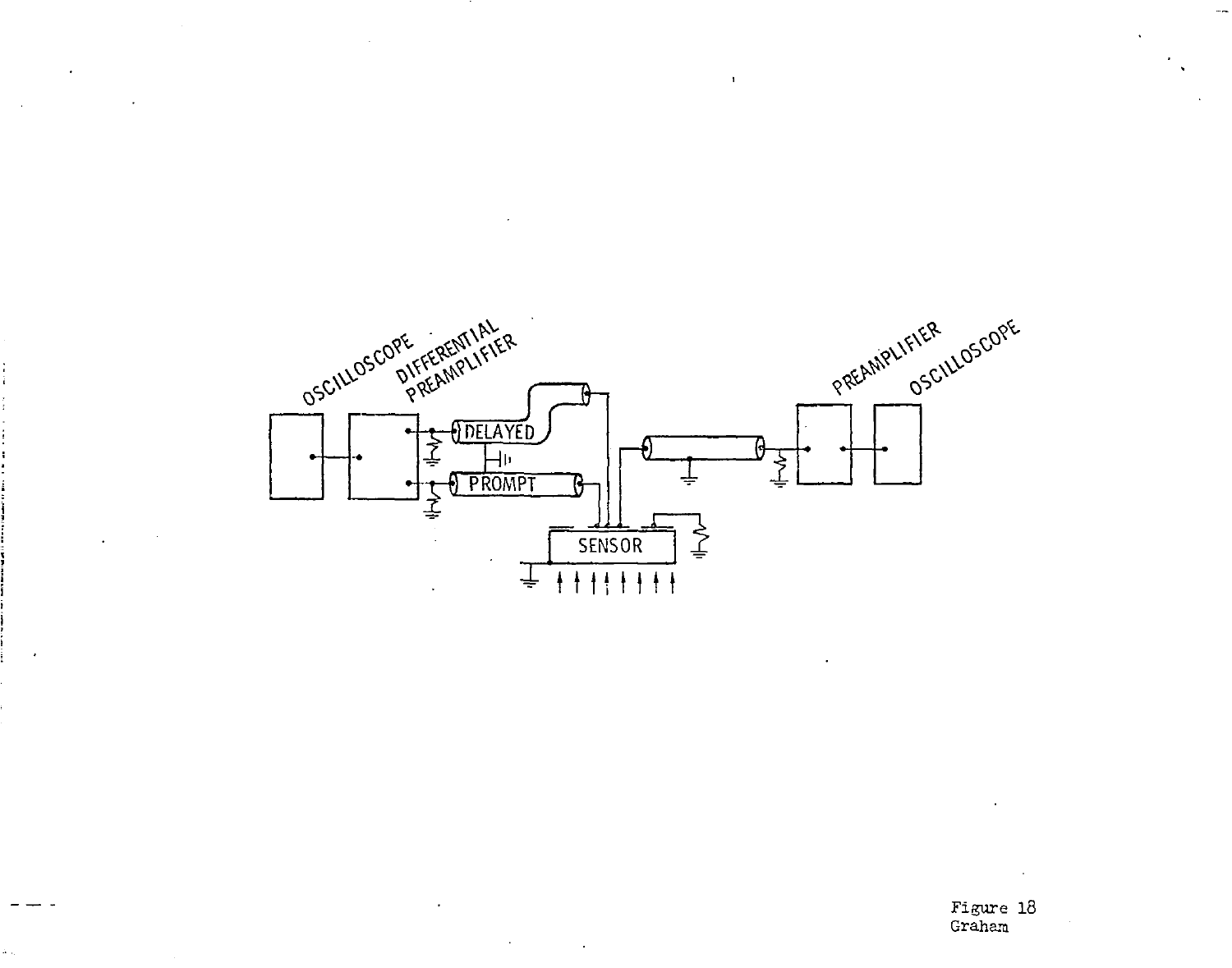OSCILLOSCOPE

DIFFERENTIAL PREAMPLIFIER

DELAYED

PROMPT

SENSOR

PREAMPLIFIER

OSCILLOSCOPE

Figure 18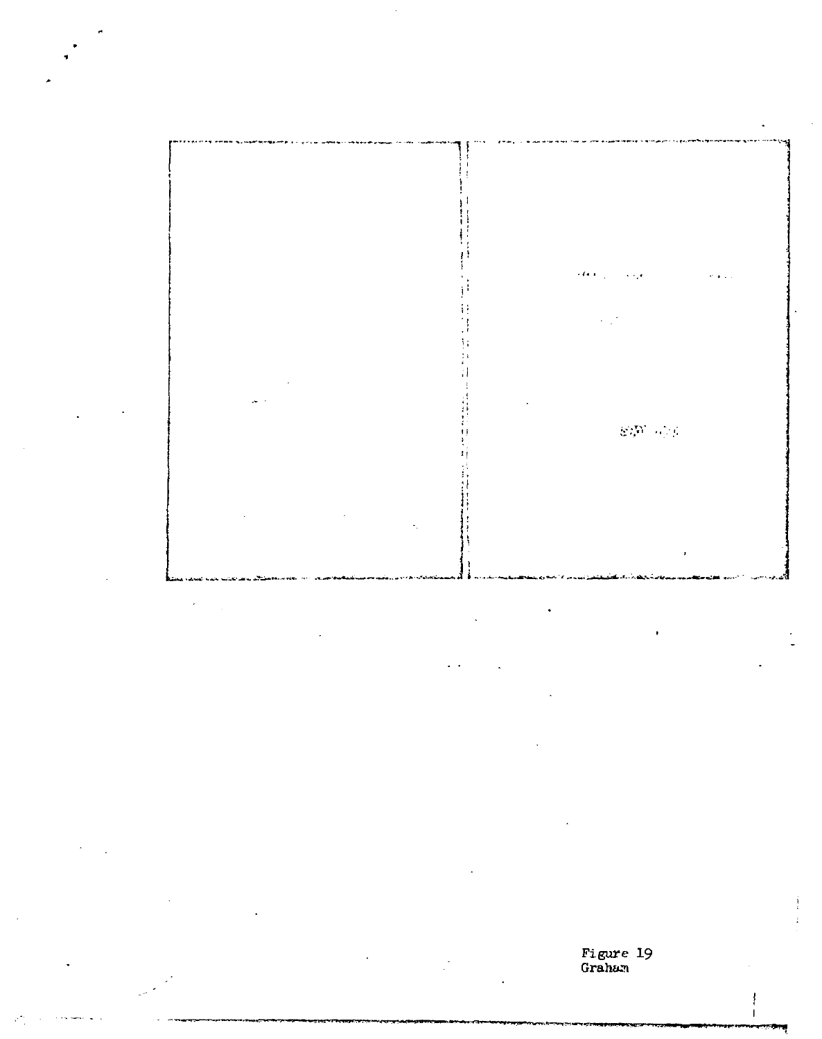Figure 19
Graham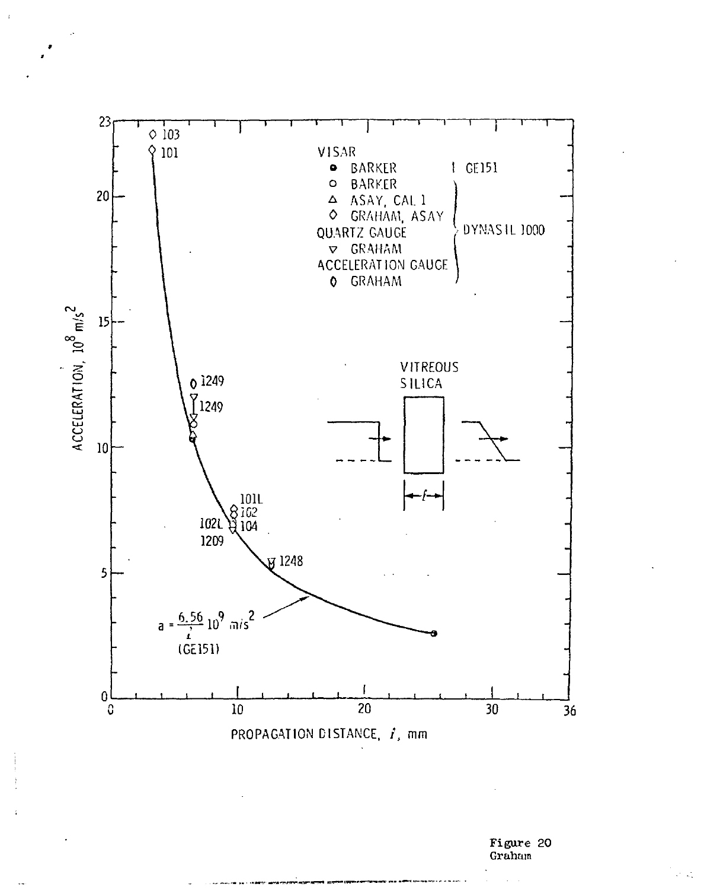ACCELERATION, $10^8$ m/s$^2$

PROPAGATION DISTANCE, $l$, mm

0
5
10
15
20
23

0
10
20
30
36

VISAR
● BARKER } GE151
○ BARKER
△ ASAY, CAL 1
◇ GRAHAM, ASAY
QUARTZ GAUGE
▽ GRAHAM
ACCELERATION GAUGE
◊ GRAHAM
DYNASIL 1000

VITREOUS SILICA

$l$

103
101
1249
1249
101L
102
102L
104
1209
1248

$a = \frac{6.56}{l} 10^9$ m/s$^2$
(GE151)

Figure 20
Graham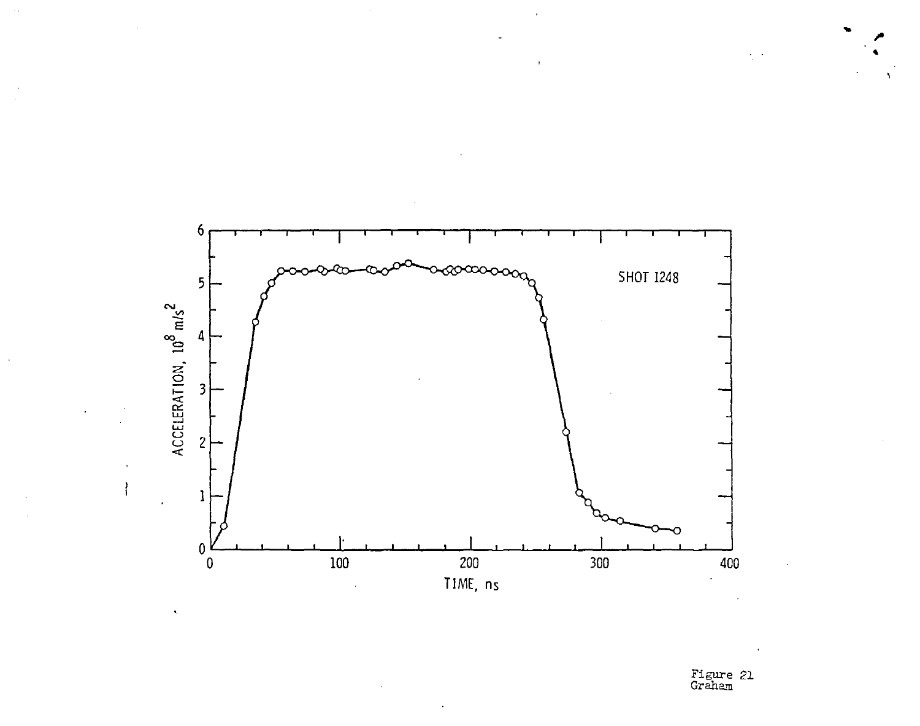ACCELERATION, $10^8$ m/s$^2$

6
5
4
3
2
1
0

0
100
200
300
400

TIME, ns

SHOT 1248

Figure 21
Graham